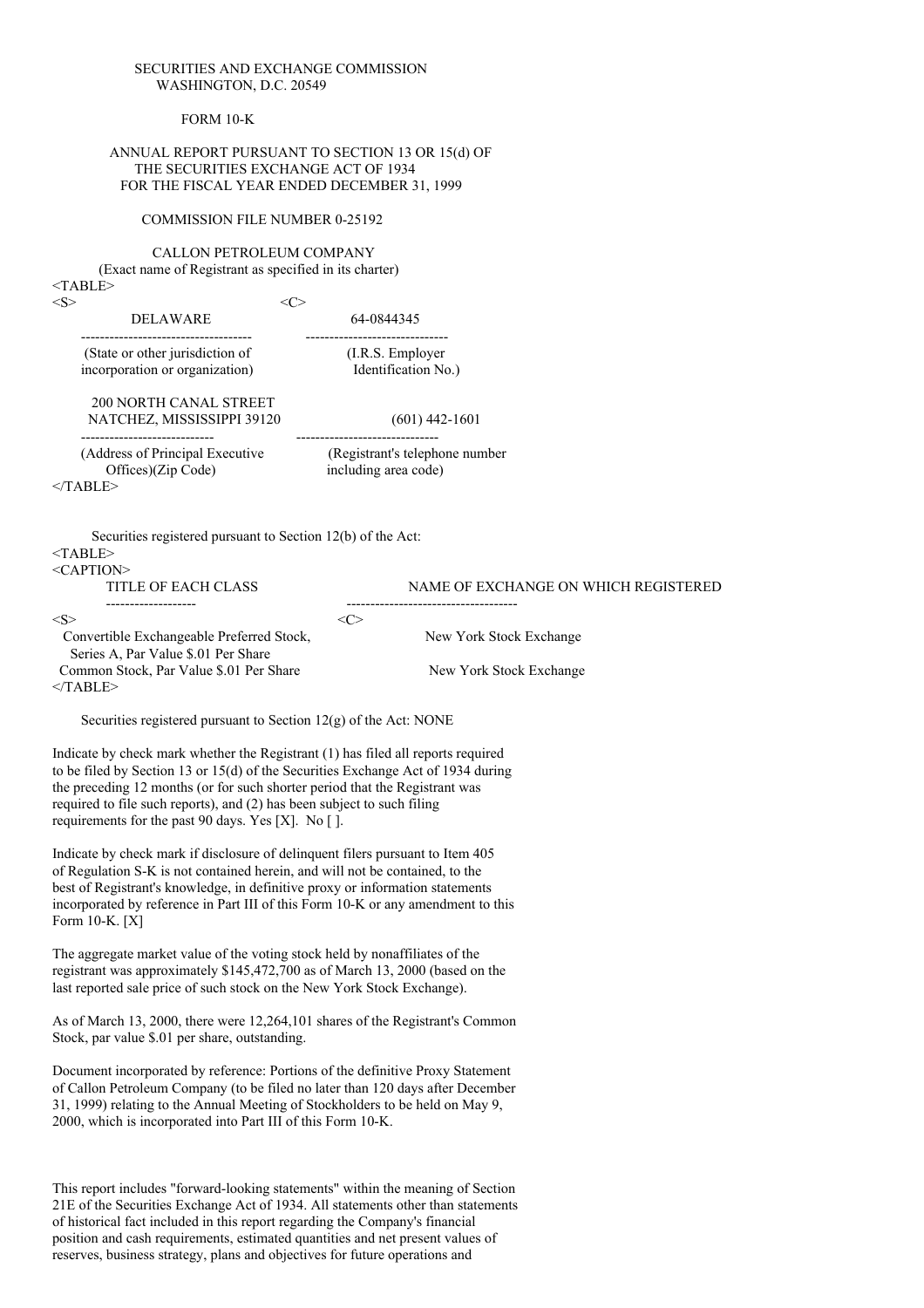SECURITIES AND EXCHANGE COMMISSION
WASHINGTON, D.C. 20549

FORM 10-K

ANNUAL REPORT PURSUANT TO SECTION 13 OR 15(d) OF
THE SECURITIES EXCHANGE ACT OF 1934
FOR THE FISCAL YEAR ENDED DECEMBER 31, 1999

COMMISSION FILE NUMBER 0-25192

CALLON PETROLEUM COMPANY
(Exact name of Registrant as specified in its charter)

| | |
|---|---|
| DELAWARE | 64-0844345 |
| (State or other jurisdiction of incorporation or organization) | (I.R.S. Employer Identification No.) |
| 200 NORTH CANAL STREET NATCHEZ, MISSISSIPPI 39120 | (601) 442-1601 |
| (Address of Principal Executive Offices)(Zip Code) | (Registrant's telephone number including area code) |

Securities registered pursuant to Section 12(b) of the Act:

| TITLE OF EACH CLASS | NAME OF EXCHANGE ON WHICH REGISTERED |
|---|---|
| Convertible Exchangeable Preferred Stock, Series A, Par Value $.01 Per Share | New York Stock Exchange |
| Common Stock, Par Value $.01 Per Share | New York Stock Exchange |

Securities registered pursuant to Section 12(g) of the Act: NONE

Indicate by check mark whether the Registrant (1) has filed all reports required to be filed by Section 13 or 15(d) of the Securities Exchange Act of 1934 during the preceding 12 months (or for such shorter period that the Registrant was required to file such reports), and (2) has been subject to such filing requirements for the past 90 days. Yes [X]. No [ ].

Indicate by check mark if disclosure of delinquent filers pursuant to Item 405 of Regulation S-K is not contained herein, and will not be contained, to the best of Registrant's knowledge, in definitive proxy or information statements incorporated by reference in Part III of this Form 10-K or any amendment to this Form 10-K. [X]

The aggregate market value of the voting stock held by nonaffiliates of the registrant was approximately $145,472,700 as of March 13, 2000 (based on the last reported sale price of such stock on the New York Stock Exchange).

As of March 13, 2000, there were 12,264,101 shares of the Registrant's Common Stock, par value $.01 per share, outstanding.

Document incorporated by reference: Portions of the definitive Proxy Statement of Callon Petroleum Company (to be filed no later than 120 days after December 31, 1999) relating to the Annual Meeting of Stockholders to be held on May 9, 2000, which is incorporated into Part III of this Form 10-K.

This report includes "forward-looking statements" within the meaning of Section 21E of the Securities Exchange Act of 1934. All statements other than statements of historical fact included in this report regarding the Company's financial position and cash requirements, estimated quantities and net present values of reserves, business strategy, plans and objectives for future operations and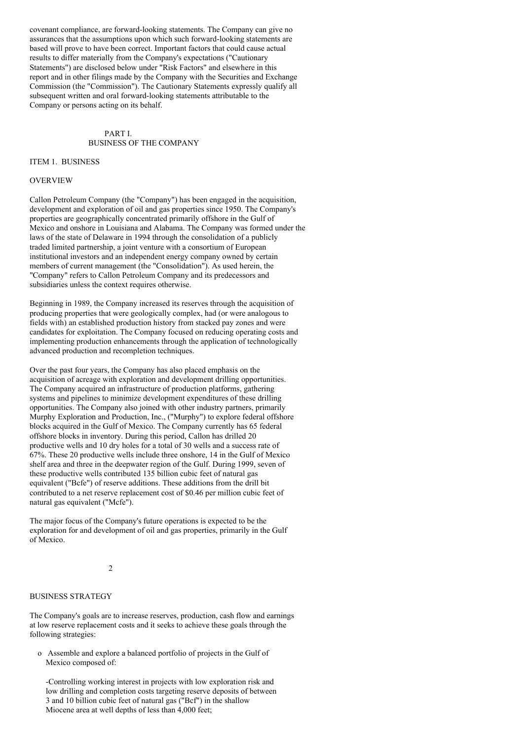covenant compliance, are forward-looking statements. The Company can give no assurances that the assumptions upon which such forward-looking statements are based will prove to have been correct. Important factors that could cause actual results to differ materially from the Company's expectations ("Cautionary Statements") are disclosed below under "Risk Factors" and elsewhere in this report and in other filings made by the Company with the Securities and Exchange Commission (the "Commission"). The Cautionary Statements expressly qualify all subsequent written and oral forward-looking statements attributable to the Company or persons acting on its behalf.

# PART I.
# BUSINESS OF THE COMPANY

## ITEM 1. BUSINESS

### OVERVIEW

Callon Petroleum Company (the "Company") has been engaged in the acquisition, development and exploration of oil and gas properties since 1950. The Company's properties are geographically concentrated primarily offshore in the Gulf of Mexico and onshore in Louisiana and Alabama. The Company was formed under the laws of the state of Delaware in 1994 through the consolidation of a publicly traded limited partnership, a joint venture with a consortium of European institutional investors and an independent energy company owned by certain members of current management (the "Consolidation"). As used herein, the "Company" refers to Callon Petroleum Company and its predecessors and subsidiaries unless the context requires otherwise.

Beginning in 1989, the Company increased its reserves through the acquisition of producing properties that were geologically complex, had (or were analogous to fields with) an established production history from stacked pay zones and were candidates for exploitation. The Company focused on reducing operating costs and implementing production enhancements through the application of technologically advanced production and recompletion techniques.

Over the past four years, the Company has also placed emphasis on the acquisition of acreage with exploration and development drilling opportunities. The Company acquired an infrastructure of production platforms, gathering systems and pipelines to minimize development expenditures of these drilling opportunities. The Company also joined with other industry partners, primarily Murphy Exploration and Production, Inc., ("Murphy") to explore federal offshore blocks acquired in the Gulf of Mexico. The Company currently has 65 federal offshore blocks in inventory. During this period, Callon has drilled 20 productive wells and 10 dry holes for a total of 30 wells and a success rate of 67%. These 20 productive wells include three onshore, 14 in the Gulf of Mexico shelf area and three in the deepwater region of the Gulf. During 1999, seven of these productive wells contributed 135 billion cubic feet of natural gas equivalent ("Bcfe") of reserve additions. These additions from the drill bit contributed to a net reserve replacement cost of $0.46 per million cubic feet of natural gas equivalent ("Mcfe").

The major focus of the Company's future operations is expected to be the exploration for and development of oil and gas properties, primarily in the Gulf of Mexico.

### BUSINESS STRATEGY

The Company's goals are to increase reserves, production, cash flow and earnings at low reserve replacement costs and it seeks to achieve these goals through the following strategies:

- Assemble and explore a balanced portfolio of projects in the Gulf of Mexico composed of:

  -Controlling working interest in projects with low exploration risk and low drilling and completion costs targeting reserve deposits of between 3 and 10 billion cubic feet of natural gas ("Bcf") in the shallow Miocene area at well depths of less than 4,000 feet;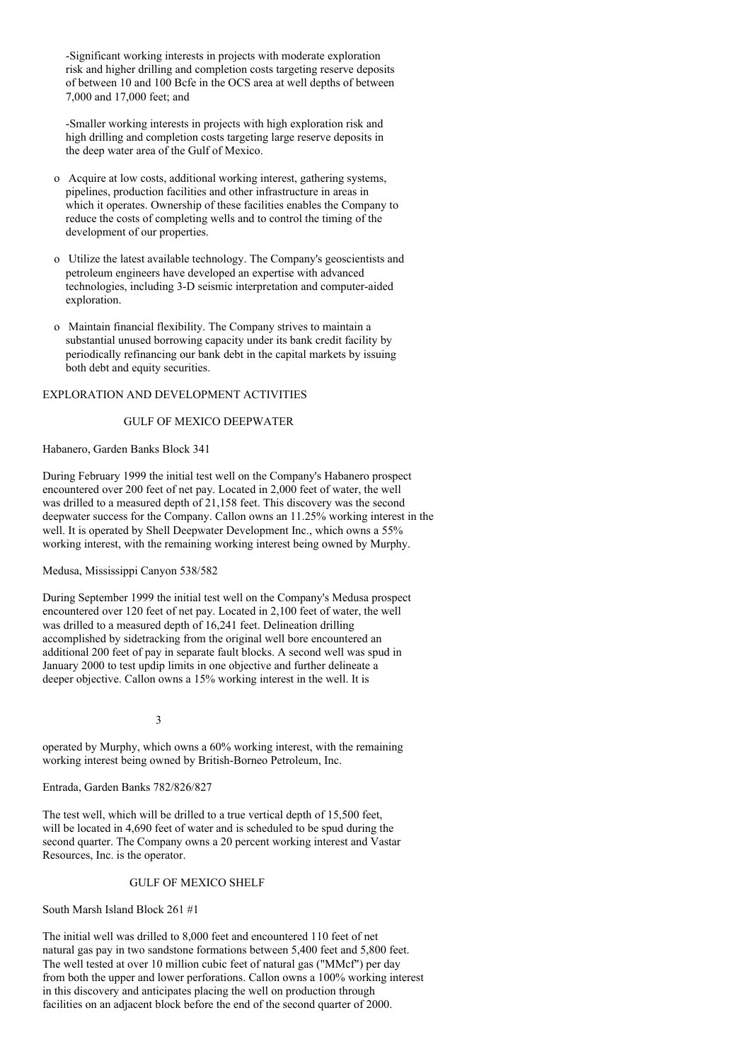- Significant working interests in projects with moderate exploration risk and higher drilling and completion costs targeting reserve deposits of between 10 and 100 Bcfe in the OCS area at well depths of between 7,000 and 17,000 feet; and

- Smaller working interests in projects with high exploration risk and high drilling and completion costs targeting large reserve deposits in the deep water area of the Gulf of Mexico.

- Acquire at low costs, additional working interest, gathering systems, pipelines, production facilities and other infrastructure in areas in which it operates. Ownership of these facilities enables the Company to reduce the costs of completing wells and to control the timing of the development of our properties.

- Utilize the latest available technology. The Company's geoscientists and petroleum engineers have developed an expertise with advanced technologies, including 3-D seismic interpretation and computer-aided exploration.

- Maintain financial flexibility. The Company strives to maintain a substantial unused borrowing capacity under its bank credit facility by periodically refinancing our bank debt in the capital markets by issuing both debt and equity securities.

## EXPLORATION AND DEVELOPMENT ACTIVITIES

### GULF OF MEXICO DEEPWATER

Habanero, Garden Banks Block 341

During February 1999 the initial test well on the Company's Habanero prospect encountered over 200 feet of net pay. Located in 2,000 feet of water, the well was drilled to a measured depth of 21,158 feet. This discovery was the second deepwater success for the Company. Callon owns an 11.25% working interest in the well. It is operated by Shell Deepwater Development Inc., which owns a 55% working interest, with the remaining working interest being owned by Murphy.

Medusa, Mississippi Canyon 538/582

During September 1999 the initial test well on the Company's Medusa prospect encountered over 120 feet of net pay. Located in 2,100 feet of water, the well was drilled to a measured depth of 16,241 feet. Delineation drilling accomplished by sidetracking from the original well bore encountered an additional 200 feet of pay in separate fault blocks. A second well was spud in January 2000 to test updip limits in one objective and further delineate a deeper objective. Callon owns a 15% working interest in the well. It is operated by Murphy, which owns a 60% working interest, with the remaining working interest being owned by British-Borneo Petroleum, Inc.

Entrada, Garden Banks 782/826/827

The test well, which will be drilled to a true vertical depth of 15,500 feet, will be located in 4,690 feet of water and is scheduled to be spud during the second quarter. The Company owns a 20 percent working interest and Vastar Resources, Inc. is the operator.

### GULF OF MEXICO SHELF

South Marsh Island Block 261 #1

The initial well was drilled to 8,000 feet and encountered 110 feet of net natural gas pay in two sandstone formations between 5,400 feet and 5,800 feet. The well tested at over 10 million cubic feet of natural gas ("MMcf") per day from both the upper and lower perforations. Callon owns a 100% working interest in this discovery and anticipates placing the well on production through facilities on an adjacent block before the end of the second quarter of 2000.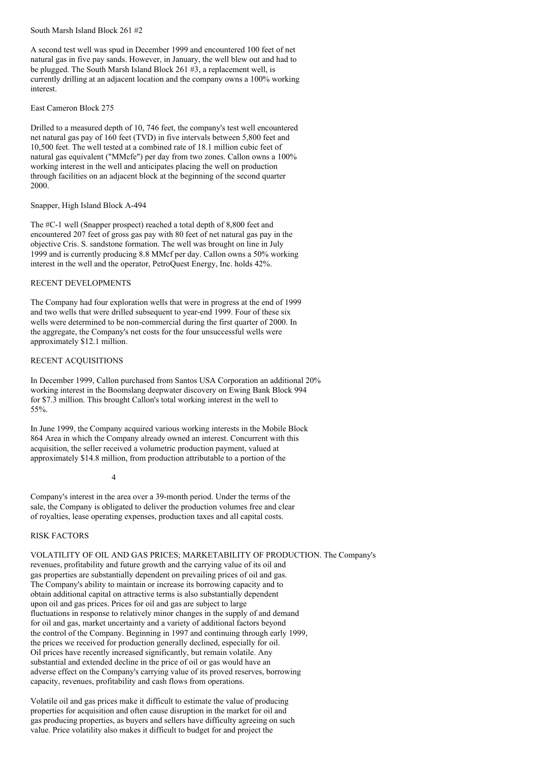South Marsh Island Block 261 #2

A second test well was spud in December 1999 and encountered 100 feet of net natural gas in five pay sands. However, in January, the well blew out and had to be plugged. The South Marsh Island Block 261 #3, a replacement well, is currently drilling at an adjacent location and the company owns a 100% working interest.

East Cameron Block 275

Drilled to a measured depth of 10, 746 feet, the company's test well encountered net natural gas pay of 160 feet (TVD) in five intervals between 5,800 feet and 10,500 feet. The well tested at a combined rate of 18.1 million cubic feet of natural gas equivalent ("MMcfe") per day from two zones. Callon owns a 100% working interest in the well and anticipates placing the well on production through facilities on an adjacent block at the beginning of the second quarter 2000.

Snapper, High Island Block A-494

The #C-1 well (Snapper prospect) reached a total depth of 8,800 feet and encountered 207 feet of gross gas pay with 80 feet of net natural gas pay in the objective Cris. S. sandstone formation. The well was brought on line in July 1999 and is currently producing 8.8 MMcf per day. Callon owns a 50% working interest in the well and the operator, PetroQuest Energy, Inc. holds 42%.

## RECENT DEVELOPMENTS

The Company had four exploration wells that were in progress at the end of 1999 and two wells that were drilled subsequent to year-end 1999. Four of these six wells were determined to be non-commercial during the first quarter of 2000. In the aggregate, the Company's net costs for the four unsuccessful wells were approximately $12.1 million.

## RECENT ACQUISITIONS

In December 1999, Callon purchased from Santos USA Corporation an additional 20% working interest in the Boomslang deepwater discovery on Ewing Bank Block 994 for $7.3 million. This brought Callon's total working interest in the well to 55%.

In June 1999, the Company acquired various working interests in the Mobile Block 864 Area in which the Company already owned an interest. Concurrent with this acquisition, the seller received a volumetric production payment, valued at approximately $14.8 million, from production attributable to a portion of the Company's interest in the area over a 39-month period. Under the terms of the sale, the Company is obligated to deliver the production volumes free and clear of royalties, lease operating expenses, production taxes and all capital costs.

## RISK FACTORS

VOLATILITY OF OIL AND GAS PRICES; MARKETABILITY OF PRODUCTION. The Company's revenues, profitability and future growth and the carrying value of its oil and gas properties are substantially dependent on prevailing prices of oil and gas. The Company's ability to maintain or increase its borrowing capacity and to obtain additional capital on attractive terms is also substantially dependent upon oil and gas prices. Prices for oil and gas are subject to large fluctuations in response to relatively minor changes in the supply of and demand for oil and gas, market uncertainty and a variety of additional factors beyond the control of the Company. Beginning in 1997 and continuing through early 1999, the prices we received for production generally declined, especially for oil. Oil prices have recently increased significantly, but remain volatile. Any substantial and extended decline in the price of oil or gas would have an adverse effect on the Company's carrying value of its proved reserves, borrowing capacity, revenues, profitability and cash flows from operations.

Volatile oil and gas prices make it difficult to estimate the value of producing properties for acquisition and often cause disruption in the market for oil and gas producing properties, as buyers and sellers have difficulty agreeing on such value. Price volatility also makes it difficult to budget for and project the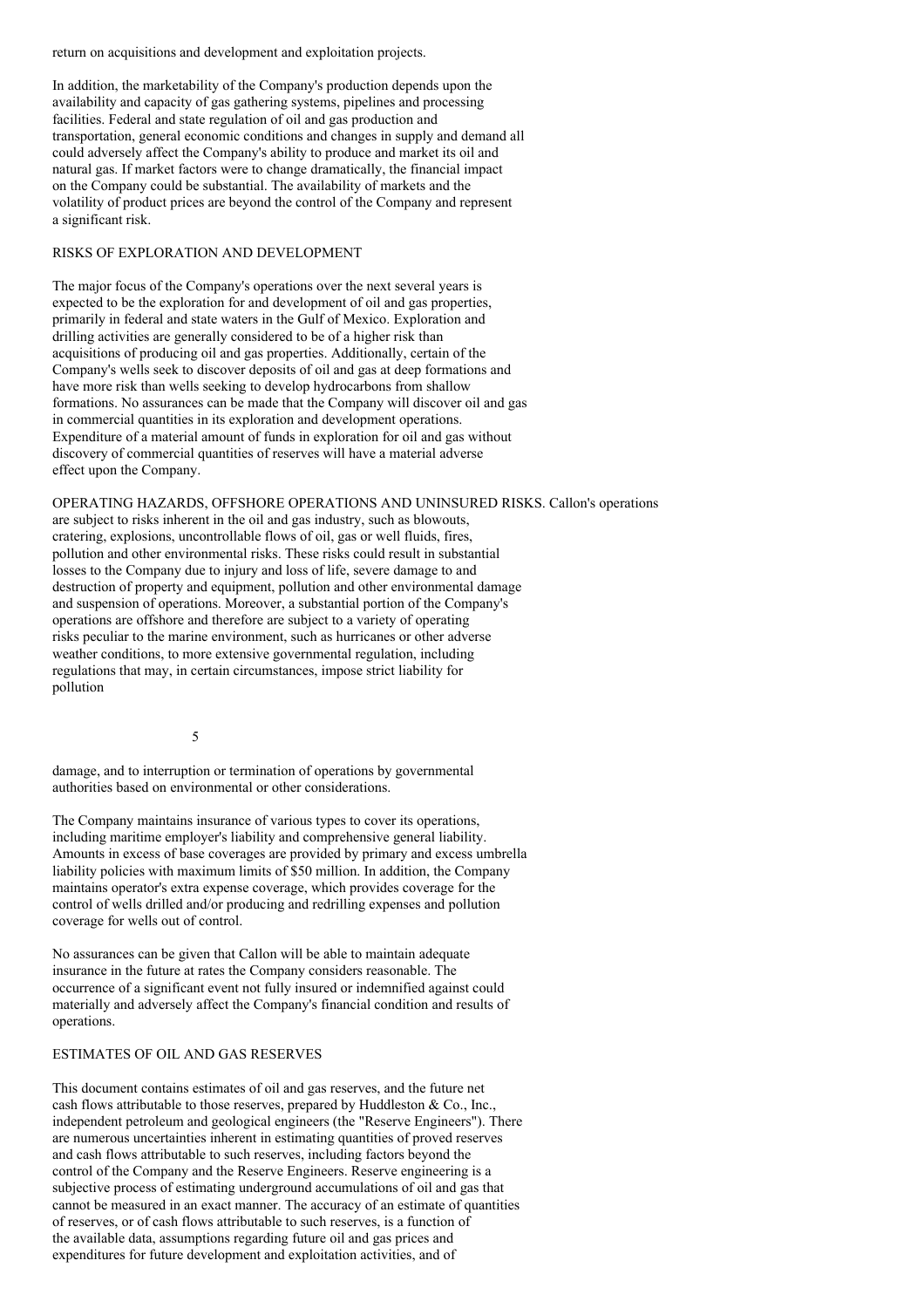return on acquisitions and development and exploitation projects.

In addition, the marketability of the Company's production depends upon the availability and capacity of gas gathering systems, pipelines and processing facilities. Federal and state regulation of oil and gas production and transportation, general economic conditions and changes in supply and demand all could adversely affect the Company's ability to produce and market its oil and natural gas. If market factors were to change dramatically, the financial impact on the Company could be substantial. The availability of markets and the volatility of product prices are beyond the control of the Company and represent a significant risk.

## RISKS OF EXPLORATION AND DEVELOPMENT

The major focus of the Company's operations over the next several years is expected to be the exploration for and development of oil and gas properties, primarily in federal and state waters in the Gulf of Mexico. Exploration and drilling activities are generally considered to be of a higher risk than acquisitions of producing oil and gas properties. Additionally, certain of the Company's wells seek to discover deposits of oil and gas at deep formations and have more risk than wells seeking to develop hydrocarbons from shallow formations. No assurances can be made that the Company will discover oil and gas in commercial quantities in its exploration and development operations. Expenditure of a material amount of funds in exploration for oil and gas without discovery of commercial quantities of reserves will have a material adverse effect upon the Company.

OPERATING HAZARDS, OFFSHORE OPERATIONS AND UNINSURED RISKS. Callon's operations are subject to risks inherent in the oil and gas industry, such as blowouts, cratering, explosions, uncontrollable flows of oil, gas or well fluids, fires, pollution and other environmental risks. These risks could result in substantial losses to the Company due to injury and loss of life, severe damage to and destruction of property and equipment, pollution and other environmental damage and suspension of operations. Moreover, a substantial portion of the Company's operations are offshore and therefore are subject to a variety of operating risks peculiar to the marine environment, such as hurricanes or other adverse weather conditions, to more extensive governmental regulation, including regulations that may, in certain circumstances, impose strict liability for pollution damage, and to interruption or termination of operations by governmental authorities based on environmental or other considerations.

The Company maintains insurance of various types to cover its operations, including maritime employer's liability and comprehensive general liability. Amounts in excess of base coverages are provided by primary and excess umbrella liability policies with maximum limits of $50 million. In addition, the Company maintains operator's extra expense coverage, which provides coverage for the control of wells drilled and/or producing and redrilling expenses and pollution coverage for wells out of control.

No assurances can be given that Callon will be able to maintain adequate insurance in the future at rates the Company considers reasonable. The occurrence of a significant event not fully insured or indemnified against could materially and adversely affect the Company's financial condition and results of operations.

## ESTIMATES OF OIL AND GAS RESERVES

This document contains estimates of oil and gas reserves, and the future net cash flows attributable to those reserves, prepared by Huddleston & Co., Inc., independent petroleum and geological engineers (the "Reserve Engineers"). There are numerous uncertainties inherent in estimating quantities of proved reserves and cash flows attributable to such reserves, including factors beyond the control of the Company and the Reserve Engineers. Reserve engineering is a subjective process of estimating underground accumulations of oil and gas that cannot be measured in an exact manner. The accuracy of an estimate of quantities of reserves, or of cash flows attributable to such reserves, is a function of the available data, assumptions regarding future oil and gas prices and expenditures for future development and exploitation activities, and of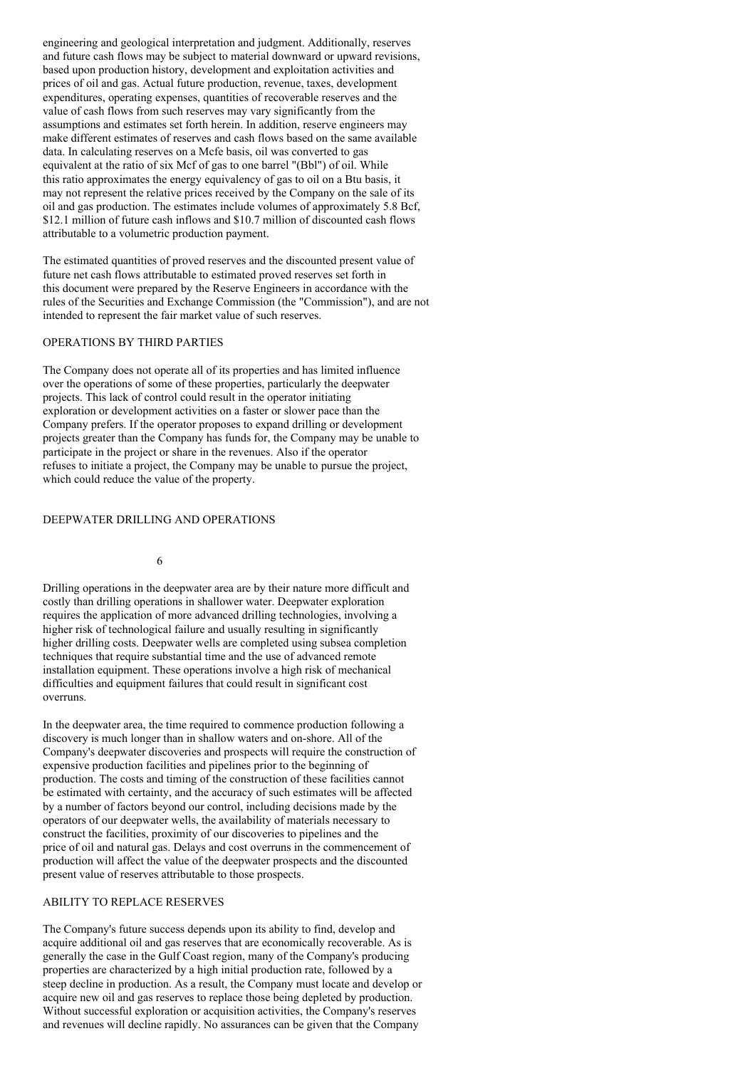engineering and geological interpretation and judgment. Additionally, reserves and future cash flows may be subject to material downward or upward revisions, based upon production history, development and exploitation activities and prices of oil and gas. Actual future production, revenue, taxes, development expenditures, operating expenses, quantities of recoverable reserves and the value of cash flows from such reserves may vary significantly from the assumptions and estimates set forth herein. In addition, reserve engineers may make different estimates of reserves and cash flows based on the same available data. In calculating reserves on a Mcfe basis, oil was converted to gas equivalent at the ratio of six Mcf of gas to one barrel "(Bbl") of oil. While this ratio approximates the energy equivalency of gas to oil on a Btu basis, it may not represent the relative prices received by the Company on the sale of its oil and gas production. The estimates include volumes of approximately 5.8 Bcf, $12.1 million of future cash inflows and $10.7 million of discounted cash flows attributable to a volumetric production payment.

The estimated quantities of proved reserves and the discounted present value of future net cash flows attributable to estimated proved reserves set forth in this document were prepared by the Reserve Engineers in accordance with the rules of the Securities and Exchange Commission (the "Commission"), and are not intended to represent the fair market value of such reserves.

## OPERATIONS BY THIRD PARTIES

The Company does not operate all of its properties and has limited influence over the operations of some of these properties, particularly the deepwater projects. This lack of control could result in the operator initiating exploration or development activities on a faster or slower pace than the Company prefers. If the operator proposes to expand drilling or development projects greater than the Company has funds for, the Company may be unable to participate in the project or share in the revenues. Also if the operator refuses to initiate a project, the Company may be unable to pursue the project, which could reduce the value of the property.

## DEEPWATER DRILLING AND OPERATIONS

Drilling operations in the deepwater area are by their nature more difficult and costly than drilling operations in shallower water. Deepwater exploration requires the application of more advanced drilling technologies, involving a higher risk of technological failure and usually resulting in significantly higher drilling costs. Deepwater wells are completed using subsea completion techniques that require substantial time and the use of advanced remote installation equipment. These operations involve a high risk of mechanical difficulties and equipment failures that could result in significant cost overruns.

In the deepwater area, the time required to commence production following a discovery is much longer than in shallow waters and on-shore. All of the Company's deepwater discoveries and prospects will require the construction of expensive production facilities and pipelines prior to the beginning of production. The costs and timing of the construction of these facilities cannot be estimated with certainty, and the accuracy of such estimates will be affected by a number of factors beyond our control, including decisions made by the operators of our deepwater wells, the availability of materials necessary to construct the facilities, proximity of our discoveries to pipelines and the price of oil and natural gas. Delays and cost overruns in the commencement of production will affect the value of the deepwater prospects and the discounted present value of reserves attributable to those prospects.

## ABILITY TO REPLACE RESERVES

The Company's future success depends upon its ability to find, develop and acquire additional oil and gas reserves that are economically recoverable. As is generally the case in the Gulf Coast region, many of the Company's producing properties are characterized by a high initial production rate, followed by a steep decline in production. As a result, the Company must locate and develop or acquire new oil and gas reserves to replace those being depleted by production. Without successful exploration or acquisition activities, the Company's reserves and revenues will decline rapidly. No assurances can be given that the Company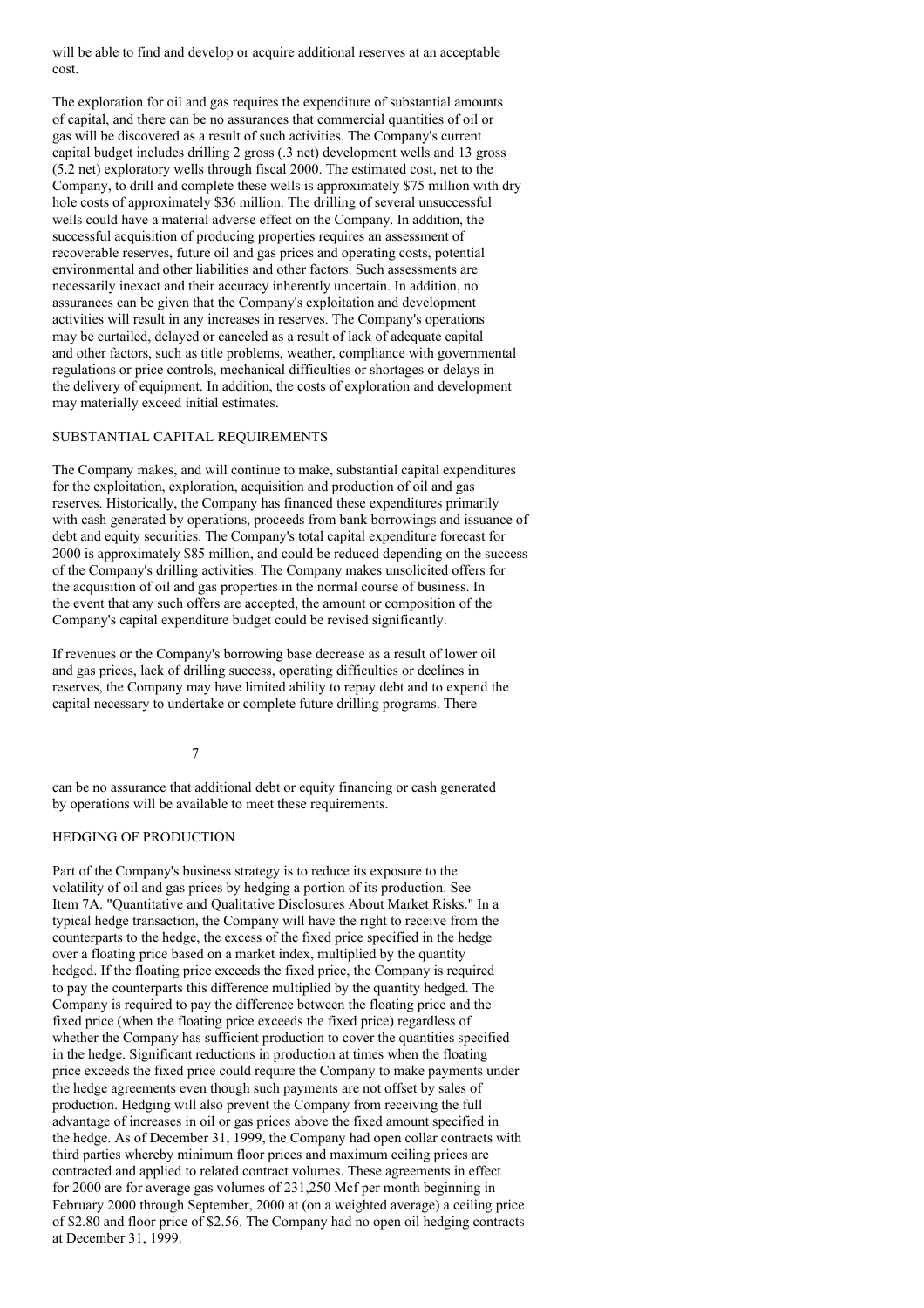will be able to find and develop or acquire additional reserves at an acceptable cost.

The exploration for oil and gas requires the expenditure of substantial amounts of capital, and there can be no assurances that commercial quantities of oil or gas will be discovered as a result of such activities. The Company's current capital budget includes drilling 2 gross (.3 net) development wells and 13 gross (5.2 net) exploratory wells through fiscal 2000. The estimated cost, net to the Company, to drill and complete these wells is approximately $75 million with dry hole costs of approximately $36 million. The drilling of several unsuccessful wells could have a material adverse effect on the Company. In addition, the successful acquisition of producing properties requires an assessment of recoverable reserves, future oil and gas prices and operating costs, potential environmental and other liabilities and other factors. Such assessments are necessarily inexact and their accuracy inherently uncertain. In addition, no assurances can be given that the Company's exploitation and development activities will result in any increases in reserves. The Company's operations may be curtailed, delayed or canceled as a result of lack of adequate capital and other factors, such as title problems, weather, compliance with governmental regulations or price controls, mechanical difficulties or shortages or delays in the delivery of equipment. In addition, the costs of exploration and development may materially exceed initial estimates.

## SUBSTANTIAL CAPITAL REQUIREMENTS

The Company makes, and will continue to make, substantial capital expenditures for the exploitation, exploration, acquisition and production of oil and gas reserves. Historically, the Company has financed these expenditures primarily with cash generated by operations, proceeds from bank borrowings and issuance of debt and equity securities. The Company's total capital expenditure forecast for 2000 is approximately $85 million, and could be reduced depending on the success of the Company's drilling activities. The Company makes unsolicited offers for the acquisition of oil and gas properties in the normal course of business. In the event that any such offers are accepted, the amount or composition of the Company's capital expenditure budget could be revised significantly.

If revenues or the Company's borrowing base decrease as a result of lower oil and gas prices, lack of drilling success, operating difficulties or declines in reserves, the Company may have limited ability to repay debt and to expend the capital necessary to undertake or complete future drilling programs. There can be no assurance that additional debt or equity financing or cash generated by operations will be available to meet these requirements.

## HEDGING OF PRODUCTION

Part of the Company's business strategy is to reduce its exposure to the volatility of oil and gas prices by hedging a portion of its production. See Item 7A. "Quantitative and Qualitative Disclosures About Market Risks." In a typical hedge transaction, the Company will have the right to receive from the counterparts to the hedge, the excess of the fixed price specified in the hedge over a floating price based on a market index, multiplied by the quantity hedged. If the floating price exceeds the fixed price, the Company is required to pay the counterparts this difference multiplied by the quantity hedged. The Company is required to pay the difference between the floating price and the fixed price (when the floating price exceeds the fixed price) regardless of whether the Company has sufficient production to cover the quantities specified in the hedge. Significant reductions in production at times when the floating price exceeds the fixed price could require the Company to make payments under the hedge agreements even though such payments are not offset by sales of production. Hedging will also prevent the Company from receiving the full advantage of increases in oil or gas prices above the fixed amount specified in the hedge. As of December 31, 1999, the Company had open collar contracts with third parties whereby minimum floor prices and maximum ceiling prices are contracted and applied to related contract volumes. These agreements in effect for 2000 are for average gas volumes of 231,250 Mcf per month beginning in February 2000 through September, 2000 at (on a weighted average) a ceiling price of $2.80 and floor price of $2.56. The Company had no open oil hedging contracts at December 31, 1999.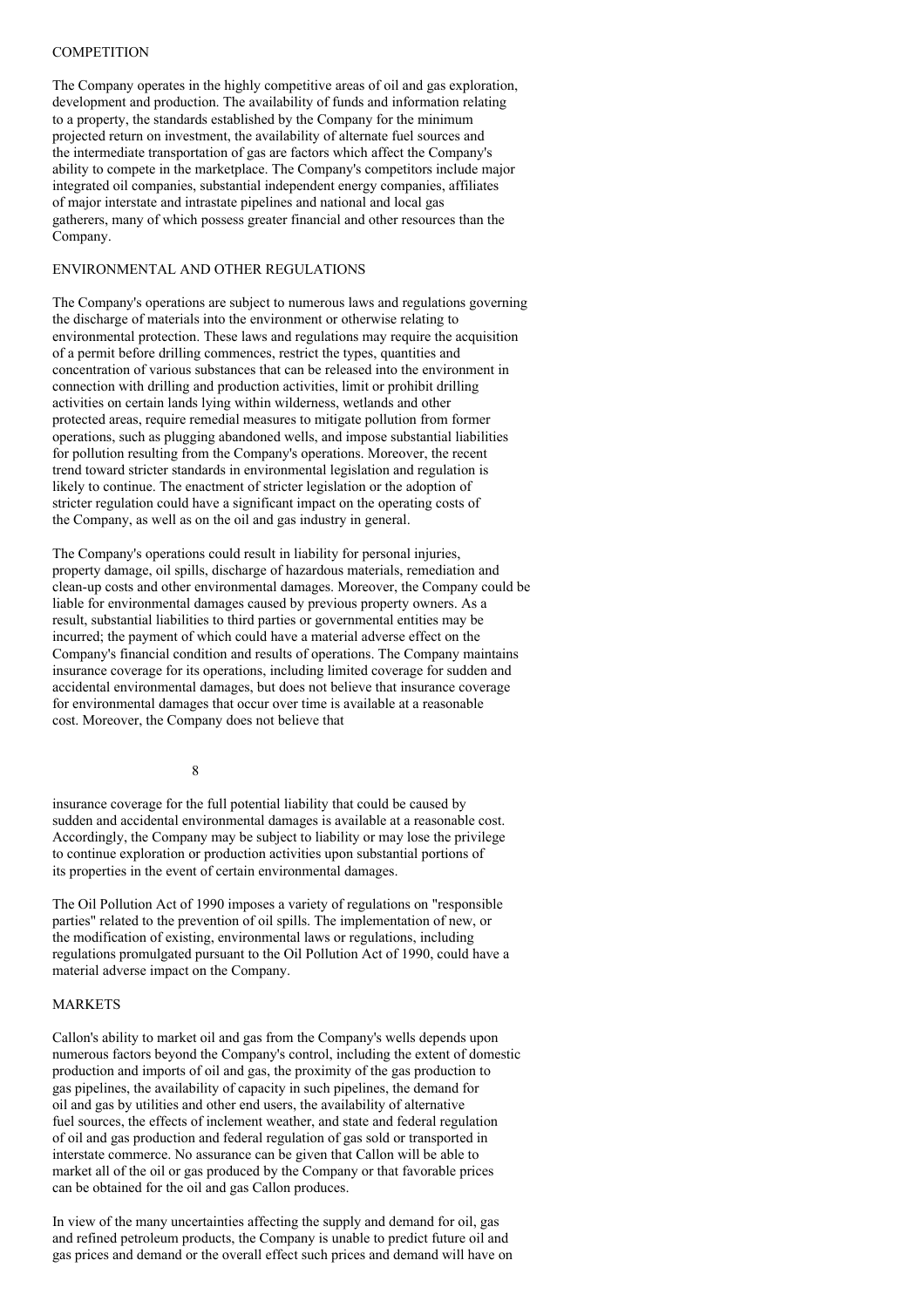## COMPETITION

The Company operates in the highly competitive areas of oil and gas exploration, development and production. The availability of funds and information relating to a property, the standards established by the Company for the minimum projected return on investment, the availability of alternate fuel sources and the intermediate transportation of gas are factors which affect the Company's ability to compete in the marketplace. The Company's competitors include major integrated oil companies, substantial independent energy companies, affiliates of major interstate and intrastate pipelines and national and local gas gatherers, many of which possess greater financial and other resources than the Company.

## ENVIRONMENTAL AND OTHER REGULATIONS

The Company's operations are subject to numerous laws and regulations governing the discharge of materials into the environment or otherwise relating to environmental protection. These laws and regulations may require the acquisition of a permit before drilling commences, restrict the types, quantities and concentration of various substances that can be released into the environment in connection with drilling and production activities, limit or prohibit drilling activities on certain lands lying within wilderness, wetlands and other protected areas, require remedial measures to mitigate pollution from former operations, such as plugging abandoned wells, and impose substantial liabilities for pollution resulting from the Company's operations. Moreover, the recent trend toward stricter standards in environmental legislation and regulation is likely to continue. The enactment of stricter legislation or the adoption of stricter regulation could have a significant impact on the operating costs of the Company, as well as on the oil and gas industry in general.

The Company's operations could result in liability for personal injuries, property damage, oil spills, discharge of hazardous materials, remediation and clean-up costs and other environmental damages. Moreover, the Company could be liable for environmental damages caused by previous property owners. As a result, substantial liabilities to third parties or governmental entities may be incurred; the payment of which could have a material adverse effect on the Company's financial condition and results of operations. The Company maintains insurance coverage for its operations, including limited coverage for sudden and accidental environmental damages, but does not believe that insurance coverage for environmental damages that occur over time is available at a reasonable cost. Moreover, the Company does not believe that insurance coverage for the full potential liability that could be caused by sudden and accidental environmental damages is available at a reasonable cost. Accordingly, the Company may be subject to liability or may lose the privilege to continue exploration or production activities upon substantial portions of its properties in the event of certain environmental damages.

The Oil Pollution Act of 1990 imposes a variety of regulations on "responsible parties" related to the prevention of oil spills. The implementation of new, or the modification of existing, environmental laws or regulations, including regulations promulgated pursuant to the Oil Pollution Act of 1990, could have a material adverse impact on the Company.

## MARKETS

Callon's ability to market oil and gas from the Company's wells depends upon numerous factors beyond the Company's control, including the extent of domestic production and imports of oil and gas, the proximity of the gas production to gas pipelines, the availability of capacity in such pipelines, the demand for oil and gas by utilities and other end users, the availability of alternative fuel sources, the effects of inclement weather, and state and federal regulation of oil and gas production and federal regulation of gas sold or transported in interstate commerce. No assurance can be given that Callon will be able to market all of the oil or gas produced by the Company or that favorable prices can be obtained for the oil and gas Callon produces.

In view of the many uncertainties affecting the supply and demand for oil, gas and refined petroleum products, the Company is unable to predict future oil and gas prices and demand or the overall effect such prices and demand will have on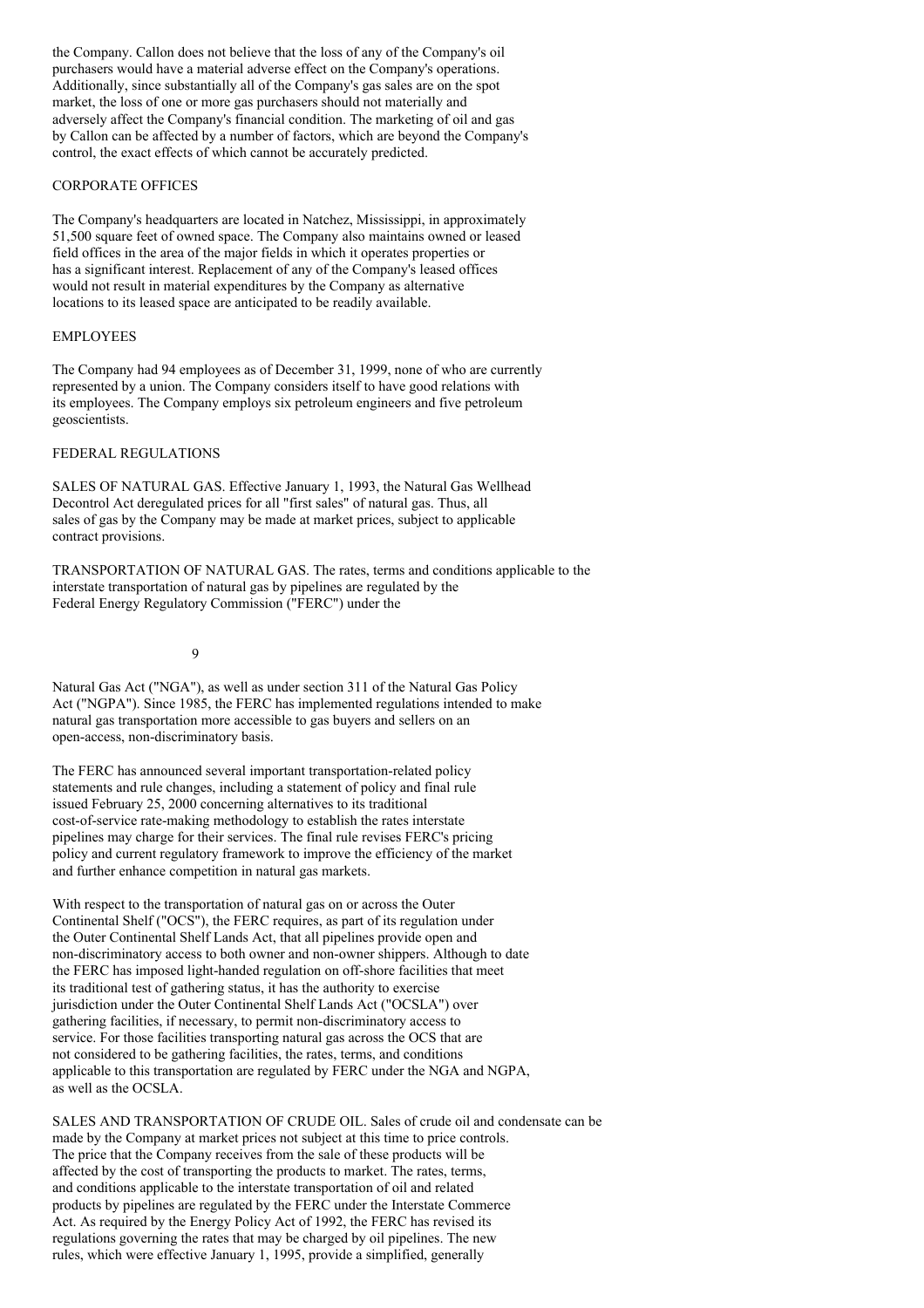the Company. Callon does not believe that the loss of any of the Company's oil purchasers would have a material adverse effect on the Company's operations. Additionally, since substantially all of the Company's gas sales are on the spot market, the loss of one or more gas purchasers should not materially and adversely affect the Company's financial condition. The marketing of oil and gas by Callon can be affected by a number of factors, which are beyond the Company's control, the exact effects of which cannot be accurately predicted.

## CORPORATE OFFICES

The Company's headquarters are located in Natchez, Mississippi, in approximately 51,500 square feet of owned space. The Company also maintains owned or leased field offices in the area of the major fields in which it operates properties or has a significant interest. Replacement of any of the Company's leased offices would not result in material expenditures by the Company as alternative locations to its leased space are anticipated to be readily available.

## EMPLOYEES

The Company had 94 employees as of December 31, 1999, none of who are currently represented by a union. The Company considers itself to have good relations with its employees. The Company employs six petroleum engineers and five petroleum geoscientists.

## FEDERAL REGULATIONS

SALES OF NATURAL GAS. Effective January 1, 1993, the Natural Gas Wellhead Decontrol Act deregulated prices for all "first sales" of natural gas. Thus, all sales of gas by the Company may be made at market prices, subject to applicable contract provisions.

TRANSPORTATION OF NATURAL GAS. The rates, terms and conditions applicable to the interstate transportation of natural gas by pipelines are regulated by the Federal Energy Regulatory Commission ("FERC") under the Natural Gas Act ("NGA"), as well as under section 311 of the Natural Gas Policy Act ("NGPA"). Since 1985, the FERC has implemented regulations intended to make natural gas transportation more accessible to gas buyers and sellers on an open-access, non-discriminatory basis.

The FERC has announced several important transportation-related policy statements and rule changes, including a statement of policy and final rule issued February 25, 2000 concerning alternatives to its traditional cost-of-service rate-making methodology to establish the rates interstate pipelines may charge for their services. The final rule revises FERC's pricing policy and current regulatory framework to improve the efficiency of the market and further enhance competition in natural gas markets.

With respect to the transportation of natural gas on or across the Outer Continental Shelf ("OCS"), the FERC requires, as part of its regulation under the Outer Continental Shelf Lands Act, that all pipelines provide open and non-discriminatory access to both owner and non-owner shippers. Although to date the FERC has imposed light-handed regulation on off-shore facilities that meet its traditional test of gathering status, it has the authority to exercise jurisdiction under the Outer Continental Shelf Lands Act ("OCSLA") over gathering facilities, if necessary, to permit non-discriminatory access to service. For those facilities transporting natural gas across the OCS that are not considered to be gathering facilities, the rates, terms, and conditions applicable to this transportation are regulated by FERC under the NGA and NGPA, as well as the OCSLA.

SALES AND TRANSPORTATION OF CRUDE OIL. Sales of crude oil and condensate can be made by the Company at market prices not subject at this time to price controls. The price that the Company receives from the sale of these products will be affected by the cost of transporting the products to market. The rates, terms, and conditions applicable to the interstate transportation of oil and related products by pipelines are regulated by the FERC under the Interstate Commerce Act. As required by the Energy Policy Act of 1992, the FERC has revised its regulations governing the rates that may be charged by oil pipelines. The new rules, which were effective January 1, 1995, provide a simplified, generally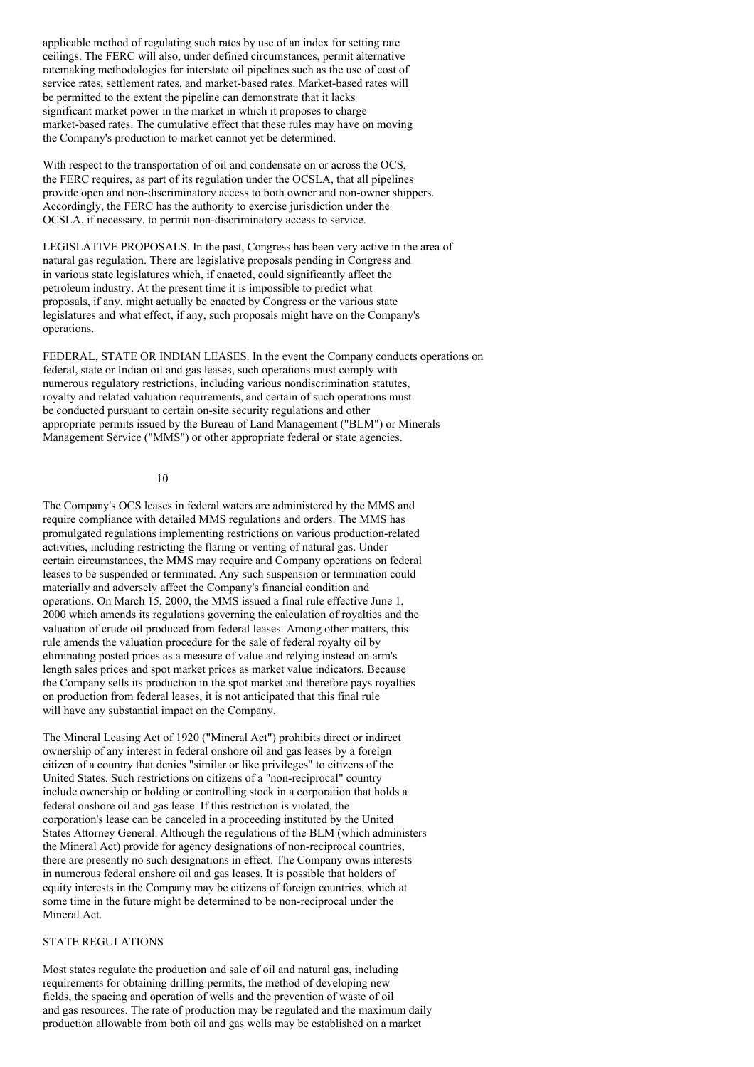applicable method of regulating such rates by use of an index for setting rate ceilings. The FERC will also, under defined circumstances, permit alternative ratemaking methodologies for interstate oil pipelines such as the use of cost of service rates, settlement rates, and market-based rates. Market-based rates will be permitted to the extent the pipeline can demonstrate that it lacks significant market power in the market in which it proposes to charge market-based rates. The cumulative effect that these rules may have on moving the Company's production to market cannot yet be determined.

With respect to the transportation of oil and condensate on or across the OCS, the FERC requires, as part of its regulation under the OCSLA, that all pipelines provide open and non-discriminatory access to both owner and non-owner shippers. Accordingly, the FERC has the authority to exercise jurisdiction under the OCSLA, if necessary, to permit non-discriminatory access to service.

LEGISLATIVE PROPOSALS. In the past, Congress has been very active in the area of natural gas regulation. There are legislative proposals pending in Congress and in various state legislatures which, if enacted, could significantly affect the petroleum industry. At the present time it is impossible to predict what proposals, if any, might actually be enacted by Congress or the various state legislatures and what effect, if any, such proposals might have on the Company's operations.

FEDERAL, STATE OR INDIAN LEASES. In the event the Company conducts operations on federal, state or Indian oil and gas leases, such operations must comply with numerous regulatory restrictions, including various nondiscrimination statutes, royalty and related valuation requirements, and certain of such operations must be conducted pursuant to certain on-site security regulations and other appropriate permits issued by the Bureau of Land Management ("BLM") or Minerals Management Service ("MMS") or other appropriate federal or state agencies.

The Company's OCS leases in federal waters are administered by the MMS and require compliance with detailed MMS regulations and orders. The MMS has promulgated regulations implementing restrictions on various production-related activities, including restricting the flaring or venting of natural gas. Under certain circumstances, the MMS may require and Company operations on federal leases to be suspended or terminated. Any such suspension or termination could materially and adversely affect the Company's financial condition and operations. On March 15, 2000, the MMS issued a final rule effective June 1, 2000 which amends its regulations governing the calculation of royalties and the valuation of crude oil produced from federal leases. Among other matters, this rule amends the valuation procedure for the sale of federal royalty oil by eliminating posted prices as a measure of value and relying instead on arm's length sales prices and spot market prices as market value indicators. Because the Company sells its production in the spot market and therefore pays royalties on production from federal leases, it is not anticipated that this final rule will have any substantial impact on the Company.

The Mineral Leasing Act of 1920 ("Mineral Act") prohibits direct or indirect ownership of any interest in federal onshore oil and gas leases by a foreign citizen of a country that denies "similar or like privileges" to citizens of the United States. Such restrictions on citizens of a "non-reciprocal" country include ownership or holding or controlling stock in a corporation that holds a federal onshore oil and gas lease. If this restriction is violated, the corporation's lease can be canceled in a proceeding instituted by the United States Attorney General. Although the regulations of the BLM (which administers the Mineral Act) provide for agency designations of non-reciprocal countries, there are presently no such designations in effect. The Company owns interests in numerous federal onshore oil and gas leases. It is possible that holders of equity interests in the Company may be citizens of foreign countries, which at some time in the future might be determined to be non-reciprocal under the Mineral Act.

STATE REGULATIONS

Most states regulate the production and sale of oil and natural gas, including requirements for obtaining drilling permits, the method of developing new fields, the spacing and operation of wells and the prevention of waste of oil and gas resources. The rate of production may be regulated and the maximum daily production allowable from both oil and gas wells may be established on a market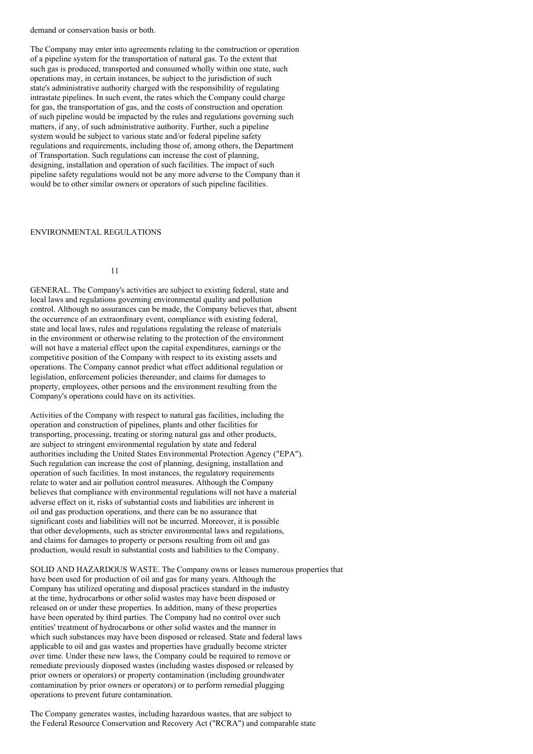demand or conservation basis or both.

The Company may enter into agreements relating to the construction or operation of a pipeline system for the transportation of natural gas. To the extent that such gas is produced, transported and consumed wholly within one state, such operations may, in certain instances, be subject to the jurisdiction of such state's administrative authority charged with the responsibility of regulating intrastate pipelines. In such event, the rates which the Company could charge for gas, the transportation of gas, and the costs of construction and operation of such pipeline would be impacted by the rules and regulations governing such matters, if any, of such administrative authority. Further, such a pipeline system would be subject to various state and/or federal pipeline safety regulations and requirements, including those of, among others, the Department of Transportation. Such regulations can increase the cost of planning, designing, installation and operation of such facilities. The impact of such pipeline safety regulations would not be any more adverse to the Company than it would be to other similar owners or operators of such pipeline facilities.

## ENVIRONMENTAL REGULATIONS

GENERAL. The Company's activities are subject to existing federal, state and local laws and regulations governing environmental quality and pollution control. Although no assurances can be made, the Company believes that, absent the occurrence of an extraordinary event, compliance with existing federal, state and local laws, rules and regulations regulating the release of materials in the environment or otherwise relating to the protection of the environment will not have a material effect upon the capital expenditures, earnings or the competitive position of the Company with respect to its existing assets and operations. The Company cannot predict what effect additional regulation or legislation, enforcement policies thereunder, and claims for damages to property, employees, other persons and the environment resulting from the Company's operations could have on its activities.

Activities of the Company with respect to natural gas facilities, including the operation and construction of pipelines, plants and other facilities for transporting, processing, treating or storing natural gas and other products, are subject to stringent environmental regulation by state and federal authorities including the United States Environmental Protection Agency ("EPA"). Such regulation can increase the cost of planning, designing, installation and operation of such facilities. In most instances, the regulatory requirements relate to water and air pollution control measures. Although the Company believes that compliance with environmental regulations will not have a material adverse effect on it, risks of substantial costs and liabilities are inherent in oil and gas production operations, and there can be no assurance that significant costs and liabilities will not be incurred. Moreover, it is possible that other developments, such as stricter environmental laws and regulations, and claims for damages to property or persons resulting from oil and gas production, would result in substantial costs and liabilities to the Company.

SOLID AND HAZARDOUS WASTE. The Company owns or leases numerous properties that have been used for production of oil and gas for many years. Although the Company has utilized operating and disposal practices standard in the industry at the time, hydrocarbons or other solid wastes may have been disposed or released on or under these properties. In addition, many of these properties have been operated by third parties. The Company had no control over such entities' treatment of hydrocarbons or other solid wastes and the manner in which such substances may have been disposed or released. State and federal laws applicable to oil and gas wastes and properties have gradually become stricter over time. Under these new laws, the Company could be required to remove or remediate previously disposed wastes (including wastes disposed or released by prior owners or operators) or property contamination (including groundwater contamination by prior owners or operators) or to perform remedial plugging operations to prevent future contamination.

The Company generates wastes, including hazardous wastes, that are subject to the Federal Resource Conservation and Recovery Act ("RCRA") and comparable state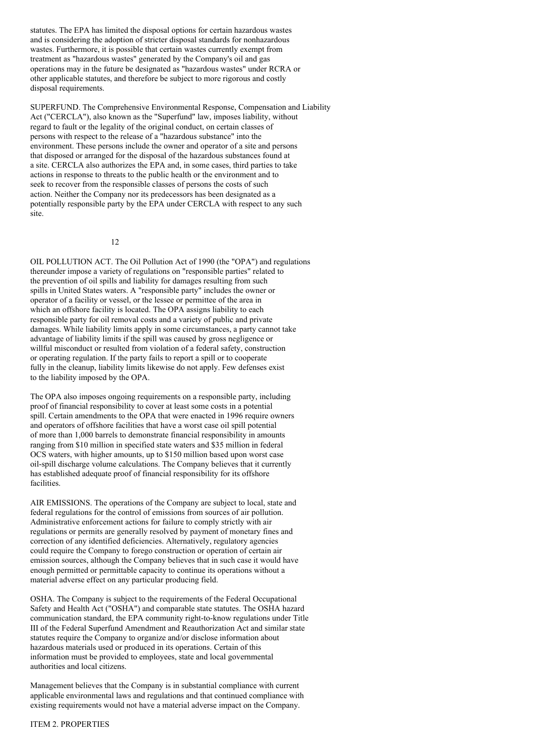statutes. The EPA has limited the disposal options for certain hazardous wastes and is considering the adoption of stricter disposal standards for nonhazardous wastes. Furthermore, it is possible that certain wastes currently exempt from treatment as "hazardous wastes" generated by the Company's oil and gas operations may in the future be designated as "hazardous wastes" under RCRA or other applicable statutes, and therefore be subject to more rigorous and costly disposal requirements.

SUPERFUND. The Comprehensive Environmental Response, Compensation and Liability Act ("CERCLA"), also known as the "Superfund" law, imposes liability, without regard to fault or the legality of the original conduct, on certain classes of persons with respect to the release of a "hazardous substance" into the environment. These persons include the owner and operator of a site and persons that disposed or arranged for the disposal of the hazardous substances found at a site. CERCLA also authorizes the EPA and, in some cases, third parties to take actions in response to threats to the public health or the environment and to seek to recover from the responsible classes of persons the costs of such action. Neither the Company nor its predecessors has been designated as a potentially responsible party by the EPA under CERCLA with respect to any such site.

OIL POLLUTION ACT. The Oil Pollution Act of 1990 (the "OPA") and regulations thereunder impose a variety of regulations on "responsible parties" related to the prevention of oil spills and liability for damages resulting from such spills in United States waters. A "responsible party" includes the owner or operator of a facility or vessel, or the lessee or permittee of the area in which an offshore facility is located. The OPA assigns liability to each responsible party for oil removal costs and a variety of public and private damages. While liability limits apply in some circumstances, a party cannot take advantage of liability limits if the spill was caused by gross negligence or willful misconduct or resulted from violation of a federal safety, construction or operating regulation. If the party fails to report a spill or to cooperate fully in the cleanup, liability limits likewise do not apply. Few defenses exist to the liability imposed by the OPA.

The OPA also imposes ongoing requirements on a responsible party, including proof of financial responsibility to cover at least some costs in a potential spill. Certain amendments to the OPA that were enacted in 1996 require owners and operators of offshore facilities that have a worst case oil spill potential of more than 1,000 barrels to demonstrate financial responsibility in amounts ranging from $10 million in specified state waters and $35 million in federal OCS waters, with higher amounts, up to $150 million based upon worst case oil-spill discharge volume calculations. The Company believes that it currently has established adequate proof of financial responsibility for its offshore facilities.

AIR EMISSIONS. The operations of the Company are subject to local, state and federal regulations for the control of emissions from sources of air pollution. Administrative enforcement actions for failure to comply strictly with air regulations or permits are generally resolved by payment of monetary fines and correction of any identified deficiencies. Alternatively, regulatory agencies could require the Company to forego construction or operation of certain air emission sources, although the Company believes that in such case it would have enough permitted or permittable capacity to continue its operations without a material adverse effect on any particular producing field.

OSHA. The Company is subject to the requirements of the Federal Occupational Safety and Health Act ("OSHA") and comparable state statutes. The OSHA hazard communication standard, the EPA community right-to-know regulations under Title III of the Federal Superfund Amendment and Reauthorization Act and similar state statutes require the Company to organize and/or disclose information about hazardous materials used or produced in its operations. Certain of this information must be provided to employees, state and local governmental authorities and local citizens.

Management believes that the Company is in substantial compliance with current applicable environmental laws and regulations and that continued compliance with existing requirements would not have a material adverse impact on the Company.

## ITEM 2. PROPERTIES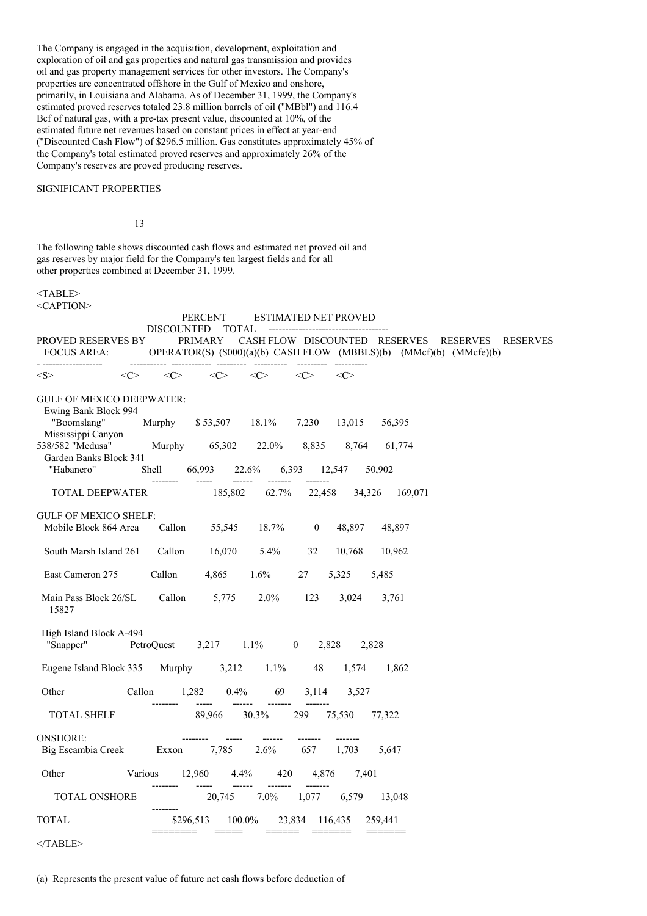The Company is engaged in the acquisition, development, exploitation and exploration of oil and gas properties and natural gas transmission and provides oil and gas property management services for other investors. The Company's properties are concentrated offshore in the Gulf of Mexico and onshore, primarily, in Louisiana and Alabama. As of December 31, 1999, the Company's estimated proved reserves totaled 23.8 million barrels of oil ("MBbl") and 116.4 Bcf of natural gas, with a pre-tax present value, discounted at 10%, of the estimated future net revenues based on constant prices in effect at year-end ("Discounted Cash Flow") of $296.5 million. Gas constitutes approximately 45% of the Company's total estimated proved reserves and approximately 26% of the Company's reserves are proved producing reserves.

SIGNIFICANT PROPERTIES

The following table shows discounted cash flows and estimated net proved oil and gas reserves by major field for the Company's ten largest fields and for all other properties combined at December 31, 1999.

| PROVED RESERVES BY FOCUS AREA: | PRIMARY OPERATOR(S) | DISCOUNTED CASH FLOW ($000)(a)(b) | PERCENT TOTAL DISCOUNTED CASH FLOW | ESTIMATED NET PROVED RESERVES (MBBLS)(b) | RESERVES (MMcf)(b) | RESERVES (MMcfe)(b) |
|---|---|---|---|---|---|---|
| GULF OF MEXICO DEEPWATER: | | | | | | |
| Ewing Bank Block 994 "Boomslang" | Murphy | $ 53,507 | 18.1% | 7,230 | 13,015 | 56,395 |
| Mississippi Canyon 538/582 "Medusa" | Murphy | 65,302 | 22.0% | 8,835 | 8,764 | 61,774 |
| Garden Banks Block 341 "Habanero" | Shell | 66,993 | 22.6% | 6,393 | 12,547 | 50,902 |
| TOTAL DEEPWATER | | 185,802 | 62.7% | 22,458 | 34,326 | 169,071 |
| GULF OF MEXICO SHELF: | | | | | | |
| Mobile Block 864 Area | Callon | 55,545 | 18.7% | 0 | 48,897 | 48,897 |
| South Marsh Island 261 | Callon | 16,070 | 5.4% | 32 | 10,768 | 10,962 |
| East Cameron 275 | Callon | 4,865 | 1.6% | 27 | 5,325 | 5,485 |
| Main Pass Block 26/SL 15827 | Callon | 5,775 | 2.0% | 123 | 3,024 | 3,761 |
| High Island Block A-494 "Snapper" | PetroQuest | 3,217 | 1.1% | 0 | 2,828 | 2,828 |
| Eugene Island Block 335 | Murphy | 3,212 | 1.1% | 48 | 1,574 | 1,862 |
| Other | Callon | 1,282 | 0.4% | 69 | 3,114 | 3,527 |
| TOTAL SHELF | | 89,966 | 30.3% | 299 | 75,530 | 77,322 |
| ONSHORE: | | | | | | |
| Big Escambia Creek | Exxon | 7,785 | 2.6% | 657 | 1,703 | 5,647 |
| Other | Various | 12,960 | 4.4% | 420 | 4,876 | 7,401 |
| TOTAL ONSHORE | | 20,745 | 7.0% | 1,077 | 6,579 | 13,048 |
| TOTAL | | $296,513 | 100.0% | 23,834 | 116,435 | 259,441 |

(a) Represents the present value of future net cash flows before deduction of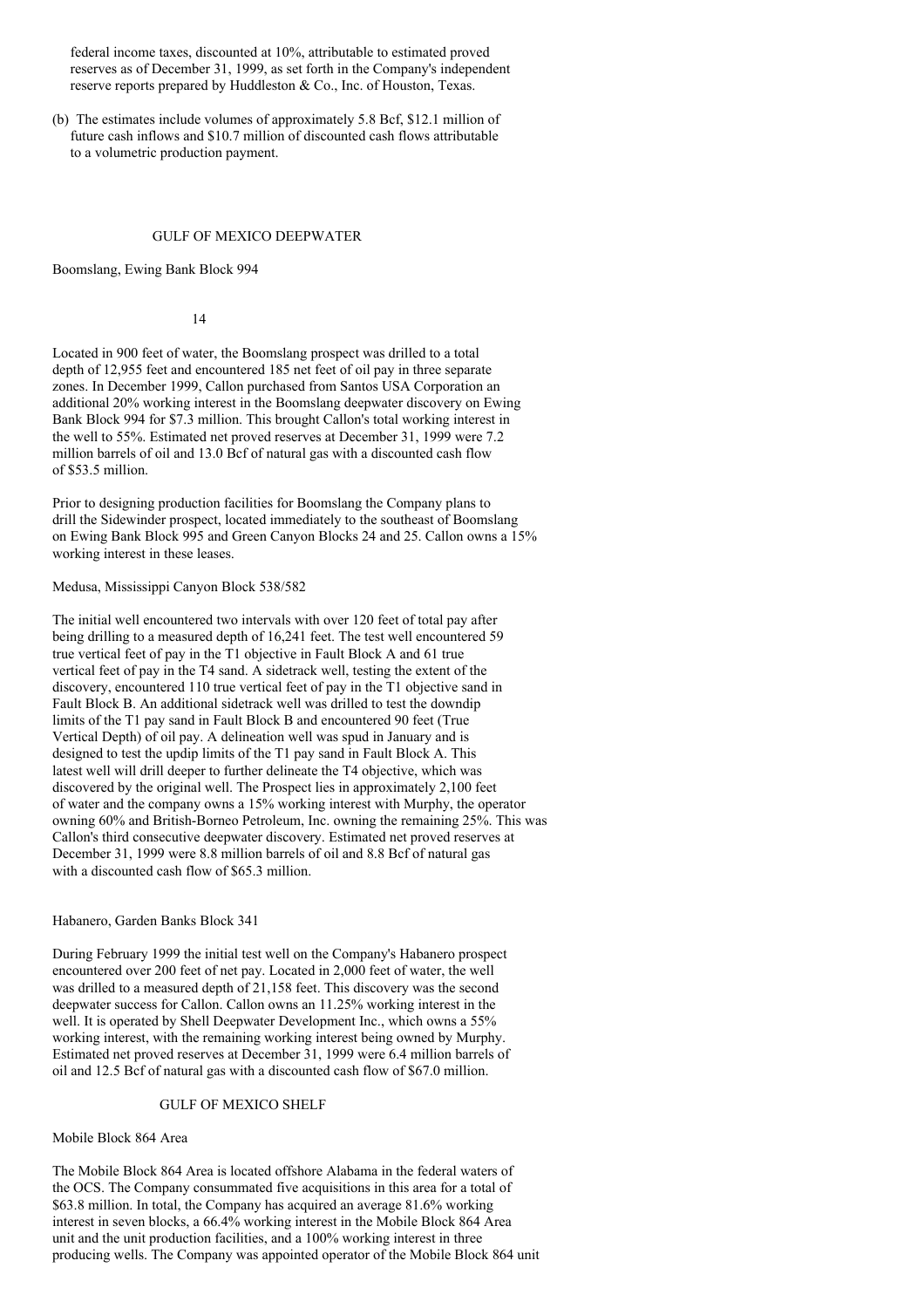federal income taxes, discounted at 10%, attributable to estimated proved reserves as of December 31, 1999, as set forth in the Company's independent reserve reports prepared by Huddleston & Co., Inc. of Houston, Texas.

(b) The estimates include volumes of approximately 5.8 Bcf, $12.1 million of future cash inflows and $10.7 million of discounted cash flows attributable to a volumetric production payment.

## GULF OF MEXICO DEEPWATER

### Boomslang, Ewing Bank Block 994

Located in 900 feet of water, the Boomslang prospect was drilled to a total depth of 12,955 feet and encountered 185 net feet of oil pay in three separate zones. In December 1999, Callon purchased from Santos USA Corporation an additional 20% working interest in the Boomslang deepwater discovery on Ewing Bank Block 994 for $7.3 million. This brought Callon's total working interest in the well to 55%. Estimated net proved reserves at December 31, 1999 were 7.2 million barrels of oil and 13.0 Bcf of natural gas with a discounted cash flow of $53.5 million.

Prior to designing production facilities for Boomslang the Company plans to drill the Sidewinder prospect, located immediately to the southeast of Boomslang on Ewing Bank Block 995 and Green Canyon Blocks 24 and 25. Callon owns a 15% working interest in these leases.

### Medusa, Mississippi Canyon Block 538/582

The initial well encountered two intervals with over 120 feet of total pay after being drilling to a measured depth of 16,241 feet. The test well encountered 59 true vertical feet of pay in the T1 objective in Fault Block A and 61 true vertical feet of pay in the T4 sand. A sidetrack well, testing the extent of the discovery, encountered 110 true vertical feet of pay in the T1 objective sand in Fault Block B. An additional sidetrack well was drilled to test the downdip limits of the T1 pay sand in Fault Block B and encountered 90 feet (True Vertical Depth) of oil pay. A delineation well was spud in January and is designed to test the updip limits of the T1 pay sand in Fault Block A. This latest well will drill deeper to further delineate the T4 objective, which was discovered by the original well. The Prospect lies in approximately 2,100 feet of water and the company owns a 15% working interest with Murphy, the operator owning 60% and British-Borneo Petroleum, Inc. owning the remaining 25%. This was Callon's third consecutive deepwater discovery. Estimated net proved reserves at December 31, 1999 were 8.8 million barrels of oil and 8.8 Bcf of natural gas with a discounted cash flow of $65.3 million.

### Habanero, Garden Banks Block 341

During February 1999 the initial test well on the Company's Habanero prospect encountered over 200 feet of net pay. Located in 2,000 feet of water, the well was drilled to a measured depth of 21,158 feet. This discovery was the second deepwater success for Callon. Callon owns an 11.25% working interest in the well. It is operated by Shell Deepwater Development Inc., which owns a 55% working interest, with the remaining working interest being owned by Murphy. Estimated net proved reserves at December 31, 1999 were 6.4 million barrels of oil and 12.5 Bcf of natural gas with a discounted cash flow of $67.0 million.

## GULF OF MEXICO SHELF

### Mobile Block 864 Area

The Mobile Block 864 Area is located offshore Alabama in the federal waters of the OCS. The Company consummated five acquisitions in this area for a total of $63.8 million. In total, the Company has acquired an average 81.6% working interest in seven blocks, a 66.4% working interest in the Mobile Block 864 Area unit and the unit production facilities, and a 100% working interest in three producing wells. The Company was appointed operator of the Mobile Block 864 unit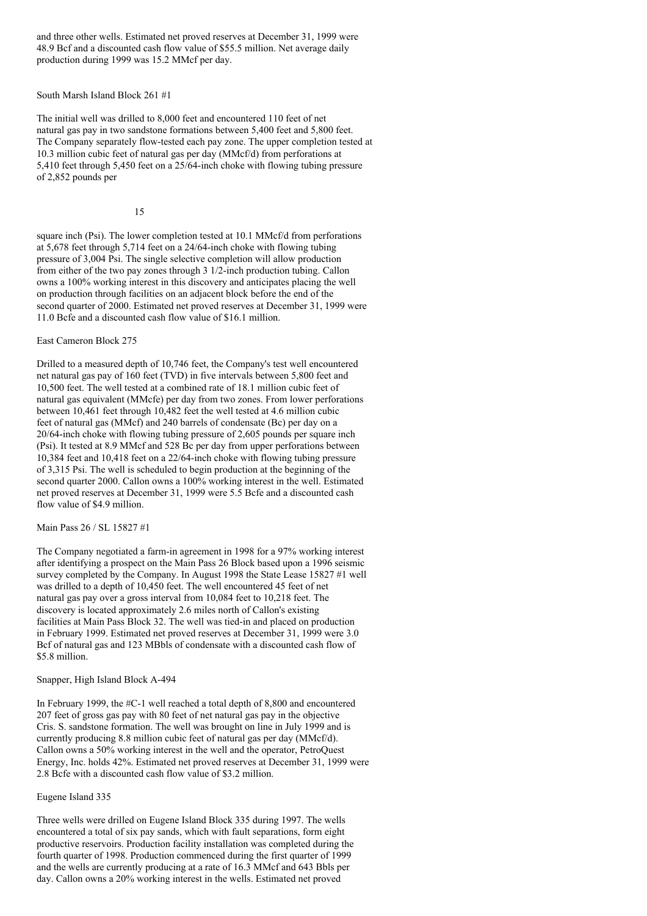and three other wells. Estimated net proved reserves at December 31, 1999 were 48.9 Bcf and a discounted cash flow value of $55.5 million. Net average daily production during 1999 was 15.2 MMcf per day.

### South Marsh Island Block 261 #1

The initial well was drilled to 8,000 feet and encountered 110 feet of net natural gas pay in two sandstone formations between 5,400 feet and 5,800 feet. The Company separately flow-tested each pay zone. The upper completion tested at 10.3 million cubic feet of natural gas per day (MMcf/d) from perforations at 5,410 feet through 5,450 feet on a 25/64-inch choke with flowing tubing pressure of 2,852 pounds per square inch (Psi). The lower completion tested at 10.1 MMcf/d from perforations at 5,678 feet through 5,714 feet on a 24/64-inch choke with flowing tubing pressure of 3,004 Psi. The single selective completion will allow production from either of the two pay zones through 3 1/2-inch production tubing. Callon owns a 100% working interest in this discovery and anticipates placing the well on production through facilities on an adjacent block before the end of the second quarter of 2000. Estimated net proved reserves at December 31, 1999 were 11.0 Bcfe and a discounted cash flow value of $16.1 million.

### East Cameron Block 275

Drilled to a measured depth of 10,746 feet, the Company's test well encountered net natural gas pay of 160 feet (TVD) in five intervals between 5,800 feet and 10,500 feet. The well tested at a combined rate of 18.1 million cubic feet of natural gas equivalent (MMcfe) per day from two zones. From lower perforations between 10,461 feet through 10,482 feet the well tested at 4.6 million cubic feet of natural gas (MMcf) and 240 barrels of condensate (Bc) per day on a 20/64-inch choke with flowing tubing pressure of 2,605 pounds per square inch (Psi). It tested at 8.9 MMcf and 528 Bc per day from upper perforations between 10,384 feet and 10,418 feet on a 22/64-inch choke with flowing tubing pressure of 3,315 Psi. The well is scheduled to begin production at the beginning of the second quarter 2000. Callon owns a 100% working interest in the well. Estimated net proved reserves at December 31, 1999 were 5.5 Bcfe and a discounted cash flow value of $4.9 million.

### Main Pass 26 / SL 15827 #1

The Company negotiated a farm-in agreement in 1998 for a 97% working interest after identifying a prospect on the Main Pass 26 Block based upon a 1996 seismic survey completed by the Company. In August 1998 the State Lease 15827 #1 well was drilled to a depth of 10,450 feet. The well encountered 45 feet of net natural gas pay over a gross interval from 10,084 feet to 10,218 feet. The discovery is located approximately 2.6 miles north of Callon's existing facilities at Main Pass Block 32. The well was tied-in and placed on production in February 1999. Estimated net proved reserves at December 31, 1999 were 3.0 Bcf of natural gas and 123 MBbls of condensate with a discounted cash flow of $5.8 million.

### Snapper, High Island Block A-494

In February 1999, the #C-1 well reached a total depth of 8,800 and encountered 207 feet of gross gas pay with 80 feet of net natural gas pay in the objective Cris. S. sandstone formation. The well was brought on line in July 1999 and is currently producing 8.8 million cubic feet of natural gas per day (MMcf/d). Callon owns a 50% working interest in the well and the operator, PetroQuest Energy, Inc. holds 42%. Estimated net proved reserves at December 31, 1999 were 2.8 Bcfe with a discounted cash flow value of $3.2 million.

### Eugene Island 335

Three wells were drilled on Eugene Island Block 335 during 1997. The wells encountered a total of six pay sands, which with fault separations, form eight productive reservoirs. Production facility installation was completed during the fourth quarter of 1998. Production commenced during the first quarter of 1999 and the wells are currently producing at a rate of 16.3 MMcf and 643 Bbls per day. Callon owns a 20% working interest in the wells. Estimated net proved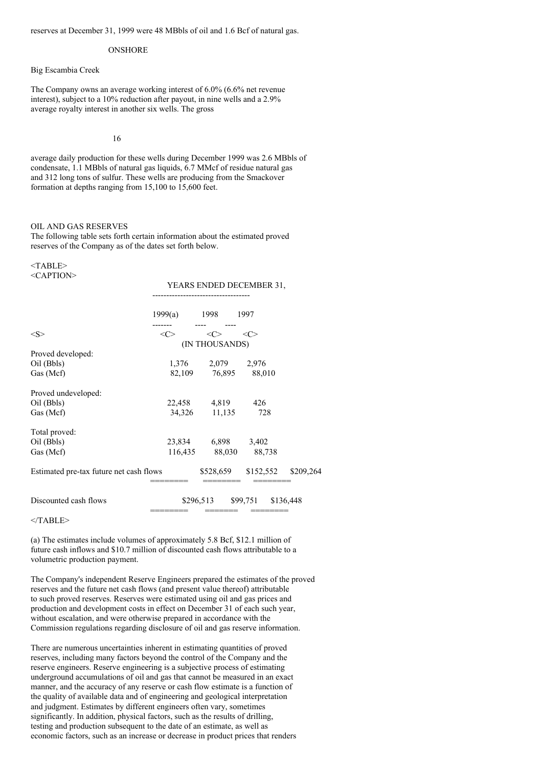reserves at December 31, 1999 were 48 MBbls of oil and 1.6 Bcf of natural gas.

## ONSHORE

### Big Escambia Creek

The Company owns an average working interest of 6.0% (6.6% net revenue interest), subject to a 10% reduction after payout, in nine wells and a 2.9% average royalty interest in another six wells. The gross average daily production for these wells during December 1999 was 2.6 MBbls of condensate, 1.1 MBbls of natural gas liquids, 6.7 MMcf of residue natural gas and 312 long tons of sulfur. These wells are producing from the Smackover formation at depths ranging from 15,100 to 15,600 feet.

## OIL AND GAS RESERVES

The following table sets forth certain information about the estimated proved reserves of the Company as of the dates set forth below.

| | YEARS ENDED DECEMBER 31, | | |
|---|---|---|---|
| | 1999(a) | 1998 | 1997 |
| | (IN THOUSANDS) | | |
| Proved developed: | | | |
| Oil (Bbls) | 1,376 | 2,079 | 2,976 |
| Gas (Mcf) | 82,109 | 76,895 | 88,010 |
| Proved undeveloped: | | | |
| Oil (Bbls) | 22,458 | 4,819 | 426 |
| Gas (Mcf) | 34,326 | 11,135 | 728 |
| Total proved: | | | |
| Oil (Bbls) | 23,834 | 6,898 | 3,402 |
| Gas (Mcf) | 116,435 | 88,030 | 88,738 |
| Estimated pre-tax future net cash flows | $528,659 | $152,552 | $209,264 |
| Discounted cash flows | $296,513 | $99,751 | $136,448 |

(a) The estimates include volumes of approximately 5.8 Bcf, $12.1 million of future cash inflows and $10.7 million of discounted cash flows attributable to a volumetric production payment.

The Company's independent Reserve Engineers prepared the estimates of the proved reserves and the future net cash flows (and present value thereof) attributable to such proved reserves. Reserves were estimated using oil and gas prices and production and development costs in effect on December 31 of each such year, without escalation, and were otherwise prepared in accordance with the Commission regulations regarding disclosure of oil and gas reserve information.

There are numerous uncertainties inherent in estimating quantities of proved reserves, including many factors beyond the control of the Company and the reserve engineers. Reserve engineering is a subjective process of estimating underground accumulations of oil and gas that cannot be measured in an exact manner, and the accuracy of any reserve or cash flow estimate is a function of the quality of available data and of engineering and geological interpretation and judgment. Estimates by different engineers often vary, sometimes significantly. In addition, physical factors, such as the results of drilling, testing and production subsequent to the date of an estimate, as well as economic factors, such as an increase or decrease in product prices that renders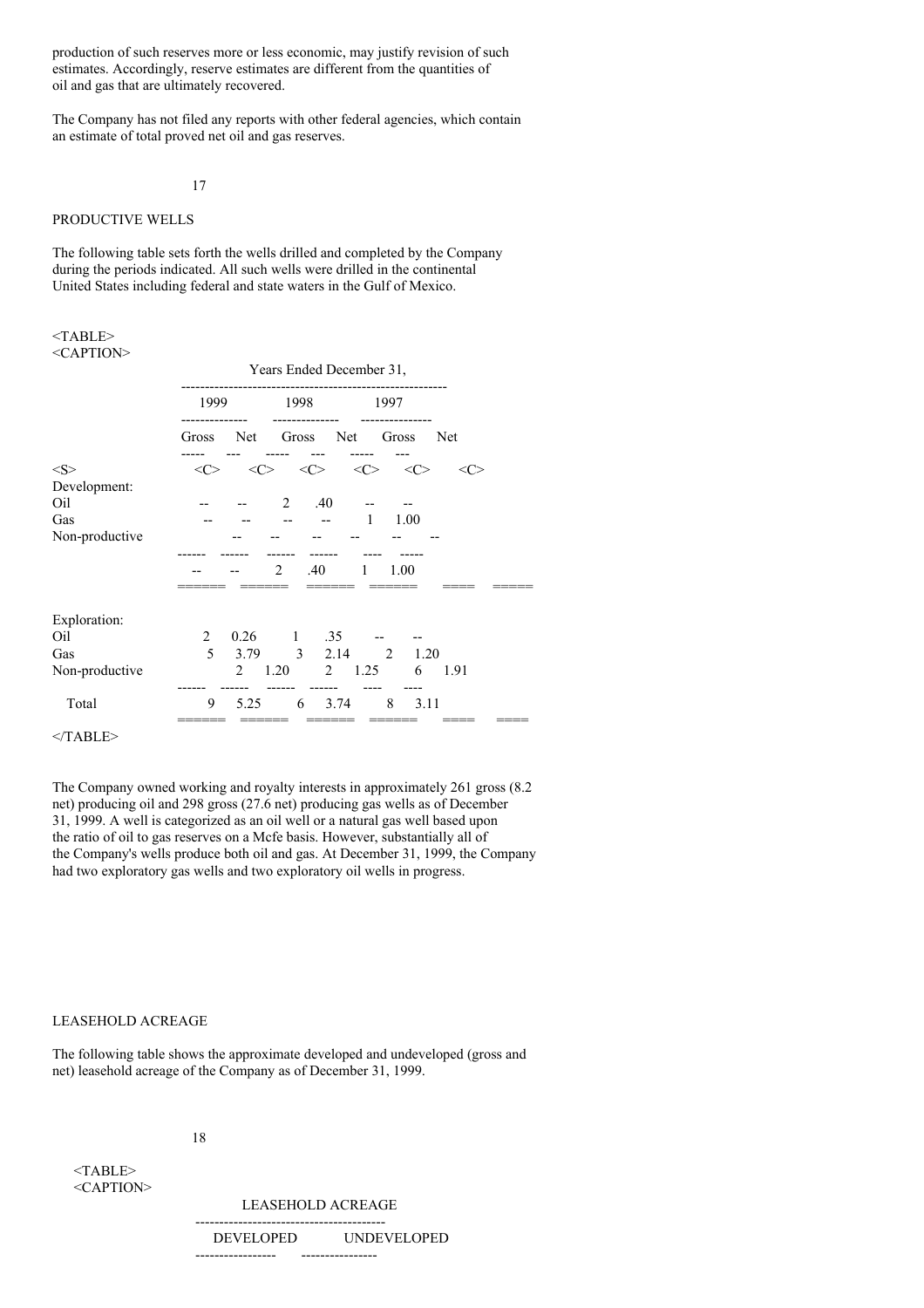production of such reserves more or less economic, may justify revision of such estimates. Accordingly, reserve estimates are different from the quantities of oil and gas that are ultimately recovered.

The Company has not filed any reports with other federal agencies, which contain an estimate of total proved net oil and gas reserves.

## PRODUCTIVE WELLS

The following table sets forth the wells drilled and completed by the Company during the periods indicated. All such wells were drilled in the continental United States including federal and state waters in the Gulf of Mexico.

| | Years Ended December 31, | | | | | |
|---|---|---|---|---|---|---|
| | 1999 | | 1998 | | 1997 | |
| | Gross | Net | Gross | Net | Gross | Net |
| Development: | | | | | | |
| Oil | -- | -- | 2 | .40 | -- | -- |
| Gas | -- | -- | -- | -- | 1 | 1.00 |
| Non-productive | -- | -- | -- | -- | -- | -- |
| | -- | -- | 2 | .40 | 1 | 1.00 |
| Exploration: | | | | | | |
| Oil | 2 | 0.26 | 1 | .35 | -- | -- |
| Gas | 5 | 3.79 | 3 | 2.14 | 2 | 1.20 |
| Non-productive | 2 | 1.20 | 2 | 1.25 | 6 | 1.91 |
| Total | 9 | 5.25 | 6 | 3.74 | 8 | 3.11 |

The Company owned working and royalty interests in approximately 261 gross (8.2 net) producing oil and 298 gross (27.6 net) producing gas wells as of December 31, 1999. A well is categorized as an oil well or a natural gas well based upon the ratio of oil to gas reserves on a Mcfe basis. However, substantially all of the Company's wells produce both oil and gas. At December 31, 1999, the Company had two exploratory gas wells and two exploratory oil wells in progress.

## LEASEHOLD ACREAGE

The following table shows the approximate developed and undeveloped (gross and net) leasehold acreage of the Company as of December 31, 1999.

| LEASEHOLD ACREAGE | |
|---|---|
| DEVELOPED | UNDEVELOPED |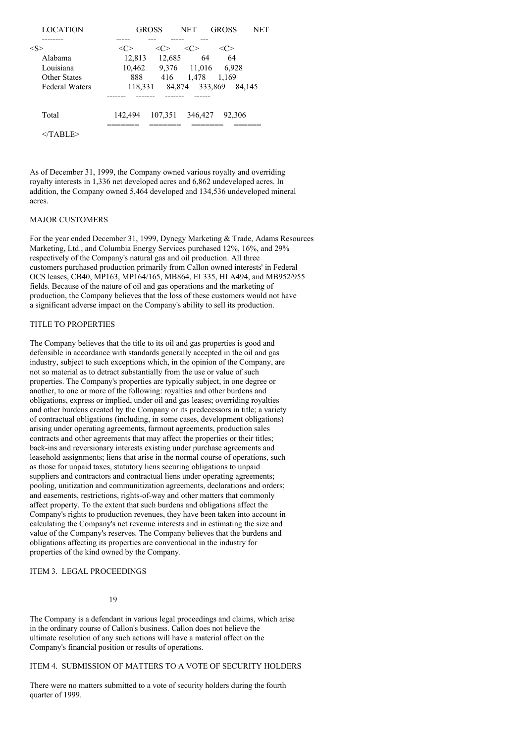| LOCATION | GROSS | NET | GROSS | NET |
|---|---|---|---|---|
| Alabama | 12,813 | 12,685 | 64 | 64 |
| Louisiana | 10,462 | 9,376 | 11,016 | 6,928 |
| Other States | 888 | 416 | 1,478 | 1,169 |
| Federal Waters | 118,331 | 84,874 | 333,869 | 84,145 |
| Total | 142,494 | 107,351 | 346,427 | 92,306 |

As of December 31, 1999, the Company owned various royalty and overriding royalty interests in 1,336 net developed acres and 6,862 undeveloped acres. In addition, the Company owned 5,464 developed and 134,536 undeveloped mineral acres.

MAJOR CUSTOMERS

For the year ended December 31, 1999, Dynegy Marketing & Trade, Adams Resources Marketing, Ltd., and Columbia Energy Services purchased 12%, 16%, and 29% respectively of the Company's natural gas and oil production. All three customers purchased production primarily from Callon owned interests' in Federal OCS leases, CB40, MP163, MP164/165, MB864, EI 335, HI A494, and MB952/955 fields. Because of the nature of oil and gas operations and the marketing of production, the Company believes that the loss of these customers would not have a significant adverse impact on the Company's ability to sell its production.

TITLE TO PROPERTIES

The Company believes that the title to its oil and gas properties is good and defensible in accordance with standards generally accepted in the oil and gas industry, subject to such exceptions which, in the opinion of the Company, are not so material as to detract substantially from the use or value of such properties. The Company's properties are typically subject, in one degree or another, to one or more of the following: royalties and other burdens and obligations, express or implied, under oil and gas leases; overriding royalties and other burdens created by the Company or its predecessors in title; a variety of contractual obligations (including, in some cases, development obligations) arising under operating agreements, farmout agreements, production sales contracts and other agreements that may affect the properties or their titles; back-ins and reversionary interests existing under purchase agreements and leasehold assignments; liens that arise in the normal course of operations, such as those for unpaid taxes, statutory liens securing obligations to unpaid suppliers and contractors and contractual liens under operating agreements; pooling, unitization and communitization agreements, declarations and orders; and easements, restrictions, rights-of-way and other matters that commonly affect property. To the extent that such burdens and obligations affect the Company's rights to production revenues, they have been taken into account in calculating the Company's net revenue interests and in estimating the size and value of the Company's reserves. The Company believes that the burdens and obligations affecting its properties are conventional in the industry for properties of the kind owned by the Company.

ITEM 3. LEGAL PROCEEDINGS

The Company is a defendant in various legal proceedings and claims, which arise in the ordinary course of Callon's business. Callon does not believe the ultimate resolution of any such actions will have a material affect on the Company's financial position or results of operations.

ITEM 4. SUBMISSION OF MATTERS TO A VOTE OF SECURITY HOLDERS

There were no matters submitted to a vote of security holders during the fourth quarter of 1999.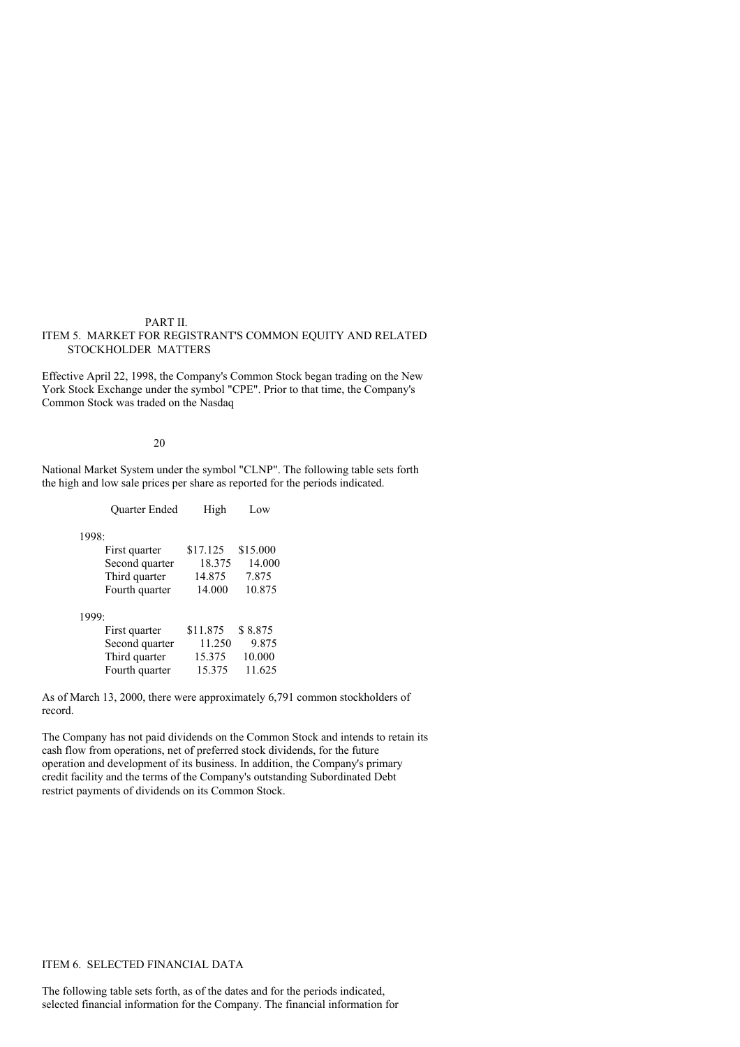PART II.

## ITEM 5. MARKET FOR REGISTRANT'S COMMON EQUITY AND RELATED STOCKHOLDER MATTERS

Effective April 22, 1998, the Company's Common Stock began trading on the New York Stock Exchange under the symbol "CPE". Prior to that time, the Company's Common Stock was traded on the Nasdaq National Market System under the symbol "CLNP". The following table sets forth the high and low sale prices per share as reported for the periods indicated.

| Quarter Ended | High | Low |
|---|---|---|
| 1998: | | |
| First quarter | $17.125 | $15.000 |
| Second quarter | 18.375 | 14.000 |
| Third quarter | 14.875 | 7.875 |
| Fourth quarter | 14.000 | 10.875 |
| 1999: | | |
| First quarter | $11.875 | $ 8.875 |
| Second quarter | 11.250 | 9.875 |
| Third quarter | 15.375 | 10.000 |
| Fourth quarter | 15.375 | 11.625 |

As of March 13, 2000, there were approximately 6,791 common stockholders of record.

The Company has not paid dividends on the Common Stock and intends to retain its cash flow from operations, net of preferred stock dividends, for the future operation and development of its business. In addition, the Company's primary credit facility and the terms of the Company's outstanding Subordinated Debt restrict payments of dividends on its Common Stock.

## ITEM 6. SELECTED FINANCIAL DATA

The following table sets forth, as of the dates and for the periods indicated, selected financial information for the Company. The financial information for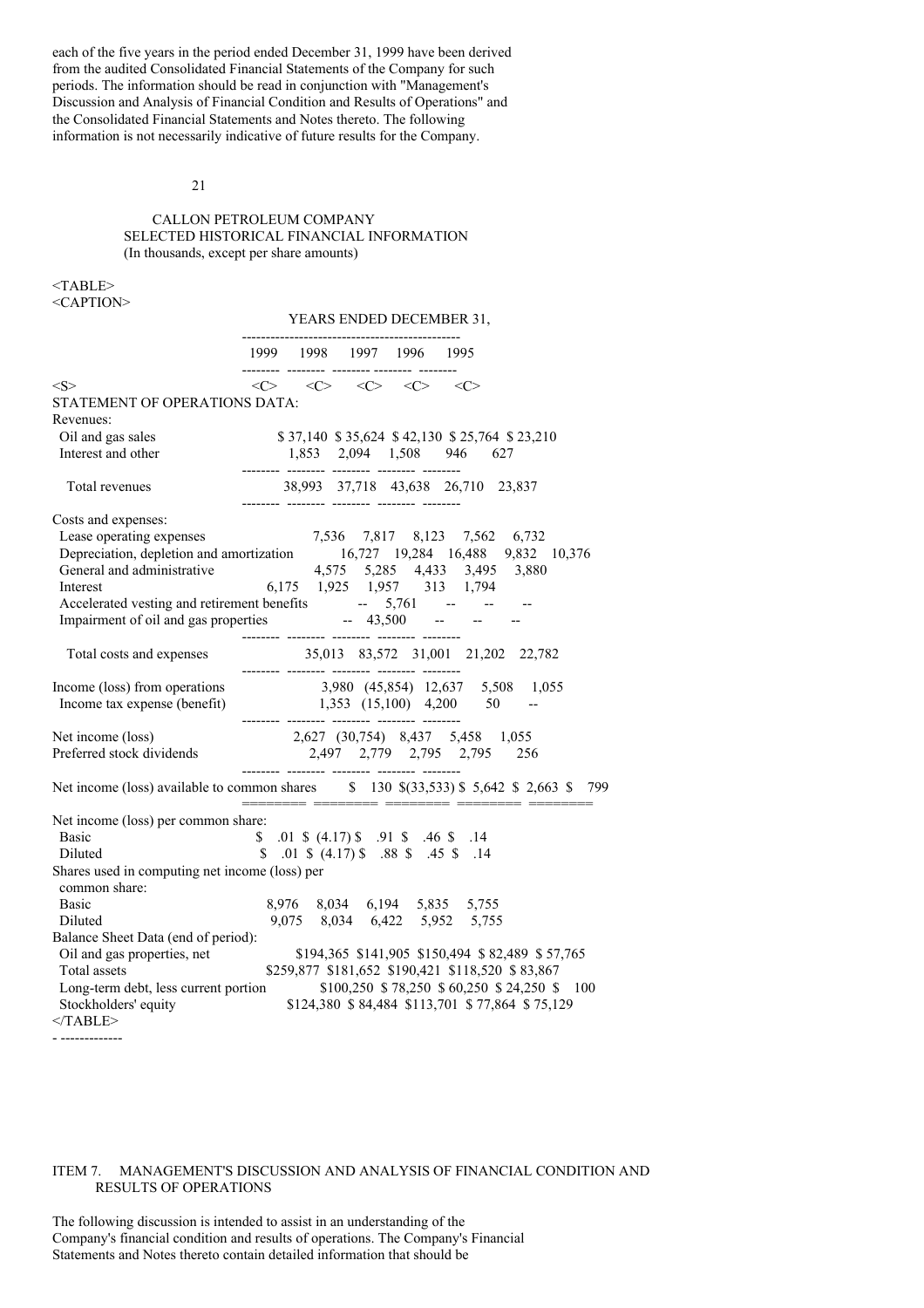each of the five years in the period ended December 31, 1999 have been derived from the audited Consolidated Financial Statements of the Company for such periods. The information should be read in conjunction with "Management's Discussion and Analysis of Financial Condition and Results of Operations" and the Consolidated Financial Statements and Notes thereto. The following information is not necessarily indicative of future results for the Company.

CALLON PETROLEUM COMPANY
SELECTED HISTORICAL FINANCIAL INFORMATION
(In thousands, except per share amounts)

| | YEARS ENDED DECEMBER 31, | | | | |
|---|---|---|---|---|---|
| | 1999 | 1998 | 1997 | 1996 | 1995 |
| **STATEMENT OF OPERATIONS DATA:** | | | | | |
| Revenues: | | | | | |
| Oil and gas sales | $ 37,140 | $ 35,624 | $ 42,130 | $ 25,764 | $ 23,210 |
| Interest and other | 1,853 | 2,094 | 1,508 | 946 | 627 |
| Total revenues | 38,993 | 37,718 | 43,638 | 26,710 | 23,837 |
| Costs and expenses: | | | | | |
| Lease operating expenses | 7,536 | 7,817 | 8,123 | 7,562 | 6,732 |
| Depreciation, depletion and amortization | 16,727 | 19,284 | 16,488 | 9,832 | 10,376 |
| General and administrative | 4,575 | 5,285 | 4,433 | 3,495 | 3,880 |
| Interest | 6,175 | 1,925 | 1,957 | 313 | 1,794 |
| Accelerated vesting and retirement benefits | -- | 5,761 | -- | -- | -- |
| Impairment of oil and gas properties | -- | 43,500 | -- | -- | -- |
| Total costs and expenses | 35,013 | 83,572 | 31,001 | 21,202 | 22,782 |
| Income (loss) from operations | 3,980 | (45,854) | 12,637 | 5,508 | 1,055 |
| Income tax expense (benefit) | 1,353 | (15,100) | 4,200 | 50 | -- |
| Net income (loss) | 2,627 | (30,754) | 8,437 | 5,458 | 1,055 |
| Preferred stock dividends | 2,497 | 2,779 | 2,795 | 2,795 | 256 |
| Net income (loss) available to common shares | $ 130 | $(33,533) | $ 5,642 | $ 2,663 | $ 799 |
| Net income (loss) per common share: | | | | | |
| Basic | $ .01 | $ (4.17) | $ .91 | $ .46 | $ .14 |
| Diluted | $ .01 | $ (4.17) | $ .88 | $ .45 | $ .14 |
| Shares used in computing net income (loss) per common share: | | | | | |
| Basic | 8,976 | 8,034 | 6,194 | 5,835 | 5,755 |
| Diluted | 9,075 | 8,034 | 6,422 | 5,952 | 5,755 |
| Balance Sheet Data (end of period): | | | | | |
| Oil and gas properties, net | $194,365 | $141,905 | $150,494 | $ 82,489 | $ 57,765 |
| Total assets | $259,877 | $181,652 | $190,421 | $118,520 | $ 83,867 |
| Long-term debt, less current portion | $100,250 | $ 78,250 | $ 60,250 | $ 24,250 | $ 100 |
| Stockholders' equity | $124,380 | $ 84,484 | $113,701 | $ 77,864 | $ 75,129 |

## ITEM 7. MANAGEMENT'S DISCUSSION AND ANALYSIS OF FINANCIAL CONDITION AND RESULTS OF OPERATIONS

The following discussion is intended to assist in an understanding of the Company's financial condition and results of operations. The Company's Financial Statements and Notes thereto contain detailed information that should be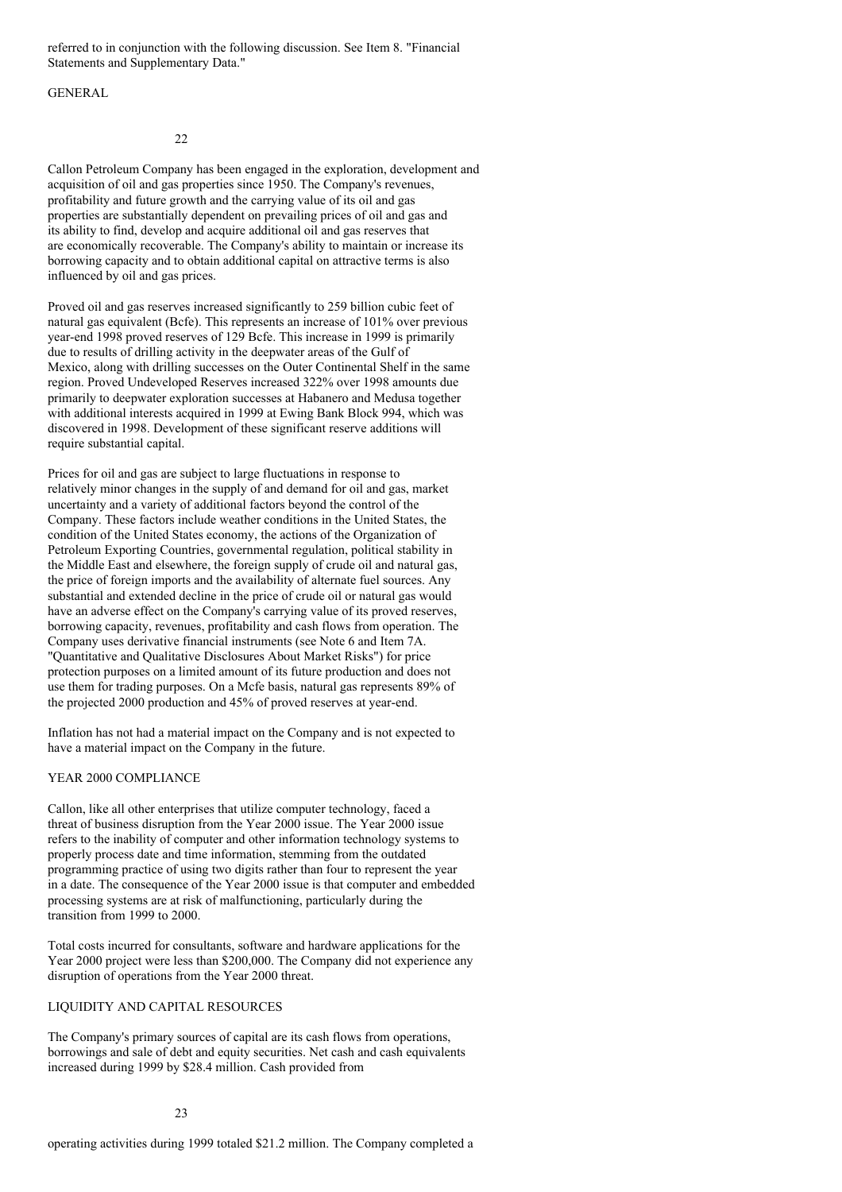referred to in conjunction with the following discussion. See Item 8. "Financial Statements and Supplementary Data."

## GENERAL

Callon Petroleum Company has been engaged in the exploration, development and acquisition of oil and gas properties since 1950. The Company's revenues, profitability and future growth and the carrying value of its oil and gas properties are substantially dependent on prevailing prices of oil and gas and its ability to find, develop and acquire additional oil and gas reserves that are economically recoverable. The Company's ability to maintain or increase its borrowing capacity and to obtain additional capital on attractive terms is also influenced by oil and gas prices.

Proved oil and gas reserves increased significantly to 259 billion cubic feet of natural gas equivalent (Bcfe). This represents an increase of 101% over previous year-end 1998 proved reserves of 129 Bcfe. This increase in 1999 is primarily due to results of drilling activity in the deepwater areas of the Gulf of Mexico, along with drilling successes on the Outer Continental Shelf in the same region. Proved Undeveloped Reserves increased 322% over 1998 amounts due primarily to deepwater exploration successes at Habanero and Medusa together with additional interests acquired in 1999 at Ewing Bank Block 994, which was discovered in 1998. Development of these significant reserve additions will require substantial capital.

Prices for oil and gas are subject to large fluctuations in response to relatively minor changes in the supply of and demand for oil and gas, market uncertainty and a variety of additional factors beyond the control of the Company. These factors include weather conditions in the United States, the condition of the United States economy, the actions of the Organization of Petroleum Exporting Countries, governmental regulation, political stability in the Middle East and elsewhere, the foreign supply of crude oil and natural gas, the price of foreign imports and the availability of alternate fuel sources. Any substantial and extended decline in the price of crude oil or natural gas would have an adverse effect on the Company's carrying value of its proved reserves, borrowing capacity, revenues, profitability and cash flows from operation. The Company uses derivative financial instruments (see Note 6 and Item 7A. "Quantitative and Qualitative Disclosures About Market Risks") for price protection purposes on a limited amount of its future production and does not use them for trading purposes. On a Mcfe basis, natural gas represents 89% of the projected 2000 production and 45% of proved reserves at year-end.

Inflation has not had a material impact on the Company and is not expected to have a material impact on the Company in the future.

## YEAR 2000 COMPLIANCE

Callon, like all other enterprises that utilize computer technology, faced a threat of business disruption from the Year 2000 issue. The Year 2000 issue refers to the inability of computer and other information technology systems to properly process date and time information, stemming from the outdated programming practice of using two digits rather than four to represent the year in a date. The consequence of the Year 2000 issue is that computer and embedded processing systems are at risk of malfunctioning, particularly during the transition from 1999 to 2000.

Total costs incurred for consultants, software and hardware applications for the Year 2000 project were less than $200,000. The Company did not experience any disruption of operations from the Year 2000 threat.

## LIQUIDITY AND CAPITAL RESOURCES

The Company's primary sources of capital are its cash flows from operations, borrowings and sale of debt and equity securities. Net cash and cash equivalents increased during 1999 by $28.4 million. Cash provided from operating activities during 1999 totaled $21.2 million. The Company completed a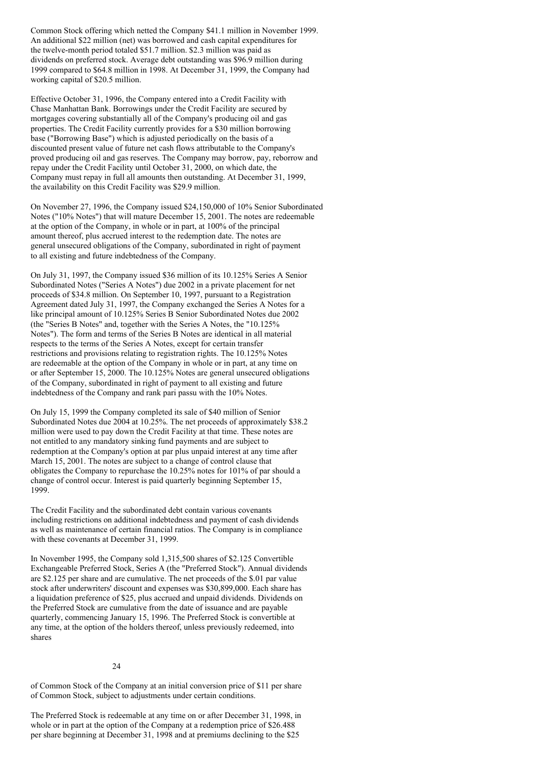Common Stock offering which netted the Company $41.1 million in November 1999. An additional $22 million (net) was borrowed and cash capital expenditures for the twelve-month period totaled $51.7 million. $2.3 million was paid as dividends on preferred stock. Average debt outstanding was $96.9 million during 1999 compared to $64.8 million in 1998. At December 31, 1999, the Company had working capital of $20.5 million.

Effective October 31, 1996, the Company entered into a Credit Facility with Chase Manhattan Bank. Borrowings under the Credit Facility are secured by mortgages covering substantially all of the Company's producing oil and gas properties. The Credit Facility currently provides for a $30 million borrowing base ("Borrowing Base") which is adjusted periodically on the basis of a discounted present value of future net cash flows attributable to the Company's proved producing oil and gas reserves. The Company may borrow, pay, reborrow and repay under the Credit Facility until October 31, 2000, on which date, the Company must repay in full all amounts then outstanding. At December 31, 1999, the availability on this Credit Facility was $29.9 million.

On November 27, 1996, the Company issued $24,150,000 of 10% Senior Subordinated Notes ("10% Notes") that will mature December 15, 2001. The notes are redeemable at the option of the Company, in whole or in part, at 100% of the principal amount thereof, plus accrued interest to the redemption date. The notes are general unsecured obligations of the Company, subordinated in right of payment to all existing and future indebtedness of the Company.

On July 31, 1997, the Company issued $36 million of its 10.125% Series A Senior Subordinated Notes ("Series A Notes") due 2002 in a private placement for net proceeds of $34.8 million. On September 10, 1997, pursuant to a Registration Agreement dated July 31, 1997, the Company exchanged the Series A Notes for a like principal amount of 10.125% Series B Senior Subordinated Notes due 2002 (the "Series B Notes" and, together with the Series A Notes, the "10.125% Notes"). The form and terms of the Series B Notes are identical in all material respects to the terms of the Series A Notes, except for certain transfer restrictions and provisions relating to registration rights. The 10.125% Notes are redeemable at the option of the Company in whole or in part, at any time on or after September 15, 2000. The 10.125% Notes are general unsecured obligations of the Company, subordinated in right of payment to all existing and future indebtedness of the Company and rank pari passu with the 10% Notes.

On July 15, 1999 the Company completed its sale of $40 million of Senior Subordinated Notes due 2004 at 10.25%. The net proceeds of approximately $38.2 million were used to pay down the Credit Facility at that time. These notes are not entitled to any mandatory sinking fund payments and are subject to redemption at the Company's option at par plus unpaid interest at any time after March 15, 2001. The notes are subject to a change of control clause that obligates the Company to repurchase the 10.25% notes for 101% of par should a change of control occur. Interest is paid quarterly beginning September 15, 1999.

The Credit Facility and the subordinated debt contain various covenants including restrictions on additional indebtedness and payment of cash dividends as well as maintenance of certain financial ratios. The Company is in compliance with these covenants at December 31, 1999.

In November 1995, the Company sold 1,315,500 shares of $2.125 Convertible Exchangeable Preferred Stock, Series A (the "Preferred Stock"). Annual dividends are $2.125 per share and are cumulative. The net proceeds of the $.01 par value stock after underwriters' discount and expenses was $30,899,000. Each share has a liquidation preference of $25, plus accrued and unpaid dividends. Dividends on the Preferred Stock are cumulative from the date of issuance and are payable quarterly, commencing January 15, 1996. The Preferred Stock is convertible at any time, at the option of the holders thereof, unless previously redeemed, into shares of Common Stock of the Company at an initial conversion price of $11 per share of Common Stock, subject to adjustments under certain conditions.

The Preferred Stock is redeemable at any time on or after December 31, 1998, in whole or in part at the option of the Company at a redemption price of $26.488 per share beginning at December 31, 1998 and at premiums declining to the $25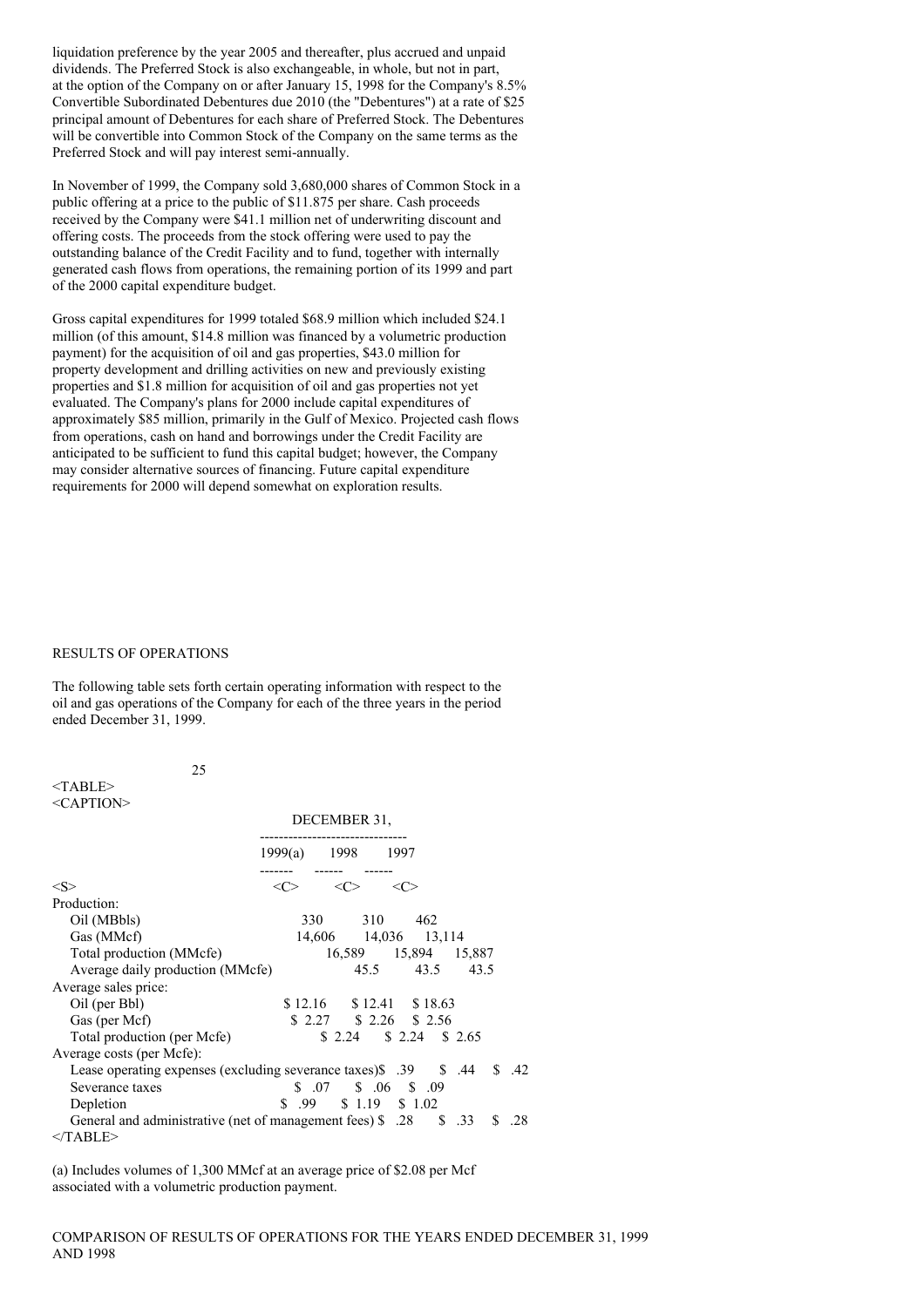liquidation preference by the year 2005 and thereafter, plus accrued and unpaid dividends. The Preferred Stock is also exchangeable, in whole, but not in part, at the option of the Company on or after January 15, 1998 for the Company's 8.5% Convertible Subordinated Debentures due 2010 (the "Debentures") at a rate of $25 principal amount of Debentures for each share of Preferred Stock. The Debentures will be convertible into Common Stock of the Company on the same terms as the Preferred Stock and will pay interest semi-annually.

In November of 1999, the Company sold 3,680,000 shares of Common Stock in a public offering at a price to the public of $11.875 per share. Cash proceeds received by the Company were $41.1 million net of underwriting discount and offering costs. The proceeds from the stock offering were used to pay the outstanding balance of the Credit Facility and to fund, together with internally generated cash flows from operations, the remaining portion of its 1999 and part of the 2000 capital expenditure budget.

Gross capital expenditures for 1999 totaled $68.9 million which included $24.1 million (of this amount, $14.8 million was financed by a volumetric production payment) for the acquisition of oil and gas properties, $43.0 million for property development and drilling activities on new and previously existing properties and $1.8 million for acquisition of oil and gas properties not yet evaluated. The Company's plans for 2000 include capital expenditures of approximately $85 million, primarily in the Gulf of Mexico. Projected cash flows from operations, cash on hand and borrowings under the Credit Facility are anticipated to be sufficient to fund this capital budget; however, the Company may consider alternative sources of financing. Future capital expenditure requirements for 2000 will depend somewhat on exploration results.

## RESULTS OF OPERATIONS

The following table sets forth certain operating information with respect to the oil and gas operations of the Company for each of the three years in the period ended December 31, 1999.

| | DECEMBER 31, | | |
|---|---|---|---|
| | 1999(a) | 1998 | 1997 |
| Production: | | | |
| Oil (MBbls) | 330 | 310 | 462 |
| Gas (MMcf) | 14,606 | 14,036 | 13,114 |
| Total production (MMcfe) | 16,589 | 15,894 | 15,887 |
| Average daily production (MMcfe) | 45.5 | 43.5 | 43.5 |
| Average sales price: | | | |
| Oil (per Bbl) | $ 12.16 | $ 12.41 | $ 18.63 |
| Gas (per Mcf) | $ 2.27 | $ 2.26 | $ 2.56 |
| Total production (per Mcfe) | $ 2.24 | $ 2.24 | $ 2.65 |
| Average costs (per Mcfe): | | | |
| Lease operating expenses (excluding severance taxes) | $ .39 | $ .44 | $ .42 |
| Severance taxes | $ .07 | $ .06 | $ .09 |
| Depletion | $ .99 | $ 1.19 | $ 1.02 |
| General and administrative (net of management fees) | $ .28 | $ .33 | $ .28 |

(a) Includes volumes of 1,300 MMcf at an average price of $2.08 per Mcf associated with a volumetric production payment.

## COMPARISON OF RESULTS OF OPERATIONS FOR THE YEARS ENDED DECEMBER 31, 1999 AND 1998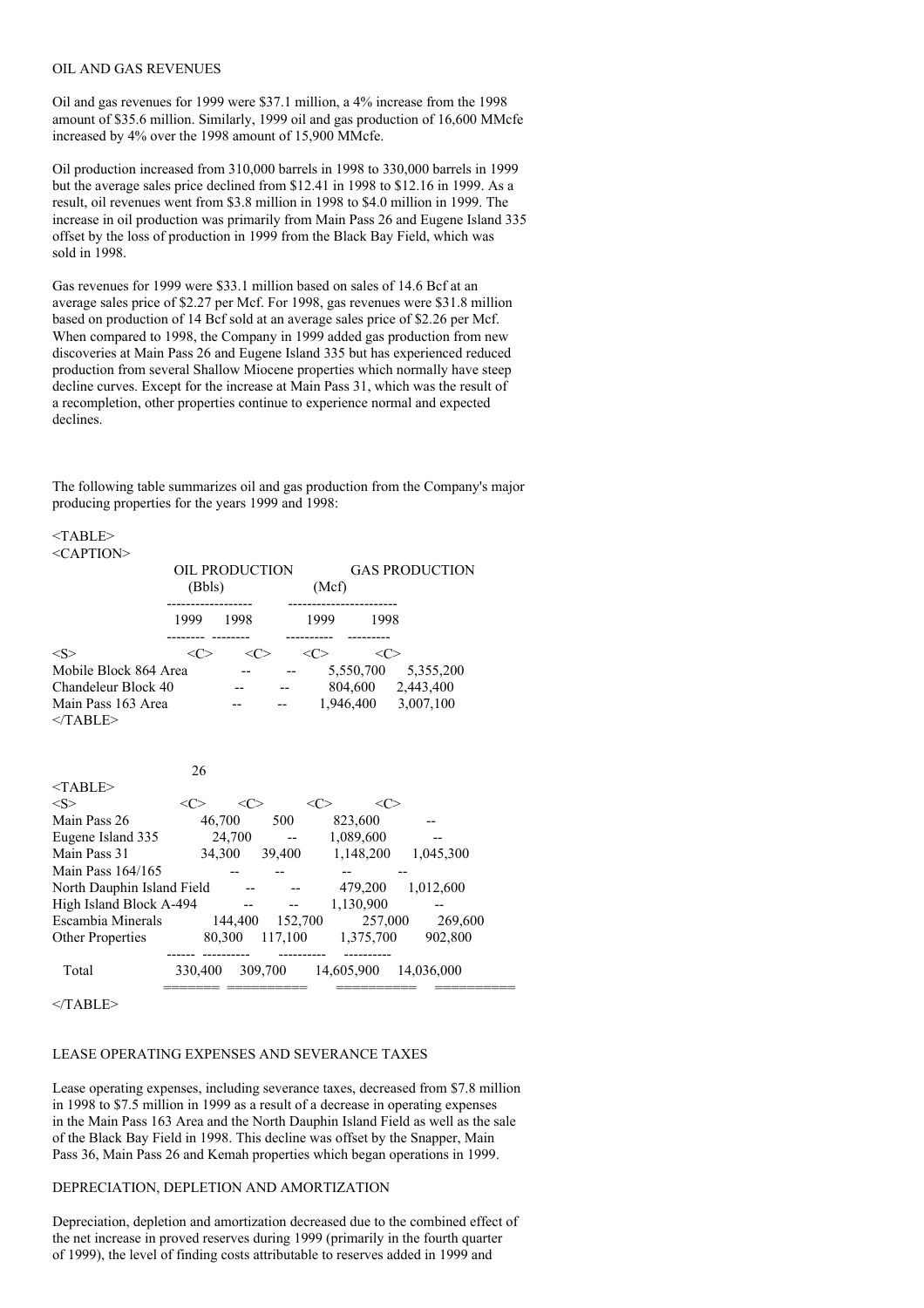## OIL AND GAS REVENUES

Oil and gas revenues for 1999 were $37.1 million, a 4% increase from the 1998 amount of $35.6 million. Similarly, 1999 oil and gas production of 16,600 MMcfe increased by 4% over the 1998 amount of 15,900 MMcfe.

Oil production increased from 310,000 barrels in 1998 to 330,000 barrels in 1999 but the average sales price declined from $12.41 in 1998 to $12.16 in 1999. As a result, oil revenues went from $3.8 million in 1998 to $4.0 million in 1999. The increase in oil production was primarily from Main Pass 26 and Eugene Island 335 offset by the loss of production in 1999 from the Black Bay Field, which was sold in 1998.

Gas revenues for 1999 were $33.1 million based on sales of 14.6 Bcf at an average sales price of $2.27 per Mcf. For 1998, gas revenues were $31.8 million based on production of 14 Bcf sold at an average sales price of $2.26 per Mcf. When compared to 1998, the Company in 1999 added gas production from new discoveries at Main Pass 26 and Eugene Island 335 but has experienced reduced production from several Shallow Miocene properties which normally have steep decline curves. Except for the increase at Main Pass 31, which was the result of a recompletion, other properties continue to experience normal and expected declines.

The following table summarizes oil and gas production from the Company's major producing properties for the years 1999 and 1998:

| | OIL PRODUCTION (Bbls) | | GAS PRODUCTION (Mcf) | |
|---|---|---|---|---|
| | 1999 | 1998 | 1999 | 1998 |
| Mobile Block 864 Area | -- | -- | 5,550,700 | 5,355,200 |
| Chandeleur Block 40 | -- | -- | 804,600 | 2,443,400 |
| Main Pass 163 Area | -- | -- | 1,946,400 | 3,007,100 |
| Main Pass 26 | 46,700 | 500 | 823,600 | -- |
| Eugene Island 335 | 24,700 | -- | 1,089,600 | -- |
| Main Pass 31 | 34,300 | 39,400 | 1,148,200 | 1,045,300 |
| Main Pass 164/165 | -- | -- | -- | -- |
| North Dauphin Island Field | -- | -- | 479,200 | 1,012,600 |
| High Island Block A-494 | -- | -- | 1,130,900 | -- |
| Escambia Minerals | 144,400 | 152,700 | 257,000 | 269,600 |
| Other Properties | 80,300 | 117,100 | 1,375,700 | 902,800 |
| Total | 330,400 | 309,700 | 14,605,900 | 14,036,000 |

## LEASE OPERATING EXPENSES AND SEVERANCE TAXES

Lease operating expenses, including severance taxes, decreased from $7.8 million in 1998 to $7.5 million in 1999 as a result of a decrease in operating expenses in the Main Pass 163 Area and the North Dauphin Island Field as well as the sale of the Black Bay Field in 1998. This decline was offset by the Snapper, Main Pass 36, Main Pass 26 and Kemah properties which began operations in 1999.

## DEPRECIATION, DEPLETION AND AMORTIZATION

Depreciation, depletion and amortization decreased due to the combined effect of the net increase in proved reserves during 1999 (primarily in the fourth quarter of 1999), the level of finding costs attributable to reserves added in 1999 and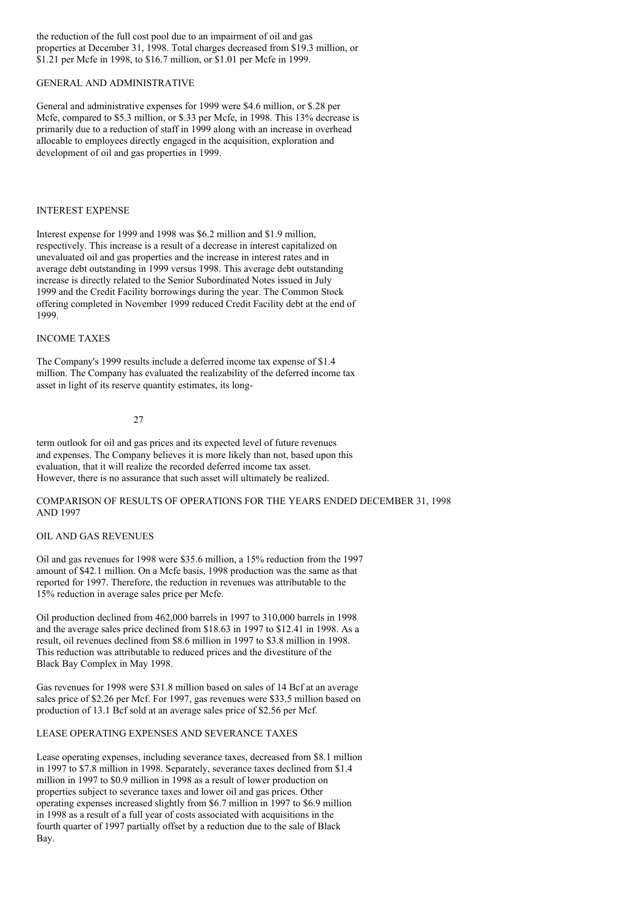the reduction of the full cost pool due to an impairment of oil and gas properties at December 31, 1998. Total charges decreased from $19.3 million, or $1.21 per Mcfe in 1998, to $16.7 million, or $1.01 per Mcfe in 1999.

### GENERAL AND ADMINISTRATIVE

General and administrative expenses for 1999 were $4.6 million, or $.28 per Mcfe, compared to $5.3 million, or $.33 per Mcfe, in 1998. This 13% decrease is primarily due to a reduction of staff in 1999 along with an increase in overhead allocable to employees directly engaged in the acquisition, exploration and development of oil and gas properties in 1999.

### INTEREST EXPENSE

Interest expense for 1999 and 1998 was $6.2 million and $1.9 million, respectively. This increase is a result of a decrease in interest capitalized on unevaluated oil and gas properties and the increase in interest rates and in average debt outstanding in 1999 versus 1998. This average debt outstanding increase is directly related to the Senior Subordinated Notes issued in July 1999 and the Credit Facility borrowings during the year. The Common Stock offering completed in November 1999 reduced Credit Facility debt at the end of 1999.

### INCOME TAXES

The Company's 1999 results include a deferred income tax expense of $1.4 million. The Company has evaluated the realizability of the deferred income tax asset in light of its reserve quantity estimates, its long-term outlook for oil and gas prices and its expected level of future revenues and expenses. The Company believes it is more likely than not, based upon this evaluation, that it will realize the recorded deferred income tax asset. However, there is no assurance that such asset will ultimately be realized.

## COMPARISON OF RESULTS OF OPERATIONS FOR THE YEARS ENDED DECEMBER 31, 1998 AND 1997

### OIL AND GAS REVENUES

Oil and gas revenues for 1998 were $35.6 million, a 15% reduction from the 1997 amount of $42.1 million. On a Mcfe basis, 1998 production was the same as that reported for 1997. Therefore, the reduction in revenues was attributable to the 15% reduction in average sales price per Mcfe.

Oil production declined from 462,000 barrels in 1997 to 310,000 barrels in 1998 and the average sales price declined from $18.63 in 1997 to $12.41 in 1998. As a result, oil revenues declined from $8.6 million in 1997 to $3.8 million in 1998. This reduction was attributable to reduced prices and the divestiture of the Black Bay Complex in May 1998.

Gas revenues for 1998 were $31.8 million based on sales of 14 Bcf at an average sales price of $2.26 per Mcf. For 1997, gas revenues were $33.5 million based on production of 13.1 Bcf sold at an average sales price of $2.56 per Mcf.

### LEASE OPERATING EXPENSES AND SEVERANCE TAXES

Lease operating expenses, including severance taxes, decreased from $8.1 million in 1997 to $7.8 million in 1998. Separately, severance taxes declined from $1.4 million in 1997 to $0.9 million in 1998 as a result of lower production on properties subject to severance taxes and lower oil and gas prices. Other operating expenses increased slightly from $6.7 million in 1997 to $6.9 million in 1998 as a result of a full year of costs associated with acquisitions in the fourth quarter of 1997 partially offset by a reduction due to the sale of Black Bay.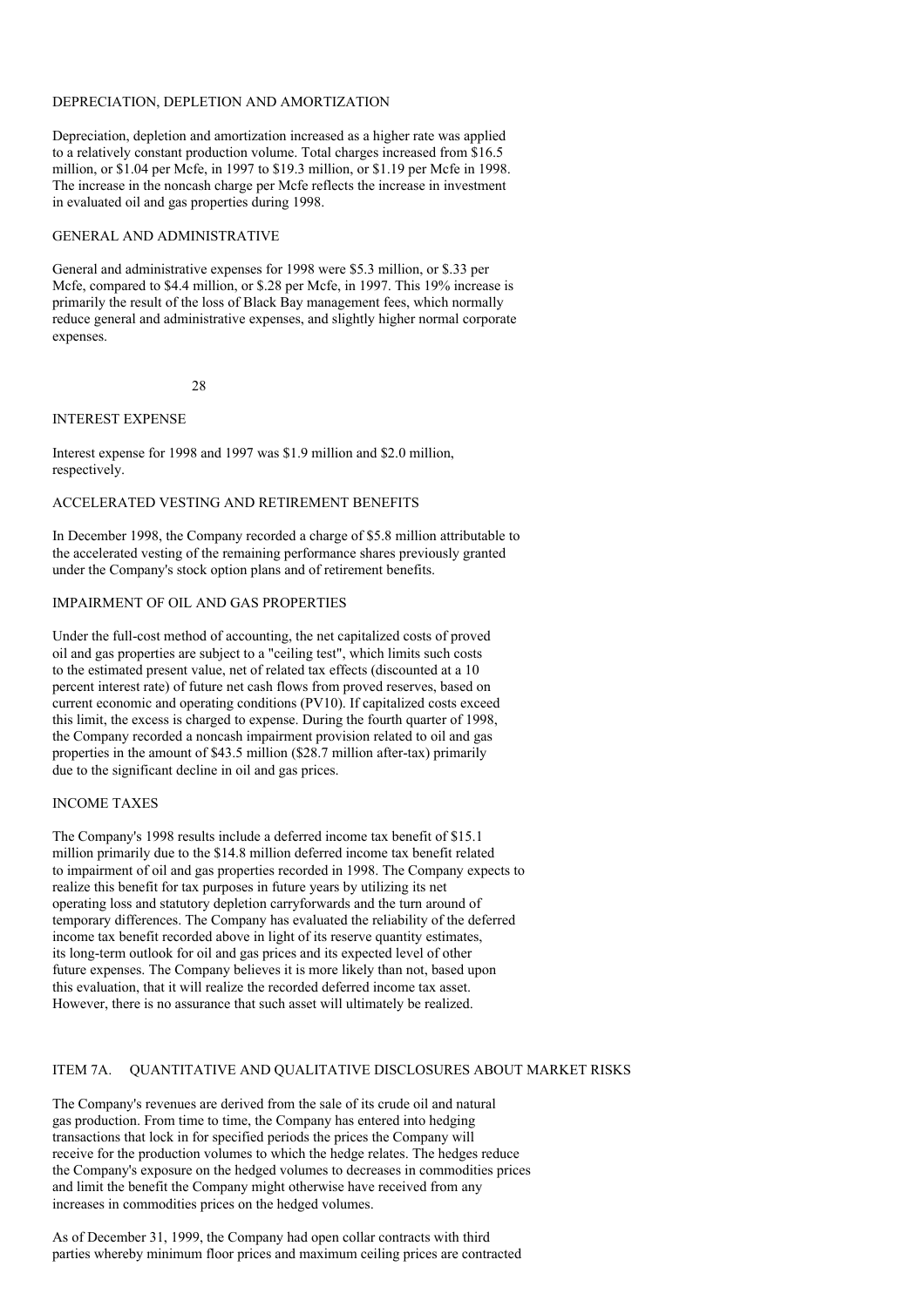### DEPRECIATION, DEPLETION AND AMORTIZATION

Depreciation, depletion and amortization increased as a higher rate was applied to a relatively constant production volume. Total charges increased from $16.5 million, or $1.04 per Mcfe, in 1997 to $19.3 million, or $1.19 per Mcfe in 1998. The increase in the noncash charge per Mcfe reflects the increase in investment in evaluated oil and gas properties during 1998.

### GENERAL AND ADMINISTRATIVE

General and administrative expenses for 1998 were $5.3 million, or $.33 per Mcfe, compared to $4.4 million, or $.28 per Mcfe, in 1997. This 19% increase is primarily the result of the loss of Black Bay management fees, which normally reduce general and administrative expenses, and slightly higher normal corporate expenses.

### INTEREST EXPENSE

Interest expense for 1998 and 1997 was $1.9 million and $2.0 million, respectively.

### ACCELERATED VESTING AND RETIREMENT BENEFITS

In December 1998, the Company recorded a charge of $5.8 million attributable to the accelerated vesting of the remaining performance shares previously granted under the Company's stock option plans and of retirement benefits.

### IMPAIRMENT OF OIL AND GAS PROPERTIES

Under the full-cost method of accounting, the net capitalized costs of proved oil and gas properties are subject to a "ceiling test", which limits such costs to the estimated present value, net of related tax effects (discounted at a 10 percent interest rate) of future net cash flows from proved reserves, based on current economic and operating conditions (PV10). If capitalized costs exceed this limit, the excess is charged to expense. During the fourth quarter of 1998, the Company recorded a noncash impairment provision related to oil and gas properties in the amount of $43.5 million ($28.7 million after-tax) primarily due to the significant decline in oil and gas prices.

### INCOME TAXES

The Company's 1998 results include a deferred income tax benefit of $15.1 million primarily due to the $14.8 million deferred income tax benefit related to impairment of oil and gas properties recorded in 1998. The Company expects to realize this benefit for tax purposes in future years by utilizing its net operating loss and statutory depletion carryforwards and the turn around of temporary differences. The Company has evaluated the reliability of the deferred income tax benefit recorded above in light of its reserve quantity estimates, its long-term outlook for oil and gas prices and its expected level of other future expenses. The Company believes it is more likely than not, based upon this evaluation, that it will realize the recorded deferred income tax asset. However, there is no assurance that such asset will ultimately be realized.

## ITEM 7A. QUANTITATIVE AND QUALITATIVE DISCLOSURES ABOUT MARKET RISKS

The Company's revenues are derived from the sale of its crude oil and natural gas production. From time to time, the Company has entered into hedging transactions that lock in for specified periods the prices the Company will receive for the production volumes to which the hedge relates. The hedges reduce the Company's exposure on the hedged volumes to decreases in commodities prices and limit the benefit the Company might otherwise have received from any increases in commodities prices on the hedged volumes.

As of December 31, 1999, the Company had open collar contracts with third parties whereby minimum floor prices and maximum ceiling prices are contracted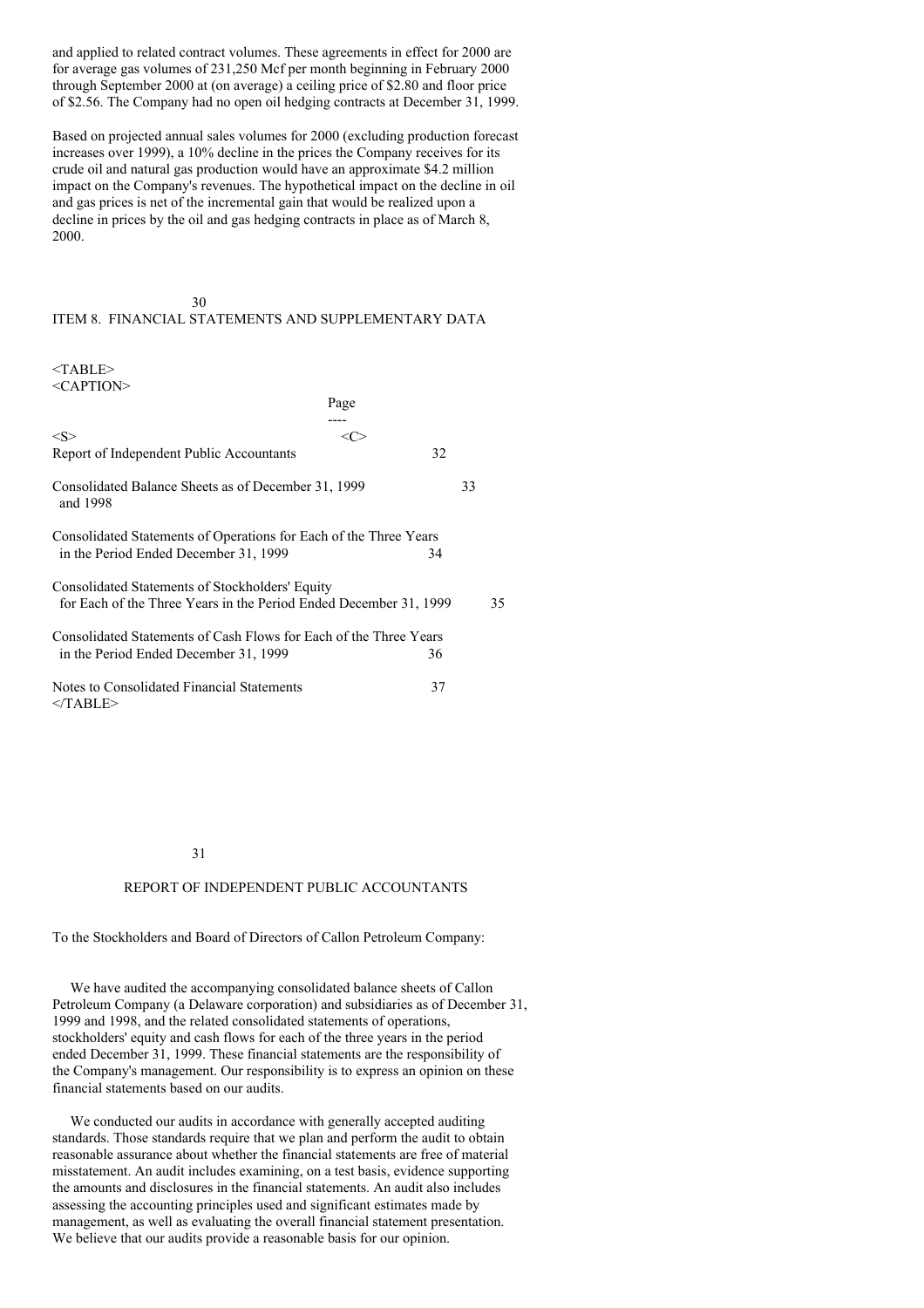and applied to related contract volumes. These agreements in effect for 2000 are for average gas volumes of 231,250 Mcf per month beginning in February 2000 through September 2000 at (on average) a ceiling price of $2.80 and floor price of $2.56. The Company had no open oil hedging contracts at December 31, 1999.

Based on projected annual sales volumes for 2000 (excluding production forecast increases over 1999), a 10% decline in the prices the Company receives for its crude oil and natural gas production would have an approximate $4.2 million impact on the Company's revenues. The hypothetical impact on the decline in oil and gas prices is net of the incremental gain that would be realized upon a decline in prices by the oil and gas hedging contracts in place as of March 8, 2000.

## ITEM 8. FINANCIAL STATEMENTS AND SUPPLEMENTARY DATA

| | Page |
|---|---|
| Report of Independent Public Accountants | 32 |
| Consolidated Balance Sheets as of December 31, 1999 and 1998 | 33 |
| Consolidated Statements of Operations for Each of the Three Years in the Period Ended December 31, 1999 | 34 |
| Consolidated Statements of Stockholders' Equity for Each of the Three Years in the Period Ended December 31, 1999 | 35 |
| Consolidated Statements of Cash Flows for Each of the Three Years in the Period Ended December 31, 1999 | 36 |
| Notes to Consolidated Financial Statements | 37 |

## REPORT OF INDEPENDENT PUBLIC ACCOUNTANTS

To the Stockholders and Board of Directors of Callon Petroleum Company:

We have audited the accompanying consolidated balance sheets of Callon Petroleum Company (a Delaware corporation) and subsidiaries as of December 31, 1999 and 1998, and the related consolidated statements of operations, stockholders' equity and cash flows for each of the three years in the period ended December 31, 1999. These financial statements are the responsibility of the Company's management. Our responsibility is to express an opinion on these financial statements based on our audits.

We conducted our audits in accordance with generally accepted auditing standards. Those standards require that we plan and perform the audit to obtain reasonable assurance about whether the financial statements are free of material misstatement. An audit includes examining, on a test basis, evidence supporting the amounts and disclosures in the financial statements. An audit also includes assessing the accounting principles used and significant estimates made by management, as well as evaluating the overall financial statement presentation. We believe that our audits provide a reasonable basis for our opinion.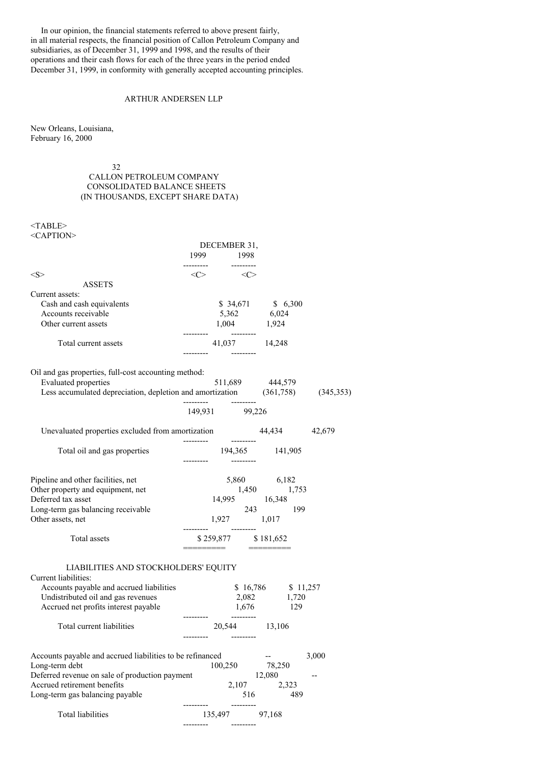In our opinion, the financial statements referred to above present fairly, in all material respects, the financial position of Callon Petroleum Company and subsidiaries, as of December 31, 1999 and 1998, and the results of their operations and their cash flows for each of the three years in the period ended December 31, 1999, in conformity with generally accepted accounting principles.

ARTHUR ANDERSEN LLP

New Orleans, Louisiana,
February 16, 2000

## CALLON PETROLEUM COMPANY
## CONSOLIDATED BALANCE SHEETS
## (IN THOUSANDS, EXCEPT SHARE DATA)

| | December 31, 1999 | December 31, 1998 |
|---|---|---|
| **ASSETS** | | |
| Current assets: | | |
| Cash and cash equivalents | $ 34,671 | $ 6,300 |
| Accounts receivable | 5,362 | 6,024 |
| Other current assets | 1,004 | 1,924 |
| Total current assets | 41,037 | 14,248 |
| Oil and gas properties, full-cost accounting method: | | |
| Evaluated properties | 511,689 | 444,579 |
| Less accumulated depreciation, depletion and amortization | (361,758) | (345,353) |
| | 149,931 | 99,226 |
| Unevaluated properties excluded from amortization | 44,434 | 42,679 |
| Total oil and gas properties | 194,365 | 141,905 |
| Pipeline and other facilities, net | 5,860 | 6,182 |
| Other property and equipment, net | 1,450 | 1,753 |
| Deferred tax asset | 14,995 | 16,348 |
| Long-term gas balancing receivable | 243 | 199 |
| Other assets, net | 1,927 | 1,017 |
| Total assets | $ 259,877 | $ 181,652 |
| **LIABILITIES AND STOCKHOLDERS' EQUITY** | | |
| Current liabilities: | | |
| Accounts payable and accrued liabilities | $ 16,786 | $ 11,257 |
| Undistributed oil and gas revenues | 2,082 | 1,720 |
| Accrued net profits interest payable | 1,676 | 129 |
| Total current liabilities | 20,544 | 13,106 |
| Accounts payable and accrued liabilities to be refinanced | -- | 3,000 |
| Long-term debt | 100,250 | 78,250 |
| Deferred revenue on sale of production payment | 12,080 | -- |
| Accrued retirement benefits | 2,107 | 2,323 |
| Long-term gas balancing payable | 516 | 489 |
| Total liabilities | 135,497 | 97,168 |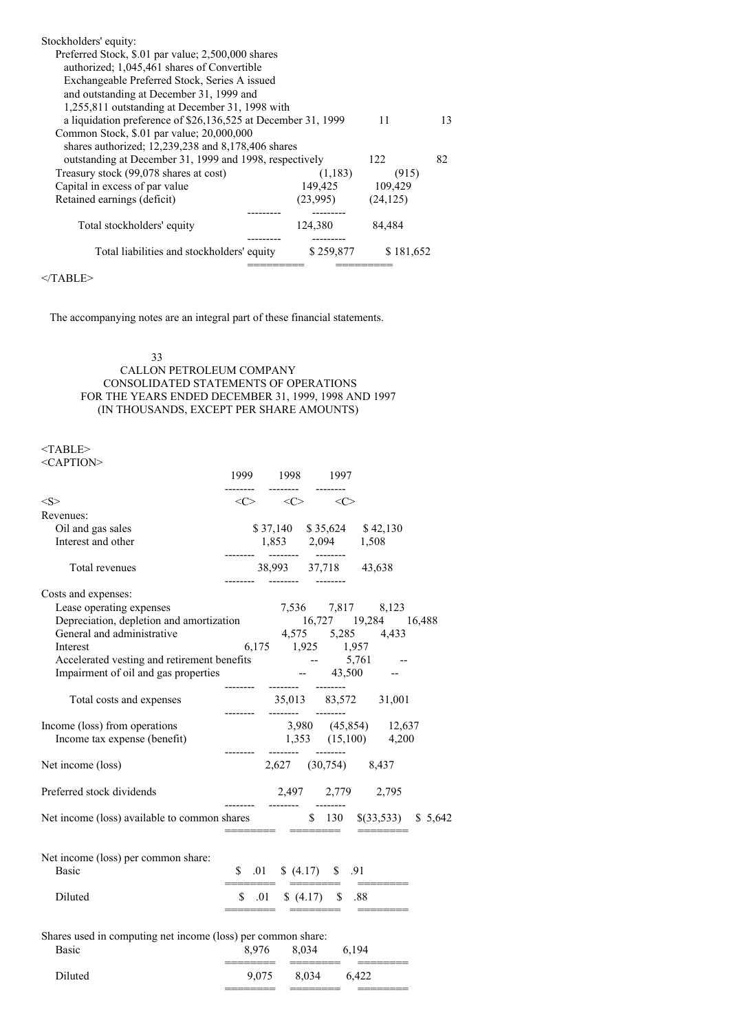| | 1999 | 1998 |
|---|---|---|
| Stockholders' equity: | | |
| Preferred Stock, $.01 par value; 2,500,000 shares authorized; 1,045,461 shares of Convertible Exchangeable Preferred Stock, Series A issued and outstanding at December 31, 1999 and 1,255,811 outstanding at December 31, 1998 with a liquidation preference of $26,136,525 at December 31, 1999 | 11 | 13 |
| Common Stock, $.01 par value; 20,000,000 shares authorized; 12,239,238 and 8,178,406 shares outstanding at December 31, 1999 and 1998, respectively | 122 | 82 |
| Treasury stock (99,078 shares at cost) | (1,183) | (915) |
| Capital in excess of par value | 149,425 | 109,429 |
| Retained earnings (deficit) | (23,995) | (24,125) |
| Total stockholders' equity | 124,380 | 84,484 |
| Total liabilities and stockholders' equity | $ 259,877 | $ 181,652 |

The accompanying notes are an integral part of these financial statements.

# CALLON PETROLEUM COMPANY
## CONSOLIDATED STATEMENTS OF OPERATIONS
### FOR THE YEARS ENDED DECEMBER 31, 1999, 1998 AND 1997
### (IN THOUSANDS, EXCEPT PER SHARE AMOUNTS)

| | 1999 | 1998 | 1997 |
|---|---|---|---|
| Revenues: | | | |
| Oil and gas sales | $ 37,140 | $ 35,624 | $ 42,130 |
| Interest and other | 1,853 | 2,094 | 1,508 |
| Total revenues | 38,993 | 37,718 | 43,638 |
| Costs and expenses: | | | |
| Lease operating expenses | 7,536 | 7,817 | 8,123 |
| Depreciation, depletion and amortization | 16,727 | 19,284 | 16,488 |
| General and administrative | 4,575 | 5,285 | 4,433 |
| Interest | 6,175 | 1,925 | 1,957 |
| Accelerated vesting and retirement benefits | -- | 5,761 | -- |
| Impairment of oil and gas properties | -- | 43,500 | -- |
| Total costs and expenses | 35,013 | 83,572 | 31,001 |
| Income (loss) from operations | 3,980 | (45,854) | 12,637 |
| Income tax expense (benefit) | 1,353 | (15,100) | 4,200 |
| Net income (loss) | 2,627 | (30,754) | 8,437 |
| Preferred stock dividends | 2,497 | 2,779 | 2,795 |
| Net income (loss) available to common shares | $ 130 | $(33,533) | $ 5,642 |
| Net income (loss) per common share: | | | |
| Basic | $ .01 | $ (4.17) | $ .91 |
| Diluted | $ .01 | $ (4.17) | $ .88 |
| Shares used in computing net income (loss) per common share: | | | |
| Basic | 8,976 | 8,034 | 6,194 |
| Diluted | 9,075 | 8,034 | 6,422 |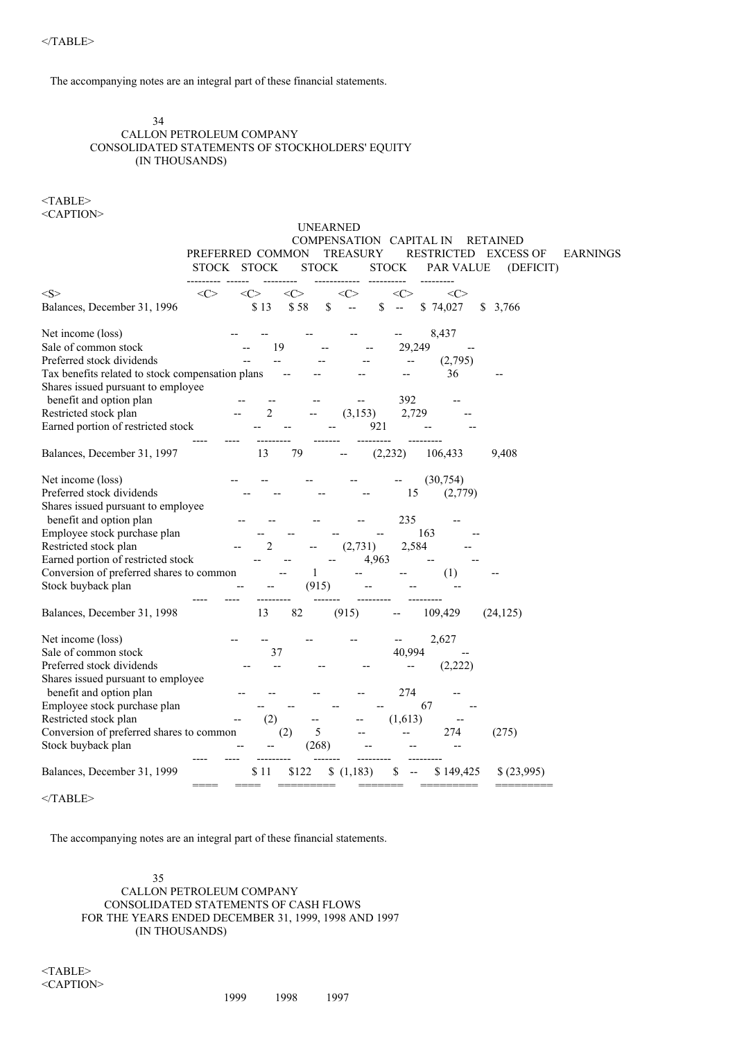The accompanying notes are an integral part of these financial statements.

# CALLON PETROLEUM COMPANY
## CONSOLIDATED STATEMENTS OF STOCKHOLDERS' EQUITY
### (IN THOUSANDS)

| | PREFERRED STOCK | COMMON STOCK | TREASURY STOCK | UNEARNED COMPENSATION RESTRICTED STOCK | CAPITAL IN EXCESS OF PAR VALUE | RETAINED EARNINGS (DEFICIT) |
|---|---|---|---|---|---|---|
| Balances, December 31, 1996 | $ 13 | $ 58 | $ -- | $ -- | $ 74,027 | $ 3,766 |
| Net income (loss) | -- | -- | -- | -- | -- | 8,437 |
| Sale of common stock | -- | 19 | -- | -- | 29,249 | -- |
| Preferred stock dividends | -- | -- | -- | -- | -- | (2,795) |
| Tax benefits related to stock compensation plans | -- | -- | -- | -- | 36 | -- |
| Shares issued pursuant to employee benefit and option plan | -- | -- | -- | -- | 392 | -- |
| Restricted stock plan | -- | 2 | -- | (3,153) | 2,729 | -- |
| Earned portion of restricted stock | -- | -- | -- | 921 | -- | -- |
| Balances, December 31, 1997 | 13 | 79 | -- | (2,232) | 106,433 | 9,408 |
| Net income (loss) | -- | -- | -- | -- | -- | (30,754) |
| Preferred stock dividends | -- | -- | -- | -- | 15 | (2,779) |
| Shares issued pursuant to employee benefit and option plan | -- | -- | -- | -- | 235 | -- |
| Employee stock purchase plan | -- | -- | -- | -- | 163 | -- |
| Restricted stock plan | -- | 2 | -- | (2,731) | 2,584 | -- |
| Earned portion of restricted stock | -- | -- | -- | 4,963 | -- | -- |
| Conversion of preferred shares to common | -- | 1 | -- | -- | (1) | -- |
| Stock buyback plan | -- | -- | (915) | -- | -- | -- |
| Balances, December 31, 1998 | 13 | 82 | (915) | -- | 109,429 | (24,125) |
| Net income (loss) | -- | -- | -- | -- | -- | 2,627 |
| Sale of common stock | | 37 | | | 40,994 | -- |
| Preferred stock dividends | -- | -- | -- | -- | -- | (2,222) |
| Shares issued pursuant to employee benefit and option plan | -- | -- | -- | -- | 274 | -- |
| Employee stock purchase plan | -- | -- | -- | -- | 67 | -- |
| Restricted stock plan | -- | (2) | -- | -- | (1,613) | -- |
| Conversion of preferred shares to common | (2) | 5 | -- | -- | 274 | (275) |
| Stock buyback plan | -- | -- | (268) | -- | -- | -- |
| Balances, December 31, 1999 | $ 11 | $122 | $ (1,183) | $ -- | $ 149,425 | $ (23,995) |

The accompanying notes are an integral part of these financial statements.

# CALLON PETROLEUM COMPANY
## CONSOLIDATED STATEMENTS OF CASH FLOWS
### FOR THE YEARS ENDED DECEMBER 31, 1999, 1998 AND 1997
### (IN THOUSANDS)

| | 1999 | 1998 | 1997 |
|---|---|---|---|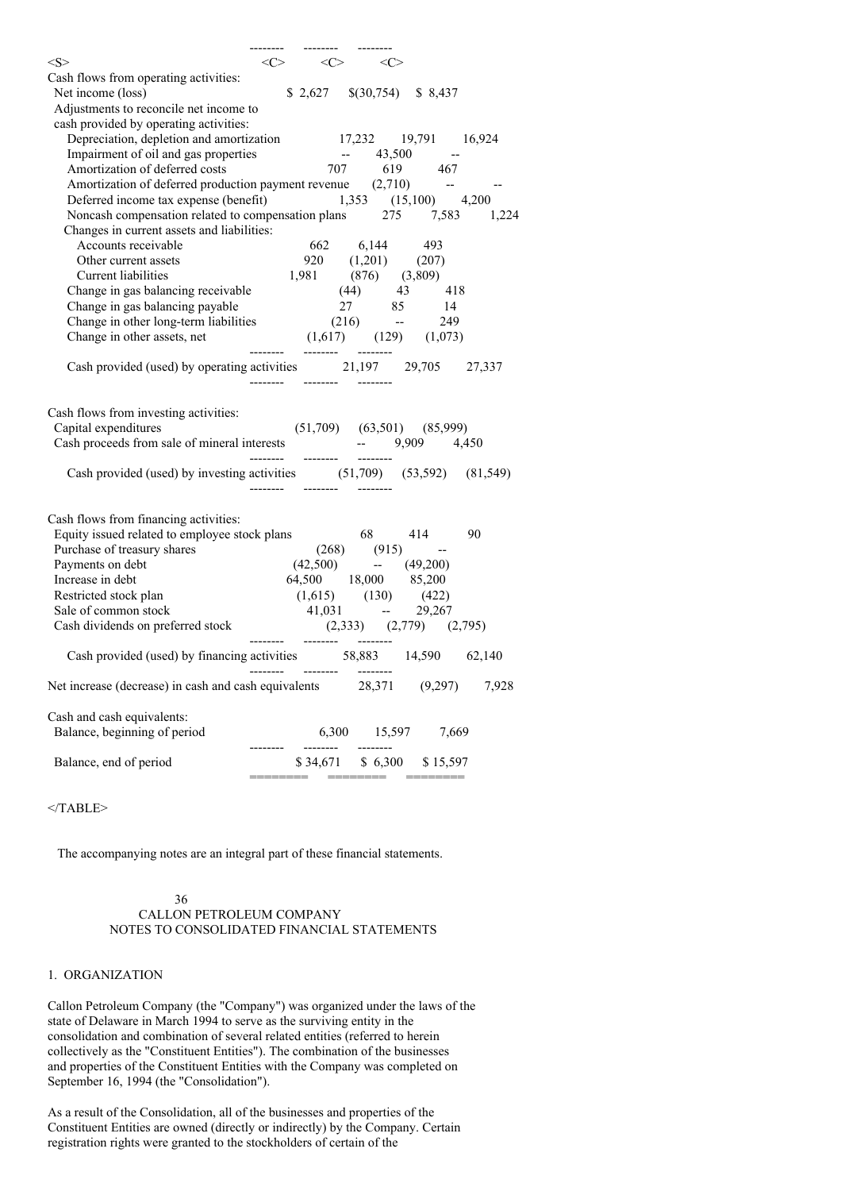| | | | |
|---|---|---|---|
| Cash flows from operating activities: | | | |
| Net income (loss) | $ 2,627 | $(30,754) | $ 8,437 |
| Adjustments to reconcile net income to cash provided by operating activities: | | | |
| Depreciation, depletion and amortization | 17,232 | 19,791 | 16,924 |
| Impairment of oil and gas properties | -- | 43,500 | -- |
| Amortization of deferred costs | 707 | 619 | 467 |
| Amortization of deferred production payment revenue | (2,710) | -- | -- |
| Deferred income tax expense (benefit) | 1,353 | (15,100) | 4,200 |
| Noncash compensation related to compensation plans | 275 | 7,583 | 1,224 |
| Changes in current assets and liabilities: | | | |
| Accounts receivable | 662 | 6,144 | 493 |
| Other current assets | 920 | (1,201) | (207) |
| Current liabilities | 1,981 | (876) | (3,809) |
| Change in gas balancing receivable | (44) | 43 | 418 |
| Change in gas balancing payable | 27 | 85 | 14 |
| Change in other long-term liabilities | (216) | -- | 249 |
| Change in other assets, net | (1,617) | (129) | (1,073) |
| Cash provided (used) by operating activities | 21,197 | 29,705 | 27,337 |
| Cash flows from investing activities: | | | |
| Capital expenditures | (51,709) | (63,501) | (85,999) |
| Cash proceeds from sale of mineral interests | -- | 9,909 | 4,450 |
| Cash provided (used) by investing activities | (51,709) | (53,592) | (81,549) |
| Cash flows from financing activities: | | | |
| Equity issued related to employee stock plans | 68 | 414 | 90 |
| Purchase of treasury shares | (268) | (915) | -- |
| Payments on debt | (42,500) | -- | (49,200) |
| Increase in debt | 64,500 | 18,000 | 85,200 |
| Restricted stock plan | (1,615) | (130) | (422) |
| Sale of common stock | 41,031 | -- | 29,267 |
| Cash dividends on preferred stock | (2,333) | (2,779) | (2,795) |
| Cash provided (used) by financing activities | 58,883 | 14,590 | 62,140 |
| Net increase (decrease) in cash and cash equivalents | 28,371 | (9,297) | 7,928 |
| Cash and cash equivalents: | | | |
| Balance, beginning of period | 6,300 | 15,597 | 7,669 |
| Balance, end of period | $ 34,671 | $ 6,300 | $ 15,597 |

The accompanying notes are an integral part of these financial statements.

CALLON PETROLEUM COMPANY
NOTES TO CONSOLIDATED FINANCIAL STATEMENTS

## 1. ORGANIZATION

Callon Petroleum Company (the "Company") was organized under the laws of the state of Delaware in March 1994 to serve as the surviving entity in the consolidation and combination of several related entities (referred to herein collectively as the "Constituent Entities"). The combination of the businesses and properties of the Constituent Entities with the Company was completed on September 16, 1994 (the "Consolidation").

As a result of the Consolidation, all of the businesses and properties of the Constituent Entities are owned (directly or indirectly) by the Company. Certain registration rights were granted to the stockholders of certain of the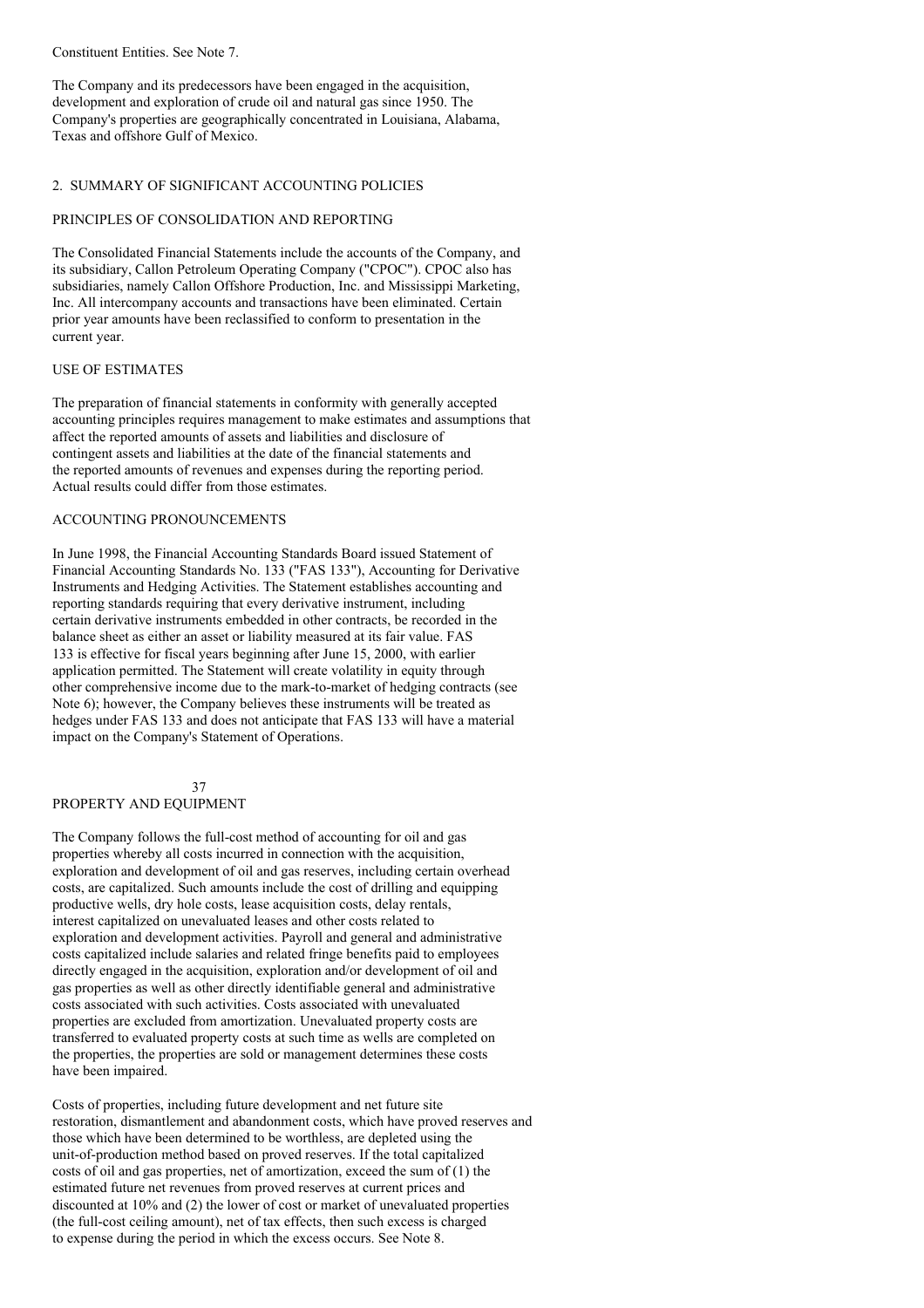Constituent Entities. See Note 7.

The Company and its predecessors have been engaged in the acquisition, development and exploration of crude oil and natural gas since 1950. The Company's properties are geographically concentrated in Louisiana, Alabama, Texas and offshore Gulf of Mexico.

## 2. SUMMARY OF SIGNIFICANT ACCOUNTING POLICIES

### PRINCIPLES OF CONSOLIDATION AND REPORTING

The Consolidated Financial Statements include the accounts of the Company, and its subsidiary, Callon Petroleum Operating Company ("CPOC"). CPOC also has subsidiaries, namely Callon Offshore Production, Inc. and Mississippi Marketing, Inc. All intercompany accounts and transactions have been eliminated. Certain prior year amounts have been reclassified to conform to presentation in the current year.

### USE OF ESTIMATES

The preparation of financial statements in conformity with generally accepted accounting principles requires management to make estimates and assumptions that affect the reported amounts of assets and liabilities and disclosure of contingent assets and liabilities at the date of the financial statements and the reported amounts of revenues and expenses during the reporting period. Actual results could differ from those estimates.

### ACCOUNTING PRONOUNCEMENTS

In June 1998, the Financial Accounting Standards Board issued Statement of Financial Accounting Standards No. 133 ("FAS 133"), Accounting for Derivative Instruments and Hedging Activities. The Statement establishes accounting and reporting standards requiring that every derivative instrument, including certain derivative instruments embedded in other contracts, be recorded in the balance sheet as either an asset or liability measured at its fair value. FAS 133 is effective for fiscal years beginning after June 15, 2000, with earlier application permitted. The Statement will create volatility in equity through other comprehensive income due to the mark-to-market of hedging contracts (see Note 6); however, the Company believes these instruments will be treated as hedges under FAS 133 and does not anticipate that FAS 133 will have a material impact on the Company's Statement of Operations.

### PROPERTY AND EQUIPMENT

The Company follows the full-cost method of accounting for oil and gas properties whereby all costs incurred in connection with the acquisition, exploration and development of oil and gas reserves, including certain overhead costs, are capitalized. Such amounts include the cost of drilling and equipping productive wells, dry hole costs, lease acquisition costs, delay rentals, interest capitalized on unevaluated leases and other costs related to exploration and development activities. Payroll and general and administrative costs capitalized include salaries and related fringe benefits paid to employees directly engaged in the acquisition, exploration and/or development of oil and gas properties as well as other directly identifiable general and administrative costs associated with such activities. Costs associated with unevaluated properties are excluded from amortization. Unevaluated property costs are transferred to evaluated property costs at such time as wells are completed on the properties, the properties are sold or management determines these costs have been impaired.

Costs of properties, including future development and net future site restoration, dismantlement and abandonment costs, which have proved reserves and those which have been determined to be worthless, are depleted using the unit-of-production method based on proved reserves. If the total capitalized costs of oil and gas properties, net of amortization, exceed the sum of (1) the estimated future net revenues from proved reserves at current prices and discounted at 10% and (2) the lower of cost or market of unevaluated properties (the full-cost ceiling amount), net of tax effects, then such excess is charged to expense during the period in which the excess occurs. See Note 8.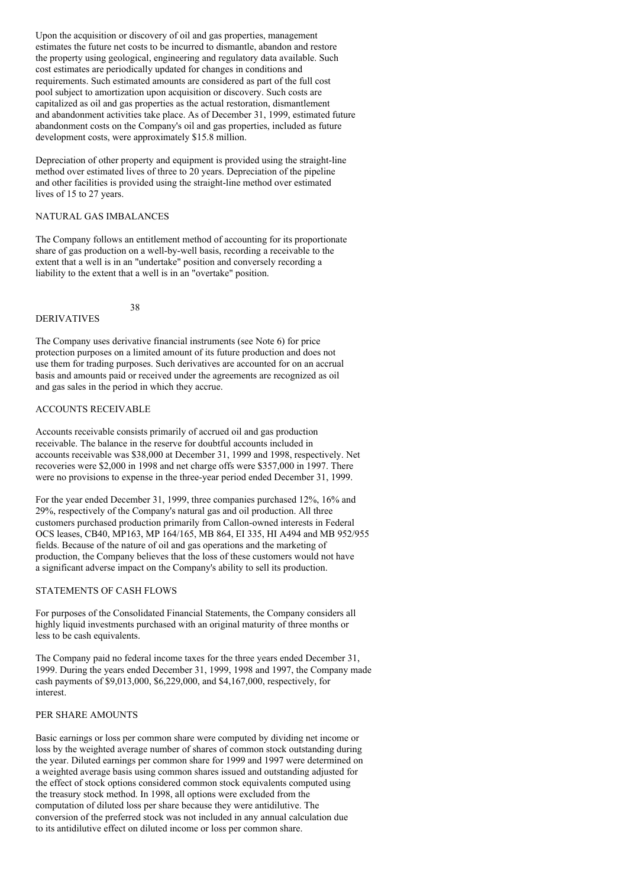Upon the acquisition or discovery of oil and gas properties, management estimates the future net costs to be incurred to dismantle, abandon and restore the property using geological, engineering and regulatory data available. Such cost estimates are periodically updated for changes in conditions and requirements. Such estimated amounts are considered as part of the full cost pool subject to amortization upon acquisition or discovery. Such costs are capitalized as oil and gas properties as the actual restoration, dismantlement and abandonment activities take place. As of December 31, 1999, estimated future abandonment costs on the Company's oil and gas properties, included as future development costs, were approximately $15.8 million.

Depreciation of other property and equipment is provided using the straight-line method over estimated lives of three to 20 years. Depreciation of the pipeline and other facilities is provided using the straight-line method over estimated lives of 15 to 27 years.

### NATURAL GAS IMBALANCES

The Company follows an entitlement method of accounting for its proportionate share of gas production on a well-by-well basis, recording a receivable to the extent that a well is in an "undertake" position and conversely recording a liability to the extent that a well is in an "overtake" position.

### DERIVATIVES

The Company uses derivative financial instruments (see Note 6) for price protection purposes on a limited amount of its future production and does not use them for trading purposes. Such derivatives are accounted for on an accrual basis and amounts paid or received under the agreements are recognized as oil and gas sales in the period in which they accrue.

### ACCOUNTS RECEIVABLE

Accounts receivable consists primarily of accrued oil and gas production receivable. The balance in the reserve for doubtful accounts included in accounts receivable was $38,000 at December 31, 1999 and 1998, respectively. Net recoveries were $2,000 in 1998 and net charge offs were $357,000 in 1997. There were no provisions to expense in the three-year period ended December 31, 1999.

For the year ended December 31, 1999, three companies purchased 12%, 16% and 29%, respectively of the Company's natural gas and oil production. All three customers purchased production primarily from Callon-owned interests in Federal OCS leases, CB40, MP163, MP 164/165, MB 864, EI 335, HI A494 and MB 952/955 fields. Because of the nature of oil and gas operations and the marketing of production, the Company believes that the loss of these customers would not have a significant adverse impact on the Company's ability to sell its production.

### STATEMENTS OF CASH FLOWS

For purposes of the Consolidated Financial Statements, the Company considers all highly liquid investments purchased with an original maturity of three months or less to be cash equivalents.

The Company paid no federal income taxes for the three years ended December 31, 1999. During the years ended December 31, 1999, 1998 and 1997, the Company made cash payments of $9,013,000, $6,229,000, and $4,167,000, respectively, for interest.

### PER SHARE AMOUNTS

Basic earnings or loss per common share were computed by dividing net income or loss by the weighted average number of shares of common stock outstanding during the year. Diluted earnings per common share for 1999 and 1997 were determined on a weighted average basis using common shares issued and outstanding adjusted for the effect of stock options considered common stock equivalents computed using the treasury stock method. In 1998, all options were excluded from the computation of diluted loss per share because they were antidilutive. The conversion of the preferred stock was not included in any annual calculation due to its antidilutive effect on diluted income or loss per common share.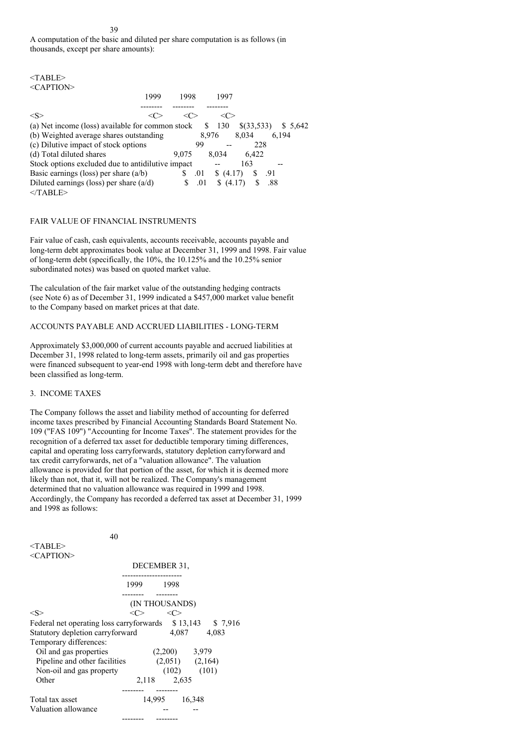A computation of the basic and diluted per share computation is as follows (in thousands, except per share amounts):

| | 1999 | 1998 | 1997 |
|---|---|---|---|
| (a) Net income (loss) available for common stock | $ 130 | $(33,533) | $ 5,642 |
| (b) Weighted average shares outstanding | 8,976 | 8,034 | 6,194 |
| (c) Dilutive impact of stock options | 99 | -- | 228 |
| (d) Total diluted shares | 9,075 | 8,034 | 6,422 |
| Stock options excluded due to antidilutive impact | -- | 163 | -- |
| Basic earnings (loss) per share (a/b) | $ .01 | $ (4.17) | $ .91 |
| Diluted earnings (loss) per share (a/d) | $ .01 | $ (4.17) | $ .88 |

FAIR VALUE OF FINANCIAL INSTRUMENTS

Fair value of cash, cash equivalents, accounts receivable, accounts payable and long-term debt approximates book value at December 31, 1999 and 1998. Fair value of long-term debt (specifically, the 10%, the 10.125% and the 10.25% senior subordinated notes) was based on quoted market value.

The calculation of the fair market value of the outstanding hedging contracts (see Note 6) as of December 31, 1999 indicated a $457,000 market value benefit to the Company based on market prices at that date.

ACCOUNTS PAYABLE AND ACCRUED LIABILITIES - LONG-TERM

Approximately $3,000,000 of current accounts payable and accrued liabilities at December 31, 1998 related to long-term assets, primarily oil and gas properties were financed subsequent to year-end 1998 with long-term debt and therefore have been classified as long-term.

3. INCOME TAXES

The Company follows the asset and liability method of accounting for deferred income taxes prescribed by Financial Accounting Standards Board Statement No. 109 ("FAS 109") "Accounting for Income Taxes". The statement provides for the recognition of a deferred tax asset for deductible temporary timing differences, capital and operating loss carryforwards, statutory depletion carryforward and tax credit carryforwards, net of a "valuation allowance". The valuation allowance is provided for that portion of the asset, for which it is deemed more likely than not, that it, will not be realized. The Company's management determined that no valuation allowance was required in 1999 and 1998. Accordingly, the Company has recorded a deferred tax asset at December 31, 1999 and 1998 as follows:

| | DECEMBER 31, | |
|---|---|---|
| | 1999 | 1998 |
| | (IN THOUSANDS) | |
| Federal net operating loss carryforwards | $ 13,143 | $ 7,916 |
| Statutory depletion carryforward | 4,087 | 4,083 |
| Temporary differences: | | |
| Oil and gas properties | (2,200) | 3,979 |
| Pipeline and other facilities | (2,051) | (2,164) |
| Non-oil and gas property | (102) | (101) |
| Other | 2,118 | 2,635 |
| Total tax asset | 14,995 | 16,348 |
| Valuation allowance | -- | -- |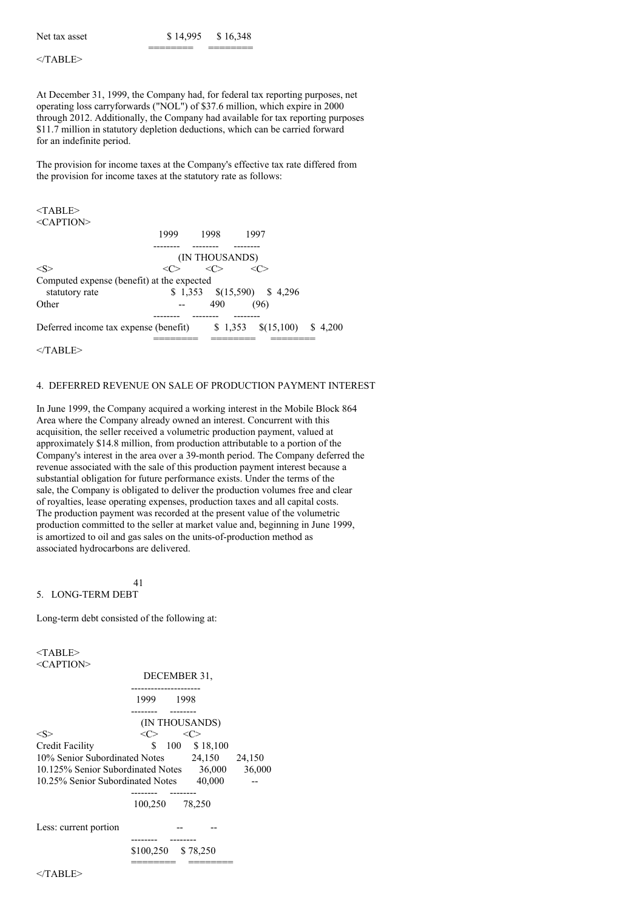| | | |
|---|---|---|
| Net tax asset | $ 14,995 | $ 16,348 |

At December 31, 1999, the Company had, for federal tax reporting purposes, net operating loss carryforwards ("NOL") of $37.6 million, which expire in 2000 through 2012. Additionally, the Company had available for tax reporting purposes $11.7 million in statutory depletion deductions, which can be carried forward for an indefinite period.

The provision for income taxes at the Company's effective tax rate differed from the provision for income taxes at the statutory rate as follows:

| | 1999 | 1998 | 1997 |
|---|---|---|---|
| | (IN THOUSANDS) | | |
| Computed expense (benefit) at the expected statutory rate | $ 1,353 | $(15,590) | $ 4,296 |
| Other | -- | 490 | (96) |
| Deferred income tax expense (benefit) | $ 1,353 | $(15,100) | $ 4,200 |

## 4. DEFERRED REVENUE ON SALE OF PRODUCTION PAYMENT INTEREST

In June 1999, the Company acquired a working interest in the Mobile Block 864 Area where the Company already owned an interest. Concurrent with this acquisition, the seller received a volumetric production payment, valued at approximately $14.8 million, from production attributable to a portion of the Company's interest in the area over a 39-month period. The Company deferred the revenue associated with the sale of this production payment interest because a substantial obligation for future performance exists. Under the terms of the sale, the Company is obligated to deliver the production volumes free and clear of royalties, lease operating expenses, production taxes and all capital costs. The production payment was recorded at the present value of the volumetric production committed to the seller at market value and, beginning in June 1999, is amortized to oil and gas sales on the units-of-production method as associated hydrocarbons are delivered.

## 5. LONG-TERM DEBT

Long-term debt consisted of the following at:

| | DECEMBER 31, | |
|---|---|---|
| | 1999 | 1998 |
| | (IN THOUSANDS) | |
| Credit Facility | $ 100 | $ 18,100 |
| 10% Senior Subordinated Notes | 24,150 | 24,150 |
| 10.125% Senior Subordinated Notes | 36,000 | 36,000 |
| 10.25% Senior Subordinated Notes | 40,000 | -- |
| | 100,250 | 78,250 |
| Less: current portion | -- | -- |
| | $100,250 | $ 78,250 |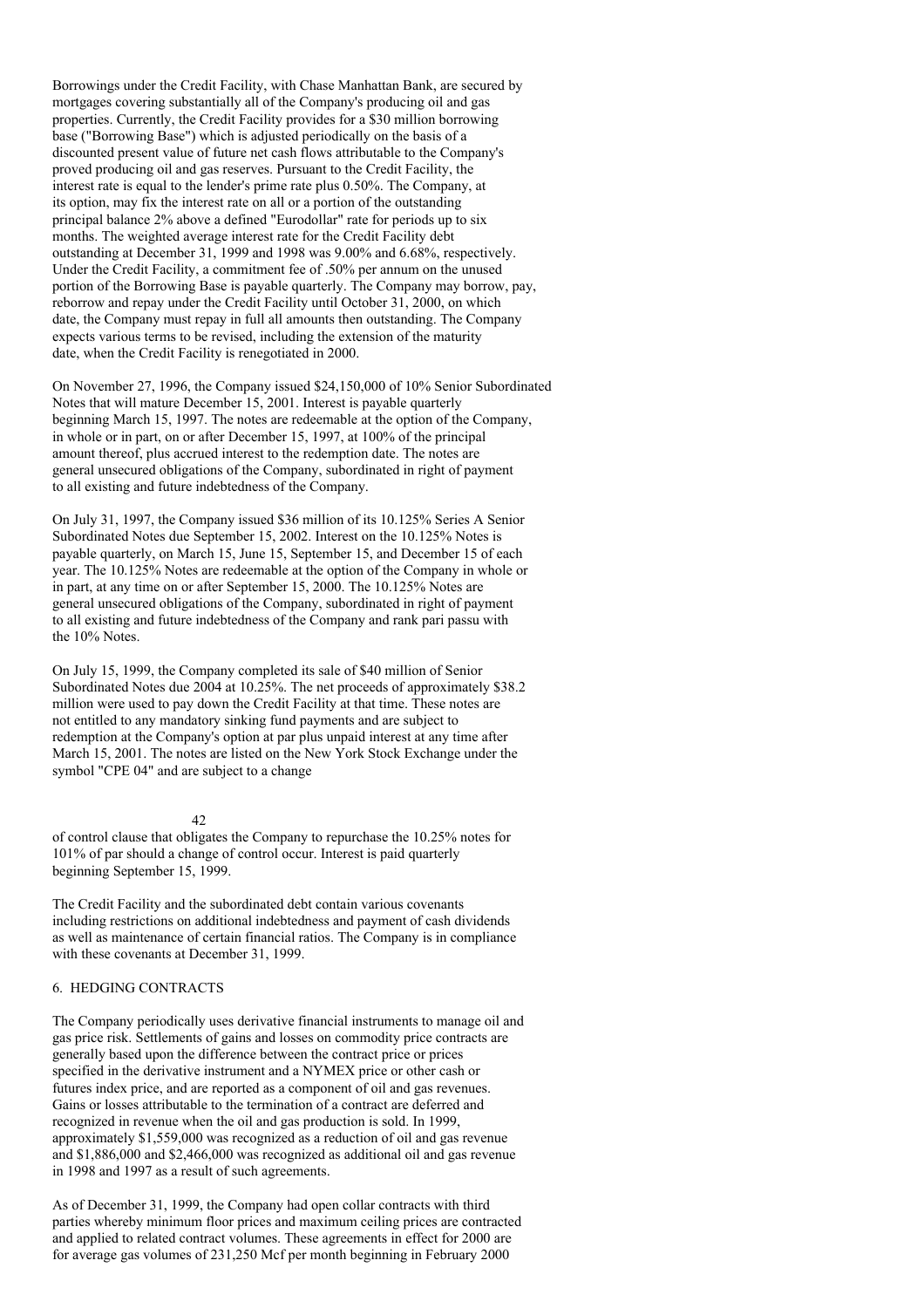Borrowings under the Credit Facility, with Chase Manhattan Bank, are secured by mortgages covering substantially all of the Company's producing oil and gas properties. Currently, the Credit Facility provides for a $30 million borrowing base ("Borrowing Base") which is adjusted periodically on the basis of a discounted present value of future net cash flows attributable to the Company's proved producing oil and gas reserves. Pursuant to the Credit Facility, the interest rate is equal to the lender's prime rate plus 0.50%. The Company, at its option, may fix the interest rate on all or a portion of the outstanding principal balance 2% above a defined "Eurodollar" rate for periods up to six months. The weighted average interest rate for the Credit Facility debt outstanding at December 31, 1999 and 1998 was 9.00% and 6.68%, respectively. Under the Credit Facility, a commitment fee of .50% per annum on the unused portion of the Borrowing Base is payable quarterly. The Company may borrow, pay, reborrow and repay under the Credit Facility until October 31, 2000, on which date, the Company must repay in full all amounts then outstanding. The Company expects various terms to be revised, including the extension of the maturity date, when the Credit Facility is renegotiated in 2000.

On November 27, 1996, the Company issued $24,150,000 of 10% Senior Subordinated Notes that will mature December 15, 2001. Interest is payable quarterly beginning March 15, 1997. The notes are redeemable at the option of the Company, in whole or in part, on or after December 15, 1997, at 100% of the principal amount thereof, plus accrued interest to the redemption date. The notes are general unsecured obligations of the Company, subordinated in right of payment to all existing and future indebtedness of the Company.

On July 31, 1997, the Company issued $36 million of its 10.125% Series A Senior Subordinated Notes due September 15, 2002. Interest on the 10.125% Notes is payable quarterly, on March 15, June 15, September 15, and December 15 of each year. The 10.125% Notes are redeemable at the option of the Company in whole or in part, at any time on or after September 15, 2000. The 10.125% Notes are general unsecured obligations of the Company, subordinated in right of payment to all existing and future indebtedness of the Company and rank pari passu with the 10% Notes.

On July 15, 1999, the Company completed its sale of $40 million of Senior Subordinated Notes due 2004 at 10.25%. The net proceeds of approximately $38.2 million were used to pay down the Credit Facility at that time. These notes are not entitled to any mandatory sinking fund payments and are subject to redemption at the Company's option at par plus unpaid interest at any time after March 15, 2001. The notes are listed on the New York Stock Exchange under the symbol "CPE 04" and are subject to a change of control clause that obligates the Company to repurchase the 10.25% notes for 101% of par should a change of control occur. Interest is paid quarterly beginning September 15, 1999.

The Credit Facility and the subordinated debt contain various covenants including restrictions on additional indebtedness and payment of cash dividends as well as maintenance of certain financial ratios. The Company is in compliance with these covenants at December 31, 1999.

## 6. HEDGING CONTRACTS

The Company periodically uses derivative financial instruments to manage oil and gas price risk. Settlements of gains and losses on commodity price contracts are generally based upon the difference between the contract price or prices specified in the derivative instrument and a NYMEX price or other cash or futures index price, and are reported as a component of oil and gas revenues. Gains or losses attributable to the termination of a contract are deferred and recognized in revenue when the oil and gas production is sold. In 1999, approximately $1,559,000 was recognized as a reduction of oil and gas revenue and $1,886,000 and $2,466,000 was recognized as additional oil and gas revenue in 1998 and 1997 as a result of such agreements.

As of December 31, 1999, the Company had open collar contracts with third parties whereby minimum floor prices and maximum ceiling prices are contracted and applied to related contract volumes. These agreements in effect for 2000 are for average gas volumes of 231,250 Mcf per month beginning in February 2000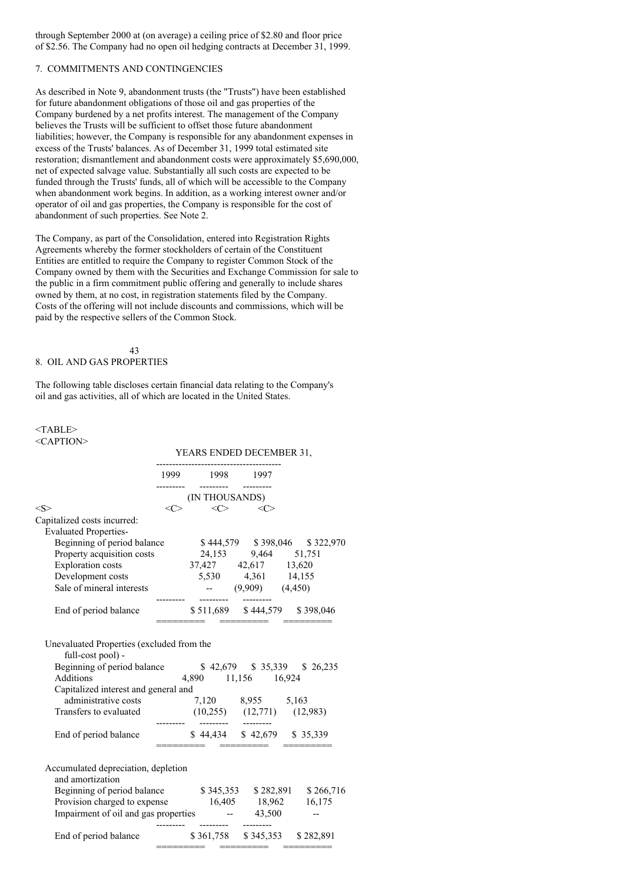through September 2000 at (on average) a ceiling price of $2.80 and floor price of $2.56. The Company had no open oil hedging contracts at December 31, 1999.

## 7. COMMITMENTS AND CONTINGENCIES

As described in Note 9, abandonment trusts (the "Trusts") have been established for future abandonment obligations of those oil and gas properties of the Company burdened by a net profits interest. The management of the Company believes the Trusts will be sufficient to offset those future abandonment liabilities; however, the Company is responsible for any abandonment expenses in excess of the Trusts' balances. As of December 31, 1999 total estimated site restoration; dismantlement and abandonment costs were approximately $5,690,000, net of expected salvage value. Substantially all such costs are expected to be funded through the Trusts' funds, all of which will be accessible to the Company when abandonment work begins. In addition, as a working interest owner and/or operator of oil and gas properties, the Company is responsible for the cost of abandonment of such properties. See Note 2.

The Company, as part of the Consolidation, entered into Registration Rights Agreements whereby the former stockholders of certain of the Constituent Entities are entitled to require the Company to register Common Stock of the Company owned by them with the Securities and Exchange Commission for sale to the public in a firm commitment public offering and generally to include shares owned by them, at no cost, in registration statements filed by the Company. Costs of the offering will not include discounts and commissions, which will be paid by the respective sellers of the Common Stock.

## 8. OIL AND GAS PROPERTIES

The following table discloses certain financial data relating to the Company's oil and gas activities, all of which are located in the United States.

| | YEARS ENDED DECEMBER 31, | | |
|---|---|---|---|
| | 1999 | 1998 | 1997 |
| | (IN THOUSANDS) | | |
| Capitalized costs incurred: | | | |
| Evaluated Properties- | | | |
| Beginning of period balance | $ 444,579 | $ 398,046 | $ 322,970 |
| Property acquisition costs | 24,153 | 9,464 | 51,751 |
| Exploration costs | 37,427 | 42,617 | 13,620 |
| Development costs | 5,530 | 4,361 | 14,155 |
| Sale of mineral interests | -- | (9,909) | (4,450) |
| End of period balance | $ 511,689 | $ 444,579 | $ 398,046 |
| Unevaluated Properties (excluded from the full-cost pool) - | | | |
| Beginning of period balance | $ 42,679 | $ 35,339 | $ 26,235 |
| Additions | 4,890 | 11,156 | 16,924 |
| Capitalized interest and general and administrative costs | 7,120 | 8,955 | 5,163 |
| Transfers to evaluated | (10,255) | (12,771) | (12,983) |
| End of period balance | $ 44,434 | $ 42,679 | $ 35,339 |
| Accumulated depreciation, depletion and amortization | | | |
| Beginning of period balance | $ 345,353 | $ 282,891 | $ 266,716 |
| Provision charged to expense | 16,405 | 18,962 | 16,175 |
| Impairment of oil and gas properties | -- | 43,500 | -- |
| End of period balance | $ 361,758 | $ 345,353 | $ 282,891 |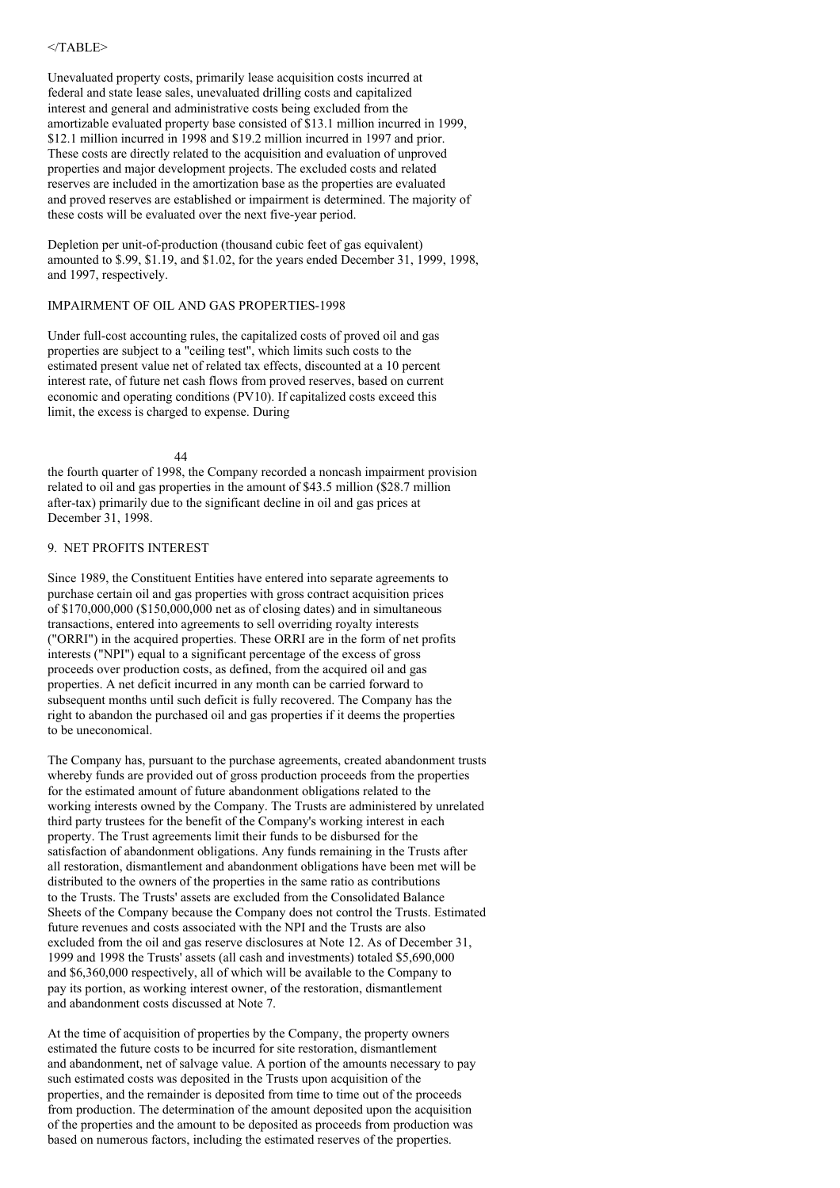Unevaluated property costs, primarily lease acquisition costs incurred at federal and state lease sales, unevaluated drilling costs and capitalized interest and general and administrative costs being excluded from the amortizable evaluated property base consisted of $13.1 million incurred in 1999, $12.1 million incurred in 1998 and $19.2 million incurred in 1997 and prior. These costs are directly related to the acquisition and evaluation of unproved properties and major development projects. The excluded costs and related reserves are included in the amortization base as the properties are evaluated and proved reserves are established or impairment is determined. The majority of these costs will be evaluated over the next five-year period.

Depletion per unit-of-production (thousand cubic feet of gas equivalent) amounted to $.99, $1.19, and $1.02, for the years ended December 31, 1999, 1998, and 1997, respectively.

IMPAIRMENT OF OIL AND GAS PROPERTIES-1998

Under full-cost accounting rules, the capitalized costs of proved oil and gas properties are subject to a "ceiling test", which limits such costs to the estimated present value net of related tax effects, discounted at a 10 percent interest rate, of future net cash flows from proved reserves, based on current economic and operating conditions (PV10). If capitalized costs exceed this limit, the excess is charged to expense. During the fourth quarter of 1998, the Company recorded a noncash impairment provision related to oil and gas properties in the amount of $43.5 million ($28.7 million after-tax) primarily due to the significant decline in oil and gas prices at December 31, 1998.

## 9. NET PROFITS INTEREST

Since 1989, the Constituent Entities have entered into separate agreements to purchase certain oil and gas properties with gross contract acquisition prices of $170,000,000 ($150,000,000 net as of closing dates) and in simultaneous transactions, entered into agreements to sell overriding royalty interests ("ORRI") in the acquired properties. These ORRI are in the form of net profits interests ("NPI") equal to a significant percentage of the excess of gross proceeds over production costs, as defined, from the acquired oil and gas properties. A net deficit incurred in any month can be carried forward to subsequent months until such deficit is fully recovered. The Company has the right to abandon the purchased oil and gas properties if it deems the properties to be uneconomical.

The Company has, pursuant to the purchase agreements, created abandonment trusts whereby funds are provided out of gross production proceeds from the properties for the estimated amount of future abandonment obligations related to the working interests owned by the Company. The Trusts are administered by unrelated third party trustees for the benefit of the Company's working interest in each property. The Trust agreements limit their funds to be disbursed for the satisfaction of abandonment obligations. Any funds remaining in the Trusts after all restoration, dismantlement and abandonment obligations have been met will be distributed to the owners of the properties in the same ratio as contributions to the Trusts. The Trusts' assets are excluded from the Consolidated Balance Sheets of the Company because the Company does not control the Trusts. Estimated future revenues and costs associated with the NPI and the Trusts are also excluded from the oil and gas reserve disclosures at Note 12. As of December 31, 1999 and 1998 the Trusts' assets (all cash and investments) totaled $5,690,000 and $6,360,000 respectively, all of which will be available to the Company to pay its portion, as working interest owner, of the restoration, dismantlement and abandonment costs discussed at Note 7.

At the time of acquisition of properties by the Company, the property owners estimated the future costs to be incurred for site restoration, dismantlement and abandonment, net of salvage value. A portion of the amounts necessary to pay such estimated costs was deposited in the Trusts upon acquisition of the properties, and the remainder is deposited from time to time out of the proceeds from production. The determination of the amount deposited upon the acquisition of the properties and the amount to be deposited as proceeds from production was based on numerous factors, including the estimated reserves of the properties.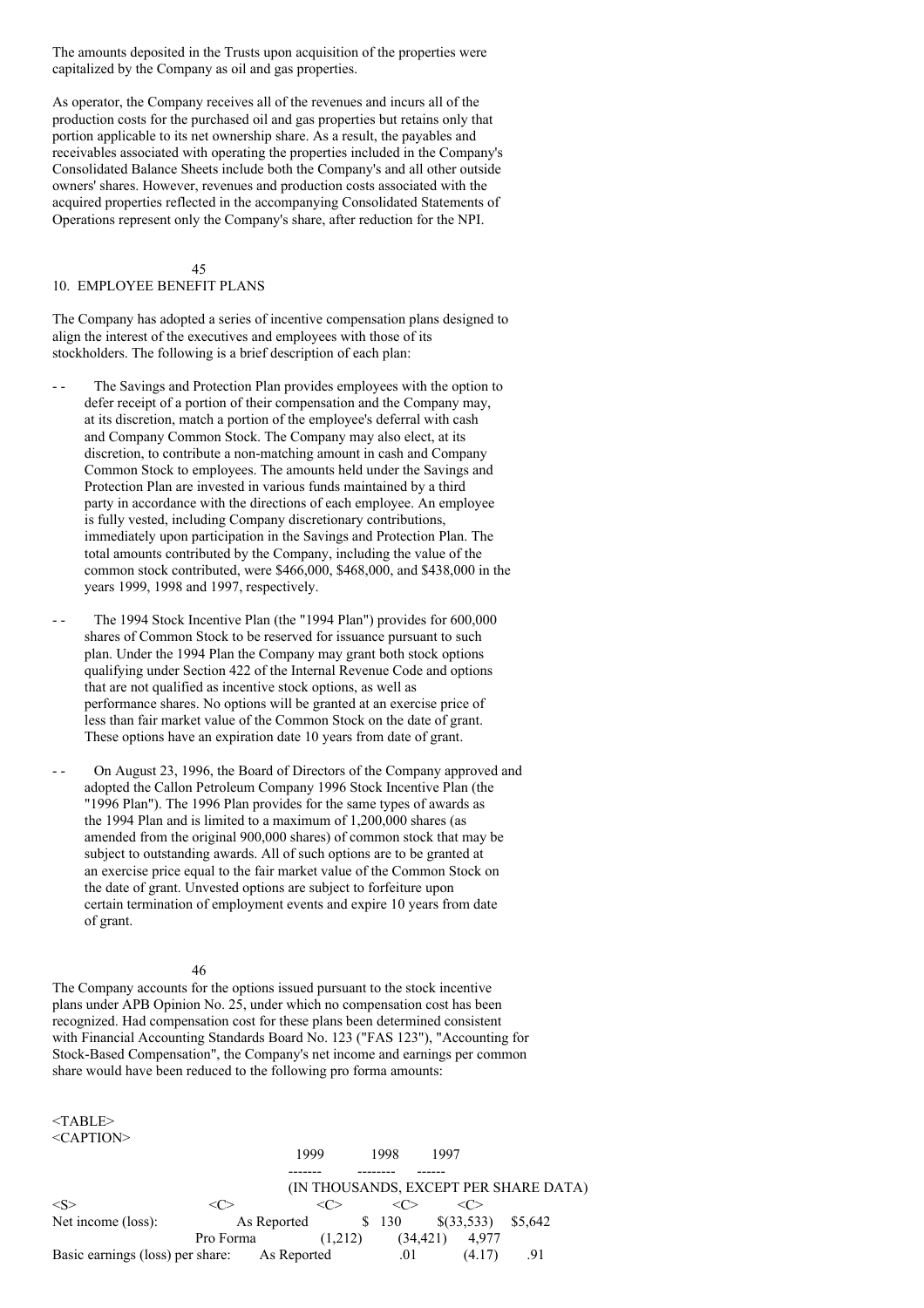The amounts deposited in the Trusts upon acquisition of the properties were capitalized by the Company as oil and gas properties.

As operator, the Company receives all of the revenues and incurs all of the production costs for the purchased oil and gas properties but retains only that portion applicable to its net ownership share. As a result, the payables and receivables associated with operating the properties included in the Company's Consolidated Balance Sheets include both the Company's and all other outside owners' shares. However, revenues and production costs associated with the acquired properties reflected in the accompanying Consolidated Statements of Operations represent only the Company's share, after reduction for the NPI.

## 10. EMPLOYEE BENEFIT PLANS

The Company has adopted a series of incentive compensation plans designed to align the interest of the executives and employees with those of its stockholders. The following is a brief description of each plan:

- The Savings and Protection Plan provides employees with the option to defer receipt of a portion of their compensation and the Company may, at its discretion, match a portion of the employee's deferral with cash and Company Common Stock. The Company may also elect, at its discretion, to contribute a non-matching amount in cash and Company Common Stock to employees. The amounts held under the Savings and Protection Plan are invested in various funds maintained by a third party in accordance with the directions of each employee. An employee is fully vested, including Company discretionary contributions, immediately upon participation in the Savings and Protection Plan. The total amounts contributed by the Company, including the value of the common stock contributed, were $466,000, $468,000, and $438,000 in the years 1999, 1998 and 1997, respectively.

- The 1994 Stock Incentive Plan (the "1994 Plan") provides for 600,000 shares of Common Stock to be reserved for issuance pursuant to such plan. Under the 1994 Plan the Company may grant both stock options qualifying under Section 422 of the Internal Revenue Code and options that are not qualified as incentive stock options, as well as performance shares. No options will be granted at an exercise price of less than fair market value of the Common Stock on the date of grant. These options have an expiration date 10 years from date of grant.

- On August 23, 1996, the Board of Directors of the Company approved and adopted the Callon Petroleum Company 1996 Stock Incentive Plan (the "1996 Plan"). The 1996 Plan provides for the same types of awards as the 1994 Plan and is limited to a maximum of 1,200,000 shares (as amended from the original 900,000 shares) of common stock that may be subject to outstanding awards. All of such options are to be granted at an exercise price equal to the fair market value of the Common Stock on the date of grant. Unvested options are subject to forfeiture upon certain termination of employment events and expire 10 years from date of grant.

The Company accounts for the options issued pursuant to the stock incentive plans under APB Opinion No. 25, under which no compensation cost has been recognized. Had compensation cost for these plans been determined consistent with Financial Accounting Standards Board No. 123 ("FAS 123"), "Accounting for Stock-Based Compensation", the Company's net income and earnings per common share would have been reduced to the following pro forma amounts:

| | | 1999 | 1998 | 1997 |
|---|---|---|---|---|
| | | (IN THOUSANDS, EXCEPT PER SHARE DATA) | | |
| Net income (loss): | As Reported | $ 130 | $(33,533) | $5,642 |
| | Pro Forma | (1,212) | (34,421) | 4,977 |
| Basic earnings (loss) per share: | As Reported | .01 | (4.17) | .91 |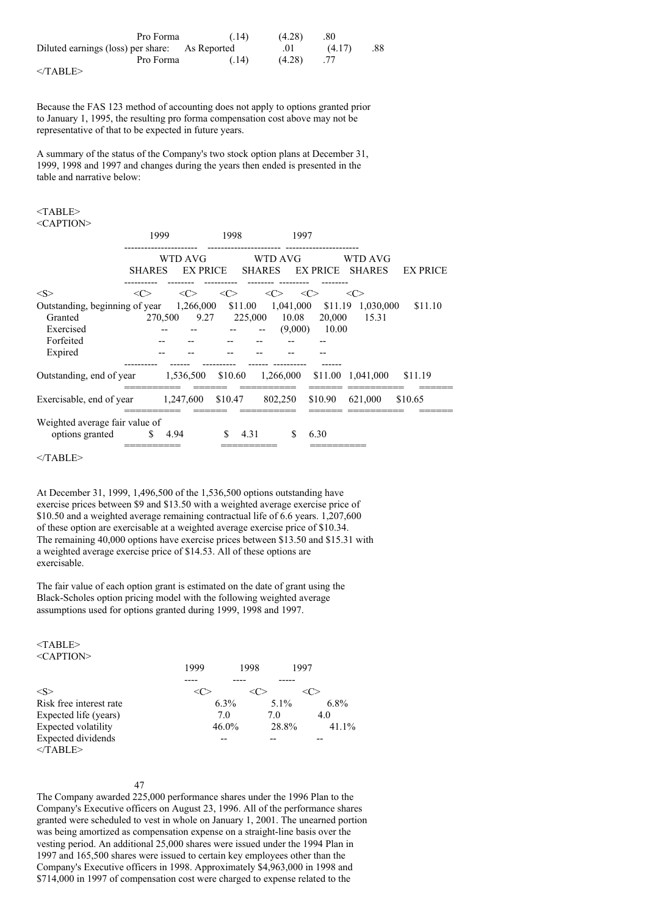| | | | | |
|---|---|---|---|---|
| | Pro Forma | (.14) | (4.28) | .80 |
| Diluted earnings (loss) per share: | As Reported | .01 | (4.17) | .88 |
| | Pro Forma | (.14) | (4.28) | .77 |

Because the FAS 123 method of accounting does not apply to options granted prior to January 1, 1995, the resulting pro forma compensation cost above may not be representative of that to be expected in future years.

A summary of the status of the Company's two stock option plans at December 31, 1999, 1998 and 1997 and changes during the years then ended is presented in the table and narrative below:

| | 1999 | | 1998 | | 1997 | |
|---|---|---|---|---|---|---|
| | SHARES | WTD AVG EX PRICE | SHARES | WTD AVG EX PRICE | SHARES | WTD AVG EX PRICE |
| Outstanding, beginning of year | 1,266,000 | $11.00 | 1,041,000 | $11.19 | 1,030,000 | $11.10 |
| Granted | 270,500 | 9.27 | 225,000 | 10.08 | 20,000 | 15.31 |
| Exercised | -- | -- | -- | -- | (9,000) | 10.00 |
| Forfeited | -- | -- | -- | -- | -- | -- |
| Expired | -- | -- | -- | -- | -- | -- |
| Outstanding, end of year | 1,536,500 | $10.60 | 1,266,000 | $11.00 | 1,041,000 | $11.19 |
| Exercisable, end of year | 1,247,600 | $10.47 | 802,250 | $10.90 | 621,000 | $10.65 |
| Weighted average fair value of options granted | $ 4.94 | | $ 4.31 | | $ 6.30 | |

At December 31, 1999, 1,496,500 of the 1,536,500 options outstanding have exercise prices between $9 and $13.50 with a weighted average exercise price of $10.50 and a weighted average remaining contractual life of 6.6 years. 1,207,600 of these option are exercisable at a weighted average exercise price of $10.34. The remaining 40,000 options have exercise prices between $13.50 and $15.31 with a weighted average exercise price of $14.53. All of these options are exercisable.

The fair value of each option grant is estimated on the date of grant using the Black-Scholes option pricing model with the following weighted average assumptions used for options granted during 1999, 1998 and 1997.

| | 1999 | 1998 | 1997 |
|---|---|---|---|
| Risk free interest rate | 6.3% | 5.1% | 6.8% |
| Expected life (years) | 7.0 | 7.0 | 4.0 |
| Expected volatility | 46.0% | 28.8% | 41.1% |
| Expected dividends | -- | -- | -- |

The Company awarded 225,000 performance shares under the 1996 Plan to the Company's Executive officers on August 23, 1996. All of the performance shares granted were scheduled to vest in whole on January 1, 2001. The unearned portion was being amortized as compensation expense on a straight-line basis over the vesting period. An additional 25,000 shares were issued under the 1994 Plan in 1997 and 165,500 shares were issued to certain key employees other than the Company's Executive officers in 1998. Approximately $4,963,000 in 1998 and $714,000 in 1997 of compensation cost were charged to expense related to the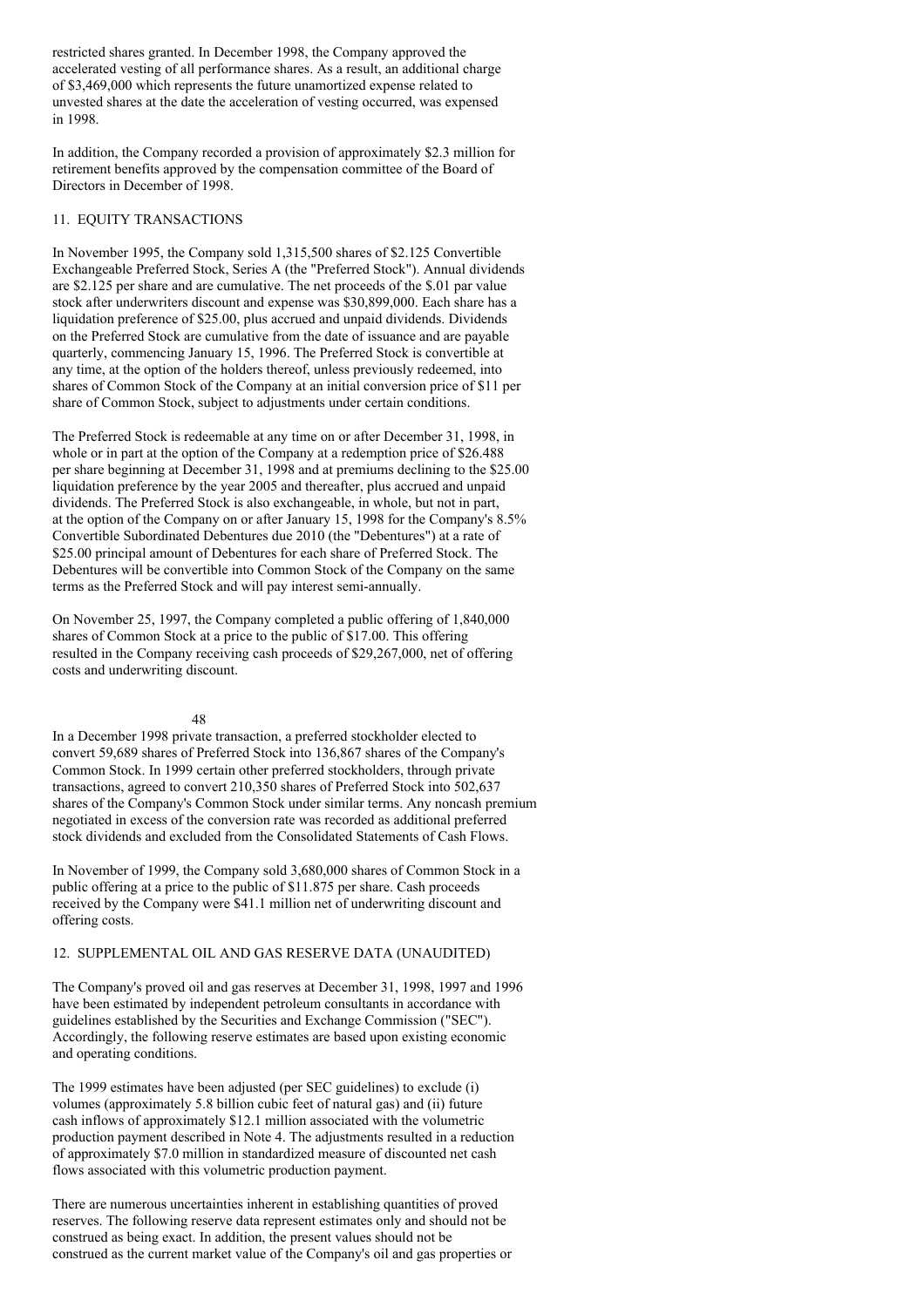restricted shares granted. In December 1998, the Company approved the accelerated vesting of all performance shares. As a result, an additional charge of $3,469,000 which represents the future unamortized expense related to unvested shares at the date the acceleration of vesting occurred, was expensed in 1998.

In addition, the Company recorded a provision of approximately $2.3 million for retirement benefits approved by the compensation committee of the Board of Directors in December of 1998.

## 11. EQUITY TRANSACTIONS

In November 1995, the Company sold 1,315,500 shares of $2.125 Convertible Exchangeable Preferred Stock, Series A (the "Preferred Stock"). Annual dividends are $2.125 per share and are cumulative. The net proceeds of the $.01 par value stock after underwriters discount and expense was $30,899,000. Each share has a liquidation preference of $25.00, plus accrued and unpaid dividends. Dividends on the Preferred Stock are cumulative from the date of issuance and are payable quarterly, commencing January 15, 1996. The Preferred Stock is convertible at any time, at the option of the holders thereof, unless previously redeemed, into shares of Common Stock of the Company at an initial conversion price of $11 per share of Common Stock, subject to adjustments under certain conditions.

The Preferred Stock is redeemable at any time on or after December 31, 1998, in whole or in part at the option of the Company at a redemption price of $26.488 per share beginning at December 31, 1998 and at premiums declining to the $25.00 liquidation preference by the year 2005 and thereafter, plus accrued and unpaid dividends. The Preferred Stock is also exchangeable, in whole, but not in part, at the option of the Company on or after January 15, 1998 for the Company's 8.5% Convertible Subordinated Debentures due 2010 (the "Debentures") at a rate of $25.00 principal amount of Debentures for each share of Preferred Stock. The Debentures will be convertible into Common Stock of the Company on the same terms as the Preferred Stock and will pay interest semi-annually.

On November 25, 1997, the Company completed a public offering of 1,840,000 shares of Common Stock at a price to the public of $17.00. This offering resulted in the Company receiving cash proceeds of $29,267,000, net of offering costs and underwriting discount.

In a December 1998 private transaction, a preferred stockholder elected to convert 59,689 shares of Preferred Stock into 136,867 shares of the Company's Common Stock. In 1999 certain other preferred stockholders, through private transactions, agreed to convert 210,350 shares of Preferred Stock into 502,637 shares of the Company's Common Stock under similar terms. Any noncash premium negotiated in excess of the conversion rate was recorded as additional preferred stock dividends and excluded from the Consolidated Statements of Cash Flows.

In November of 1999, the Company sold 3,680,000 shares of Common Stock in a public offering at a price to the public of $11.875 per share. Cash proceeds received by the Company were $41.1 million net of underwriting discount and offering costs.

## 12. SUPPLEMENTAL OIL AND GAS RESERVE DATA (UNAUDITED)

The Company's proved oil and gas reserves at December 31, 1998, 1997 and 1996 have been estimated by independent petroleum consultants in accordance with guidelines established by the Securities and Exchange Commission ("SEC"). Accordingly, the following reserve estimates are based upon existing economic and operating conditions.

The 1999 estimates have been adjusted (per SEC guidelines) to exclude (i) volumes (approximately 5.8 billion cubic feet of natural gas) and (ii) future cash inflows of approximately $12.1 million associated with the volumetric production payment described in Note 4. The adjustments resulted in a reduction of approximately $7.0 million in standardized measure of discounted net cash flows associated with this volumetric production payment.

There are numerous uncertainties inherent in establishing quantities of proved reserves. The following reserve data represent estimates only and should not be construed as being exact. In addition, the present values should not be construed as the current market value of the Company's oil and gas properties or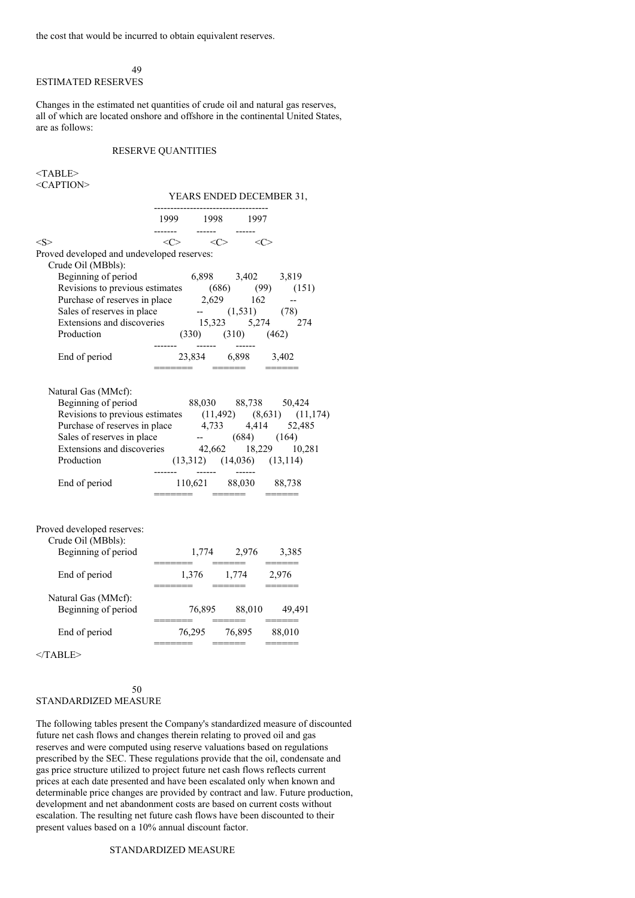the cost that would be incurred to obtain equivalent reserves.

## ESTIMATED RESERVES

Changes in the estimated net quantities of crude oil and natural gas reserves, all of which are located onshore and offshore in the continental United States, are as follows:

### RESERVE QUANTITIES

| | YEARS ENDED DECEMBER 31, | | |
|---|---|---|---|
| | 1999 | 1998 | 1997 |
| **Proved developed and undeveloped reserves:** | | | |
| Crude Oil (MBbls): | | | |
| Beginning of period | 6,898 | 3,402 | 3,819 |
| Revisions to previous estimates | (686) | (99) | (151) |
| Purchase of reserves in place | 2,629 | 162 | -- |
| Sales of reserves in place | -- | (1,531) | (78) |
| Extensions and discoveries | 15,323 | 5,274 | 274 |
| Production | (330) | (310) | (462) |
| End of period | 23,834 | 6,898 | 3,402 |
| Natural Gas (MMcf): | | | |
| Beginning of period | 88,030 | 88,738 | 50,424 |
| Revisions to previous estimates | (11,492) | (8,631) | (11,174) |
| Purchase of reserves in place | 4,733 | 4,414 | 52,485 |
| Sales of reserves in place | -- | (684) | (164) |
| Extensions and discoveries | 42,662 | 18,229 | 10,281 |
| Production | (13,312) | (14,036) | (13,114) |
| End of period | 110,621 | 88,030 | 88,738 |
| **Proved developed reserves:** | | | |
| Crude Oil (MBbls): | | | |
| Beginning of period | 1,774 | 2,976 | 3,385 |
| End of period | 1,376 | 1,774 | 2,976 |
| Natural Gas (MMcf): | | | |
| Beginning of period | 76,895 | 88,010 | 49,491 |
| End of period | 76,295 | 76,895 | 88,010 |

## STANDARDIZED MEASURE

The following tables present the Company's standardized measure of discounted future net cash flows and changes therein relating to proved oil and gas reserves and were computed using reserve valuations based on regulations prescribed by the SEC. These regulations provide that the oil, condensate and gas price structure utilized to project future net cash flows reflects current prices at each date presented and have been escalated only when known and determinable price changes are provided by contract and law. Future production, development and net abandonment costs are based on current costs without escalation. The resulting net future cash flows have been discounted to their present values based on a 10% annual discount factor.

### STANDARDIZED MEASURE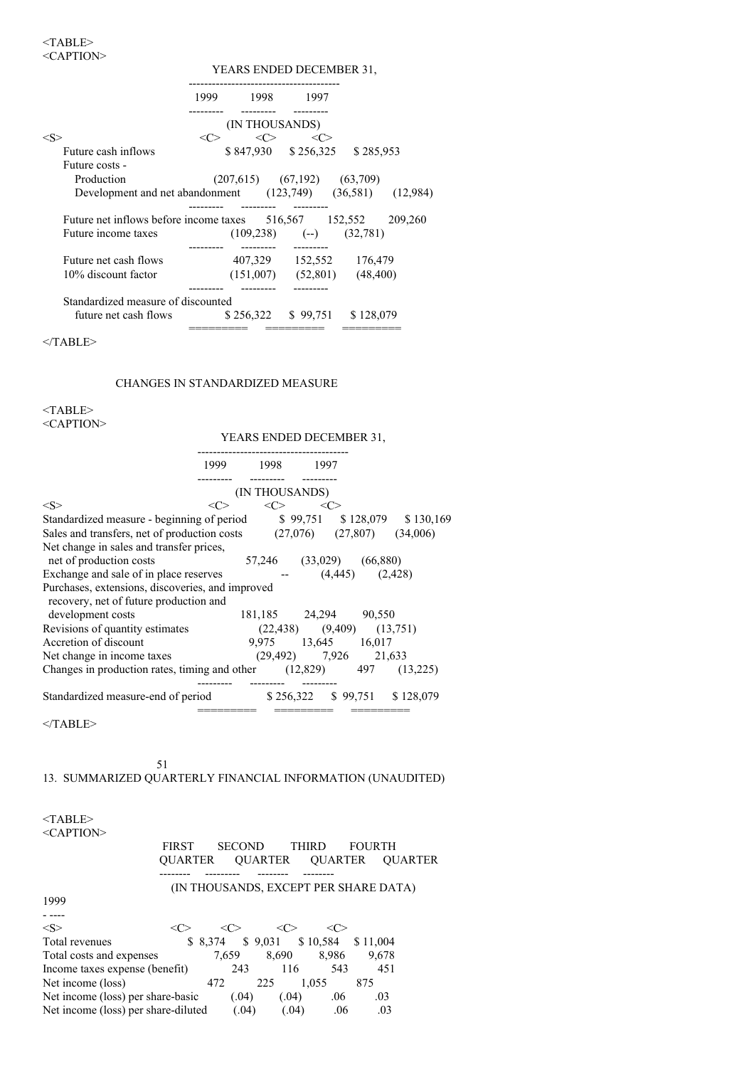| | YEARS ENDED DECEMBER 31, | | |
|---|---|---|---|
| | 1999 | 1998 | 1997 |
| | (IN THOUSANDS) | | |
| Future cash inflows | $ 847,930 | $ 256,325 | $ 285,953 |
| Future costs - | | | |
| Production | (207,615) | (67,192) | (63,709) |
| Development and net abandonment | (123,749) | (36,581) | (12,984) |
| Future net inflows before income taxes | 516,567 | 152,552 | 209,260 |
| Future income taxes | (109,238) | (--) | (32,781) |
| Future net cash flows | 407,329 | 152,552 | 176,479 |
| 10% discount factor | (151,007) | (52,801) | (48,400) |
| Standardized measure of discounted future net cash flows | $ 256,322 | $ 99,751 | $ 128,079 |

CHANGES IN STANDARDIZED MEASURE

| | YEARS ENDED DECEMBER 31, | | |
|---|---|---|---|
| | 1999 | 1998 | 1997 |
| | (IN THOUSANDS) | | |
| Standardized measure - beginning of period | $ 99,751 | $ 128,079 | $ 130,169 |
| Sales and transfers, net of production costs | (27,076) | (27,807) | (34,006) |
| Net change in sales and transfer prices, net of production costs | 57,246 | (33,029) | (66,880) |
| Exchange and sale of in place reserves | -- | (4,445) | (2,428) |
| Purchases, extensions, discoveries, and improved recovery, net of future production and development costs | 181,185 | 24,294 | 90,550 |
| Revisions of quantity estimates | (22,438) | (9,409) | (13,751) |
| Accretion of discount | 9,975 | 13,645 | 16,017 |
| Net change in income taxes | (29,492) | 7,926 | 21,633 |
| Changes in production rates, timing and other | (12,829) | 497 | (13,225) |
| Standardized measure-end of period | $ 256,322 | $ 99,751 | $ 128,079 |

## 13. SUMMARIZED QUARTERLY FINANCIAL INFORMATION (UNAUDITED)

| | FIRST QUARTER | SECOND QUARTER | THIRD QUARTER | FOURTH QUARTER |
|---|---|---|---|---|
| | (IN THOUSANDS, EXCEPT PER SHARE DATA) | | | |
| **1999** | | | | |
| Total revenues | $ 8,374 | $ 9,031 | $ 10,584 | $ 11,004 |
| Total costs and expenses | 7,659 | 8,690 | 8,986 | 9,678 |
| Income taxes expense (benefit) | 243 | 116 | 543 | 451 |
| Net income (loss) | 472 | 225 | 1,055 | 875 |
| Net income (loss) per share-basic | (.04) | (.04) | .06 | .03 |
| Net income (loss) per share-diluted | (.04) | (.04) | .06 | .03 |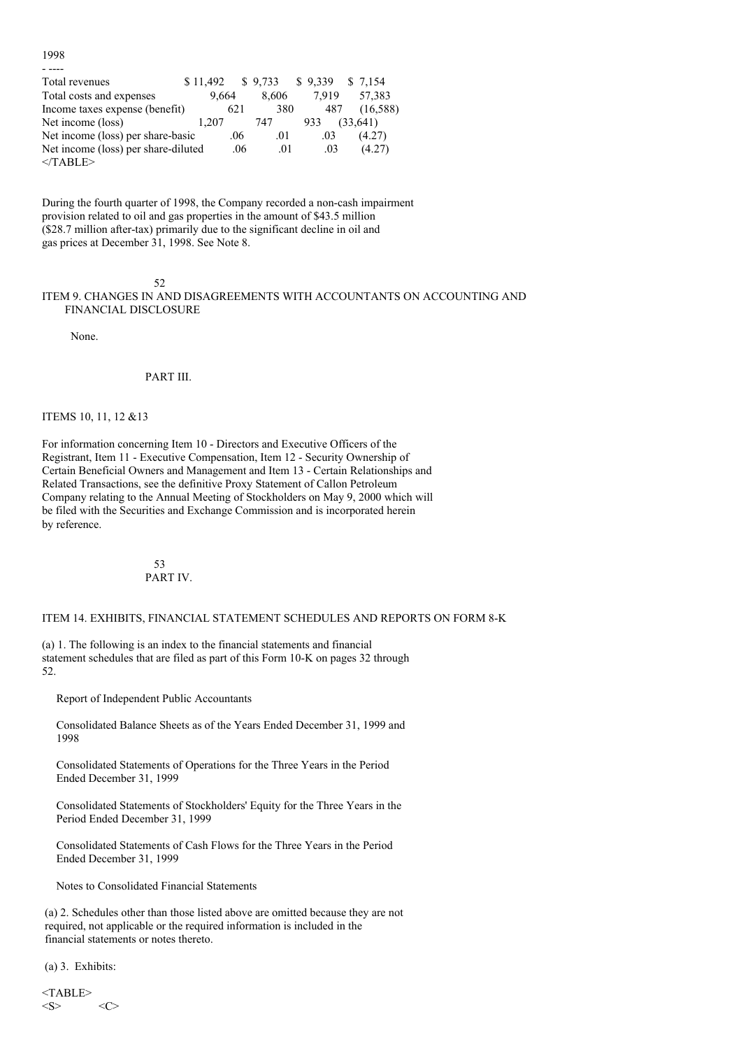1998

| | | | | |
|---|---|---|---|---|
| Total revenues | $ 11,492 | $ 9,733 | $ 9,339 | $ 7,154 |
| Total costs and expenses | 9,664 | 8,606 | 7,919 | 57,383 |
| Income taxes expense (benefit) | 621 | 380 | 487 | (16,588) |
| Net income (loss) | 1,207 | 747 | 933 | (33,641) |
| Net income (loss) per share-basic | .06 | .01 | .03 | (4.27) |
| Net income (loss) per share-diluted | .06 | .01 | .03 | (4.27) |

During the fourth quarter of 1998, the Company recorded a non-cash impairment provision related to oil and gas properties in the amount of $43.5 million ($28.7 million after-tax) primarily due to the significant decline in oil and gas prices at December 31, 1998. See Note 8.

## ITEM 9. CHANGES IN AND DISAGREEMENTS WITH ACCOUNTANTS ON ACCOUNTING AND FINANCIAL DISCLOSURE

None.

# PART III.

## ITEMS 10, 11, 12 &13

For information concerning Item 10 - Directors and Executive Officers of the Registrant, Item 11 - Executive Compensation, Item 12 - Security Ownership of Certain Beneficial Owners and Management and Item 13 - Certain Relationships and Related Transactions, see the definitive Proxy Statement of Callon Petroleum Company relating to the Annual Meeting of Stockholders on May 9, 2000 which will be filed with the Securities and Exchange Commission and is incorporated herein by reference.

# PART IV.

## ITEM 14. EXHIBITS, FINANCIAL STATEMENT SCHEDULES AND REPORTS ON FORM 8-K

(a) 1. The following is an index to the financial statements and financial statement schedules that are filed as part of this Form 10-K on pages 32 through 52.

Report of Independent Public Accountants

Consolidated Balance Sheets as of the Years Ended December 31, 1999 and 1998

Consolidated Statements of Operations for the Three Years in the Period Ended December 31, 1999

Consolidated Statements of Stockholders' Equity for the Three Years in the Period Ended December 31, 1999

Consolidated Statements of Cash Flows for the Three Years in the Period Ended December 31, 1999

Notes to Consolidated Financial Statements

(a) 2. Schedules other than those listed above are omitted because they are not required, not applicable or the required information is included in the financial statements or notes thereto.

(a) 3. Exhibits: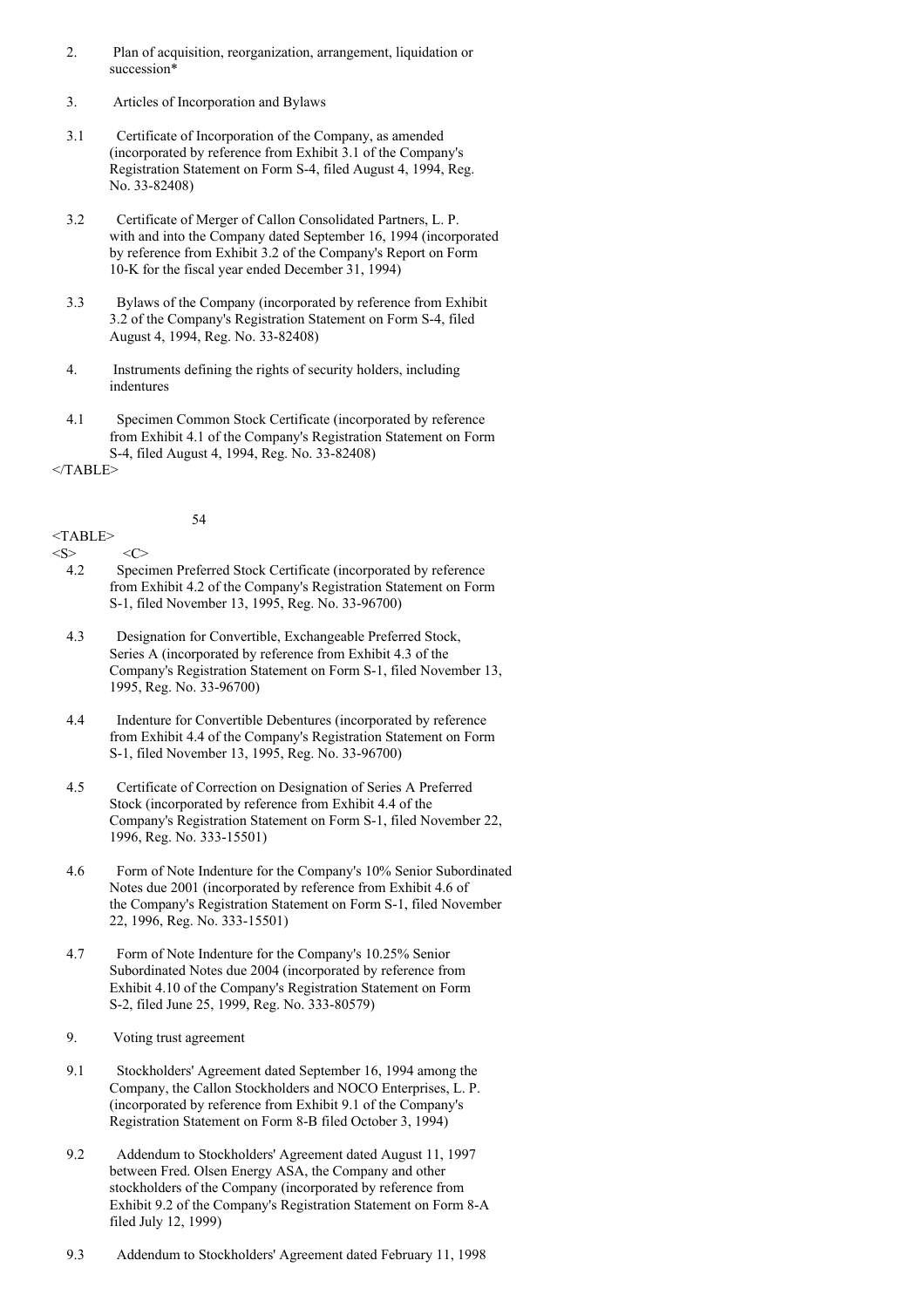| | |
|---|---|
| 2. | Plan of acquisition, reorganization, arrangement, liquidation or succession* |
| 3. | Articles of Incorporation and Bylaws |
| 3.1 | Certificate of Incorporation of the Company, as amended (incorporated by reference from Exhibit 3.1 of the Company's Registration Statement on Form S-4, filed August 4, 1994, Reg. No. 33-82408) |
| 3.2 | Certificate of Merger of Callon Consolidated Partners, L. P. with and into the Company dated September 16, 1994 (incorporated by reference from Exhibit 3.2 of the Company's Report on Form 10-K for the fiscal year ended December 31, 1994) |
| 3.3 | Bylaws of the Company (incorporated by reference from Exhibit 3.2 of the Company's Registration Statement on Form S-4, filed August 4, 1994, Reg. No. 33-82408) |
| 4. | Instruments defining the rights of security holders, including indentures |
| 4.1 | Specimen Common Stock Certificate (incorporated by reference from Exhibit 4.1 of the Company's Registration Statement on Form S-4, filed August 4, 1994, Reg. No. 33-82408) |
| 4.2 | Specimen Preferred Stock Certificate (incorporated by reference from Exhibit 4.2 of the Company's Registration Statement on Form S-1, filed November 13, 1995, Reg. No. 33-96700) |
| 4.3 | Designation for Convertible, Exchangeable Preferred Stock, Series A (incorporated by reference from Exhibit 4.3 of the Company's Registration Statement on Form S-1, filed November 13, 1995, Reg. No. 33-96700) |
| 4.4 | Indenture for Convertible Debentures (incorporated by reference from Exhibit 4.4 of the Company's Registration Statement on Form S-1, filed November 13, 1995, Reg. No. 33-96700) |
| 4.5 | Certificate of Correction on Designation of Series A Preferred Stock (incorporated by reference from Exhibit 4.4 of the Company's Registration Statement on Form S-1, filed November 22, 1996, Reg. No. 333-15501) |
| 4.6 | Form of Note Indenture for the Company's 10% Senior Subordinated Notes due 2001 (incorporated by reference from Exhibit 4.6 of the Company's Registration Statement on Form S-1, filed November 22, 1996, Reg. No. 333-15501) |
| 4.7 | Form of Note Indenture for the Company's 10.25% Senior Subordinated Notes due 2004 (incorporated by reference from Exhibit 4.10 of the Company's Registration Statement on Form S-2, filed June 25, 1999, Reg. No. 333-80579) |
| 9. | Voting trust agreement |
| 9.1 | Stockholders' Agreement dated September 16, 1994 among the Company, the Callon Stockholders and NOCO Enterprises, L. P. (incorporated by reference from Exhibit 9.1 of the Company's Registration Statement on Form 8-B filed October 3, 1994) |
| 9.2 | Addendum to Stockholders' Agreement dated August 11, 1997 between Fred. Olsen Energy ASA, the Company and other stockholders of the Company (incorporated by reference from Exhibit 9.2 of the Company's Registration Statement on Form 8-A filed July 12, 1999) |
| 9.3 | Addendum to Stockholders' Agreement dated February 11, 1998 |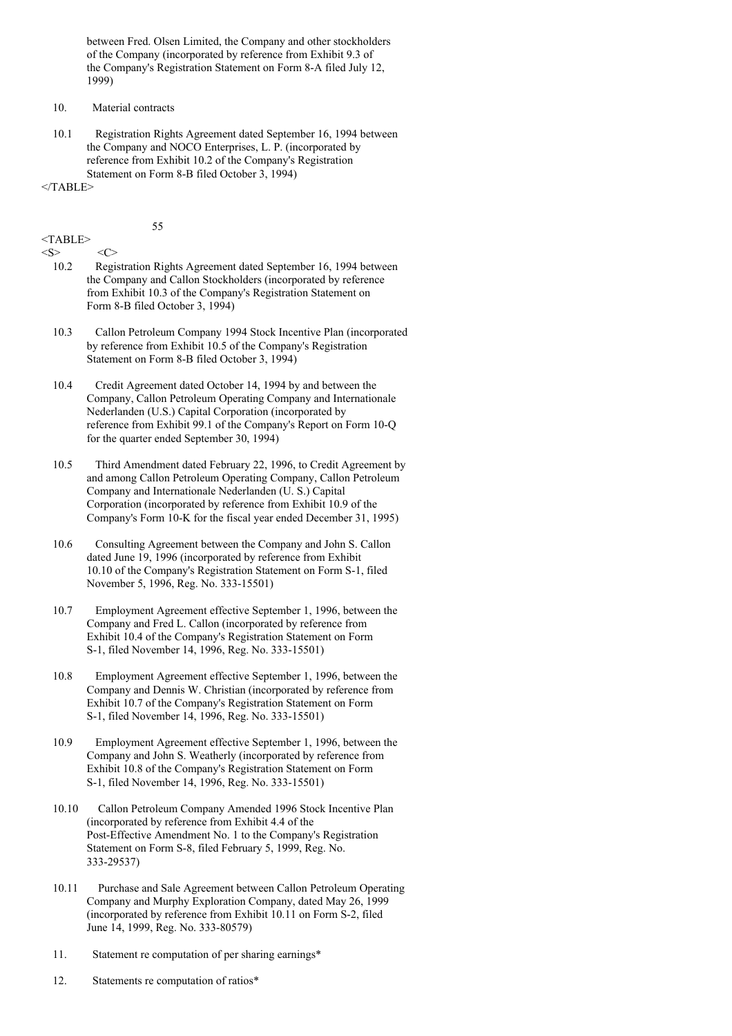between Fred. Olsen Limited, the Company and other stockholders of the Company (incorporated by reference from Exhibit 9.3 of the Company's Registration Statement on Form 8-A filed July 12, 1999)

10. Material contracts

10.1 Registration Rights Agreement dated September 16, 1994 between the Company and NOCO Enterprises, L. P. (incorporated by reference from Exhibit 10.2 of the Company's Registration Statement on Form 8-B filed October 3, 1994)

10.2 Registration Rights Agreement dated September 16, 1994 between the Company and Callon Stockholders (incorporated by reference from Exhibit 10.3 of the Company's Registration Statement on Form 8-B filed October 3, 1994)

10.3 Callon Petroleum Company 1994 Stock Incentive Plan (incorporated by reference from Exhibit 10.5 of the Company's Registration Statement on Form 8-B filed October 3, 1994)

10.4 Credit Agreement dated October 14, 1994 by and between the Company, Callon Petroleum Operating Company and Internationale Nederlanden (U.S.) Capital Corporation (incorporated by reference from Exhibit 99.1 of the Company's Report on Form 10-Q for the quarter ended September 30, 1994)

10.5 Third Amendment dated February 22, 1996, to Credit Agreement by and among Callon Petroleum Operating Company, Callon Petroleum Company and Internationale Nederlanden (U. S.) Capital Corporation (incorporated by reference from Exhibit 10.9 of the Company's Form 10-K for the fiscal year ended December 31, 1995)

10.6 Consulting Agreement between the Company and John S. Callon dated June 19, 1996 (incorporated by reference from Exhibit 10.10 of the Company's Registration Statement on Form S-1, filed November 5, 1996, Reg. No. 333-15501)

10.7 Employment Agreement effective September 1, 1996, between the Company and Fred L. Callon (incorporated by reference from Exhibit 10.4 of the Company's Registration Statement on Form S-1, filed November 14, 1996, Reg. No. 333-15501)

10.8 Employment Agreement effective September 1, 1996, between the Company and Dennis W. Christian (incorporated by reference from Exhibit 10.7 of the Company's Registration Statement on Form S-1, filed November 14, 1996, Reg. No. 333-15501)

10.9 Employment Agreement effective September 1, 1996, between the Company and John S. Weatherly (incorporated by reference from Exhibit 10.8 of the Company's Registration Statement on Form S-1, filed November 14, 1996, Reg. No. 333-15501)

10.10 Callon Petroleum Company Amended 1996 Stock Incentive Plan (incorporated by reference from Exhibit 4.4 of the Post-Effective Amendment No. 1 to the Company's Registration Statement on Form S-8, filed February 5, 1999, Reg. No. 333-29537)

10.11 Purchase and Sale Agreement between Callon Petroleum Operating Company and Murphy Exploration Company, dated May 26, 1999 (incorporated by reference from Exhibit 10.11 on Form S-2, filed June 14, 1999, Reg. No. 333-80579)

11. Statement re computation of per sharing earnings*

12. Statements re computation of ratios*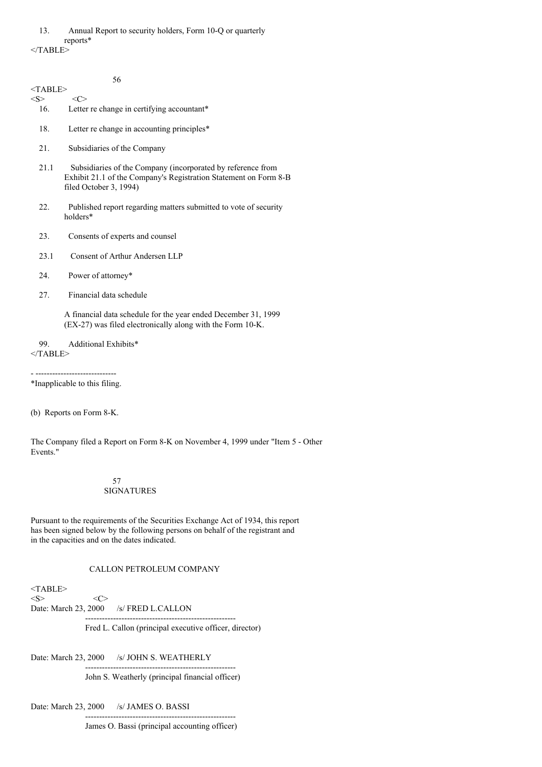13. Annual Report to security holders, Form 10-Q or quarterly reports*

16. Letter re change in certifying accountant*

18. Letter re change in accounting principles*

21. Subsidiaries of the Company

21.1 Subsidiaries of the Company (incorporated by reference from Exhibit 21.1 of the Company's Registration Statement on Form 8-B filed October 3, 1994)

22. Published report regarding matters submitted to vote of security holders*

23. Consents of experts and counsel

23.1 Consent of Arthur Andersen LLP

24. Power of attorney*

27. Financial data schedule

A financial data schedule for the year ended December 31, 1999 (EX-27) was filed electronically along with the Form 10-K.

99. Additional Exhibits*

---

*Inapplicable to this filing.

(b) Reports on Form 8-K.

The Company filed a Report on Form 8-K on November 4, 1999 under "Item 5 - Other Events."

## SIGNATURES

Pursuant to the requirements of the Securities Exchange Act of 1934, this report has been signed below by the following persons on behalf of the registrant and in the capacities and on the dates indicated.

CALLON PETROLEUM COMPANY

Date: March 23, 2000 /s/ FRED L.CALLON

Fred L. Callon (principal executive officer, director)

Date: March 23, 2000 /s/ JOHN S. WEATHERLY

John S. Weatherly (principal financial officer)

Date: March 23, 2000 /s/ JAMES O. BASSI

James O. Bassi (principal accounting officer)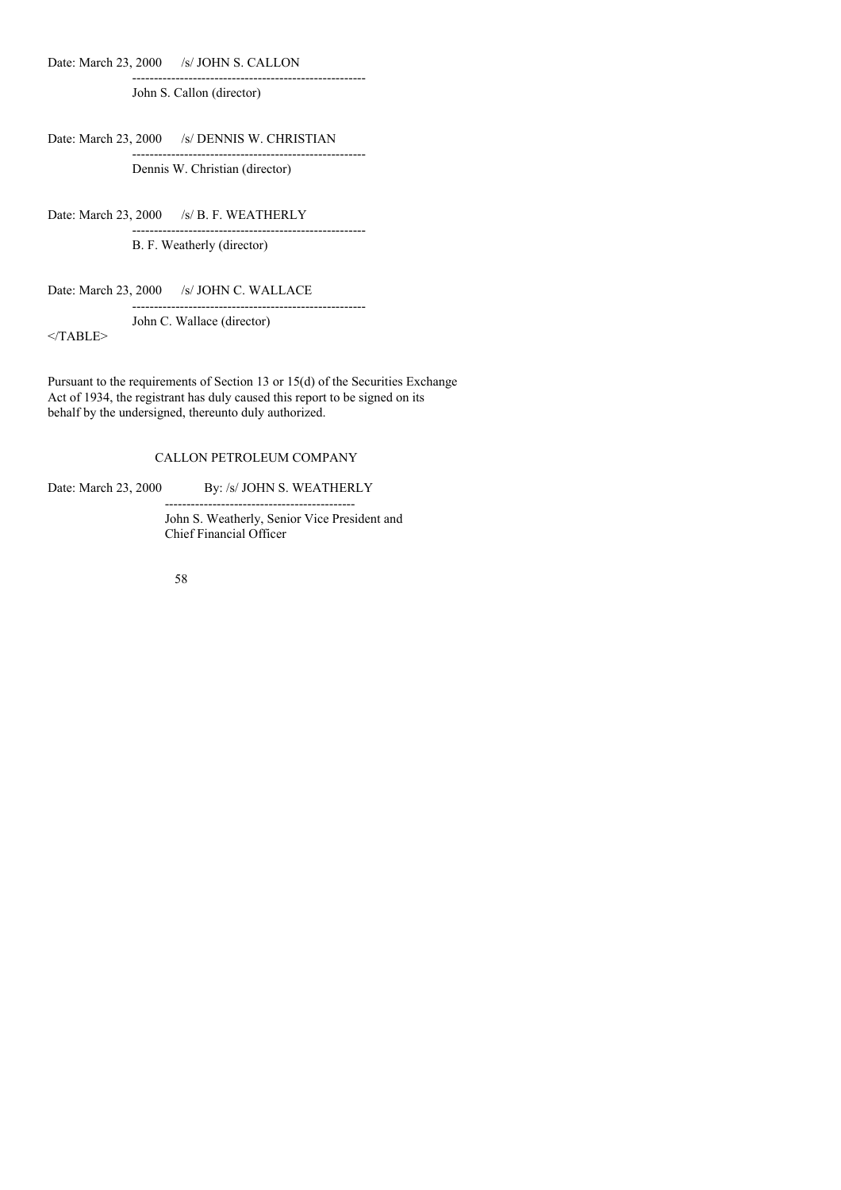Date: March 23, 2000 /s/ JOHN S. CALLON

-----------------------------------------------------

John S. Callon (director)

Date: March 23, 2000 /s/ DENNIS W. CHRISTIAN

-----------------------------------------------------

Dennis W. Christian (director)

Date: March 23, 2000 /s/ B. F. WEATHERLY

-----------------------------------------------------

B. F. Weatherly (director)

Date: March 23, 2000 /s/ JOHN C. WALLACE

-----------------------------------------------------

John C. Wallace (director)

</TABLE>

Pursuant to the requirements of Section 13 or 15(d) of the Securities Exchange Act of 1934, the registrant has duly caused this report to be signed on its behalf by the undersigned, thereunto duly authorized.

CALLON PETROLEUM COMPANY

Date: March 23, 2000 By: /s/ JOHN S. WEATHERLY

--------------------------------------------

John S. Weatherly, Senior Vice President and Chief Financial Officer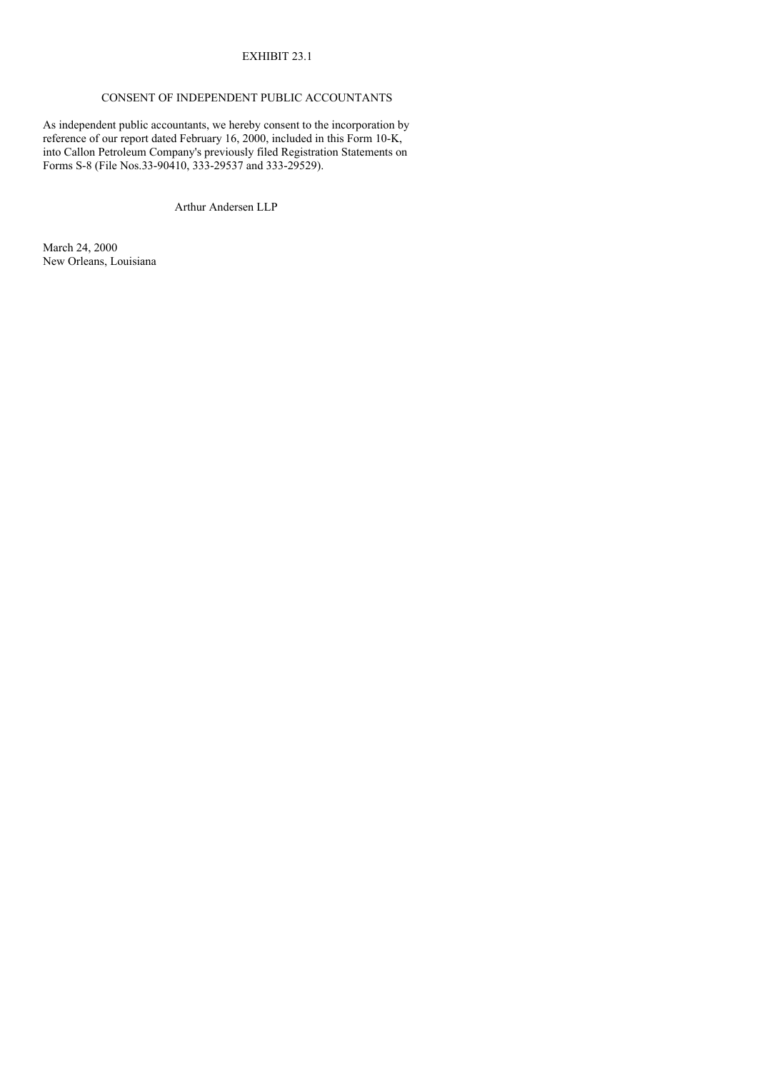EXHIBIT 23.1

CONSENT OF INDEPENDENT PUBLIC ACCOUNTANTS

As independent public accountants, we hereby consent to the incorporation by reference of our report dated February 16, 2000, included in this Form 10-K, into Callon Petroleum Company's previously filed Registration Statements on Forms S-8 (File Nos.33-90410, 333-29537 and 333-29529).

Arthur Andersen LLP

March 24, 2000
New Orleans, Louisiana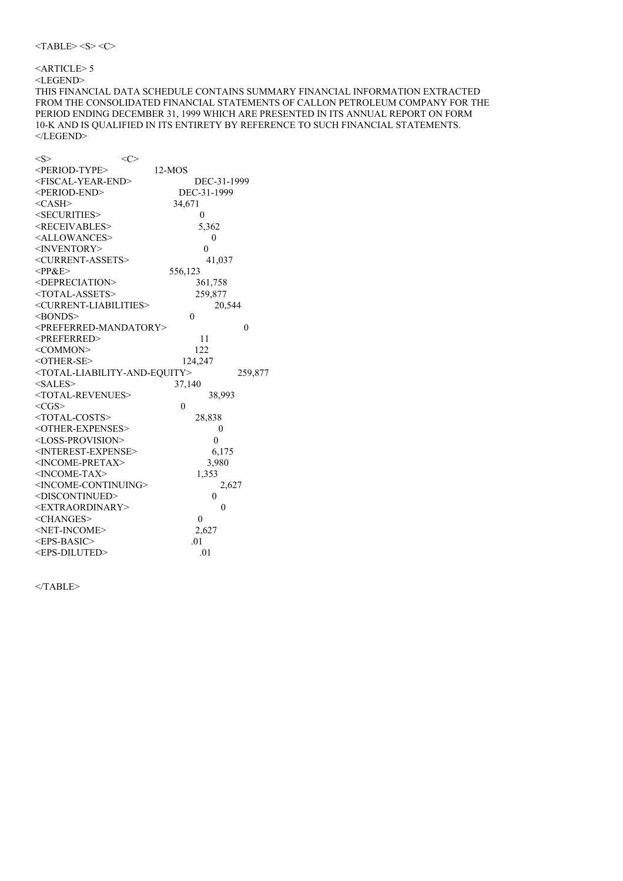<TABLE> <S> <C>

<ARTICLE> 5
<LEGEND>
THIS FINANCIAL DATA SCHEDULE CONTAINS SUMMARY FINANCIAL INFORMATION EXTRACTED FROM THE CONSOLIDATED FINANCIAL STATEMENTS OF CALLON PETROLEUM COMPANY FOR THE PERIOD ENDING DECEMBER 31, 1999 WHICH ARE PRESENTED IN ITS ANNUAL REPORT ON FORM 10-K AND IS QUALIFIED IN ITS ENTIRETY BY REFERENCE TO SUCH FINANCIAL STATEMENTS.
</LEGEND>

| <S> | <C> |
|---|---|
| <PERIOD-TYPE> | 12-MOS |
| <FISCAL-YEAR-END> | DEC-31-1999 |
| <PERIOD-END> | DEC-31-1999 |
| <CASH> | 34,671 |
| <SECURITIES> | 0 |
| <RECEIVABLES> | 5,362 |
| <ALLOWANCES> | 0 |
| <INVENTORY> | 0 |
| <CURRENT-ASSETS> | 41,037 |
| <PP&E> | 556,123 |
| <DEPRECIATION> | 361,758 |
| <TOTAL-ASSETS> | 259,877 |
| <CURRENT-LIABILITIES> | 20,544 |
| <BONDS> | 0 |
| <PREFERRED-MANDATORY> | 0 |
| <PREFERRED> | 11 |
| <COMMON> | 122 |
| <OTHER-SE> | 124,247 |
| <TOTAL-LIABILITY-AND-EQUITY> | 259,877 |
| <SALES> | 37,140 |
| <TOTAL-REVENUES> | 38,993 |
| <CGS> | 0 |
| <TOTAL-COSTS> | 28,838 |
| <OTHER-EXPENSES> | 0 |
| <LOSS-PROVISION> | 0 |
| <INTEREST-EXPENSE> | 6,175 |
| <INCOME-PRETAX> | 3,980 |
| <INCOME-TAX> | 1,353 |
| <INCOME-CONTINUING> | 2,627 |
| <DISCONTINUED> | 0 |
| <EXTRAORDINARY> | 0 |
| <CHANGES> | 0 |
| <NET-INCOME> | 2,627 |
| <EPS-BASIC> | .01 |
| <EPS-DILUTED> | .01 |

</TABLE>